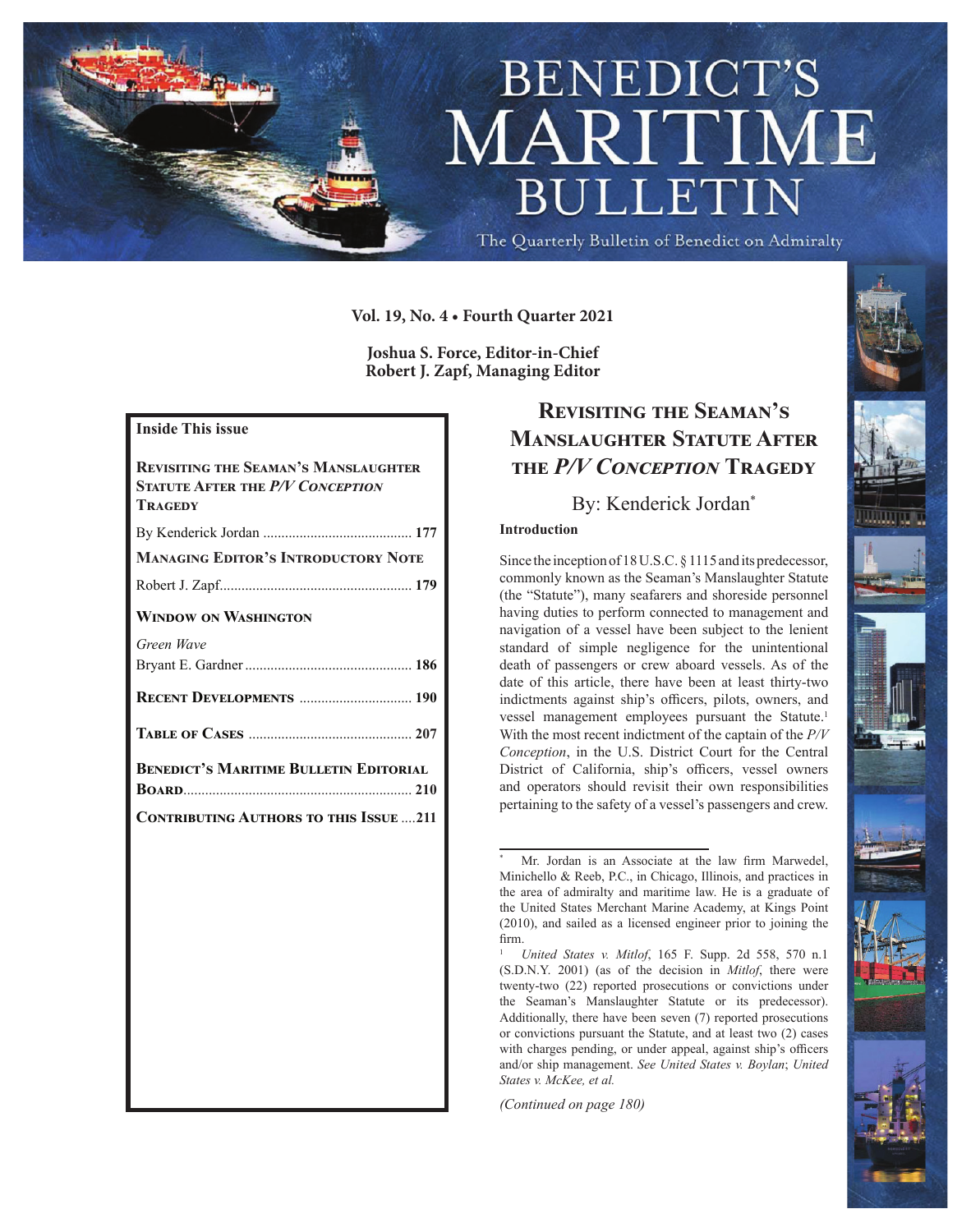# BENEDICT'S MARITIME BULLETIN

The Quarterly Bulletin of Benedict on Admiralty

**Vol. 19, No. 4 • Fourth Quarter 2021**

**Joshua S. Force, Editor-in-Chief**
**Robert J. Zapf, Managing Editor**

**Inside This issue**

**REVISITING THE SEAMAN'S MANSLAUGHTER STATUTE AFTER THE *P/V CONCEPTION* TRAGEDY**

By Kenderick Jordan .......................................... **177**

**MANAGING EDITOR'S INTRODUCTORY NOTE**

Robert J. Zapf..................................................... **179**

**WINDOW ON WASHINGTON**

*Green Wave*
Bryant E. Gardner.............................................. **186**

**RECENT DEVELOPMENTS** ............................... **190**

**TABLE OF CASES** ............................................ **207**

**BENEDICT'S MARITIME BULLETIN EDITORIAL BOARD**............................................................... **210**

**CONTRIBUTING AUTHORS TO THIS ISSUE** ....**211**

## REVISITING THE SEAMAN'S MANSLAUGHTER STATUTE AFTER THE *P/V CONCEPTION* TRAGEDY

By: Kenderick Jordan[*]

### Introduction

Since the inception of 18 U.S.C. § 1115 and its predecessor, commonly known as the Seaman's Manslaughter Statute (the "Statute"), many seafarers and shoreside personnel having duties to perform connected to management and navigation of a vessel have been subject to the lenient standard of simple negligence for the unintentional death of passengers or crew aboard vessels. As of the date of this article, there have been at least thirty-two indictments against ship's officers, pilots, owners, and vessel management employees pursuant the Statute.[1] With the most recent indictment of the captain of the *P/V Conception*, in the U.S. District Court for the Central District of California, ship's officers, vessel owners and operators should revisit their own responsibilities pertaining to the safety of a vessel's passengers and crew.

[*] Mr. Jordan is an Associate at the law firm Marwedel, Minichello & Reeb, P.C., in Chicago, Illinois, and practices in the area of admiralty and maritime law. He is a graduate of the United States Merchant Marine Academy, at Kings Point (2010), and sailed as a licensed engineer prior to joining the firm.

[1] *United States v. Mitlof*, 165 F. Supp. 2d 558, 570 n.1 (S.D.N.Y. 2001) (as of the decision in *Mitlof*, there were twenty-two (22) reported prosecutions or convictions under the Seaman's Manslaughter Statute or its predecessor). Additionally, there have been seven (7) reported prosecutions or convictions pursuant the Statute, and at least two (2) cases with charges pending, or under appeal, against ship's officers and/or ship management. *See United States v. Boylan*; *United States v. McKee, et al.*

*(Continued on page 180)*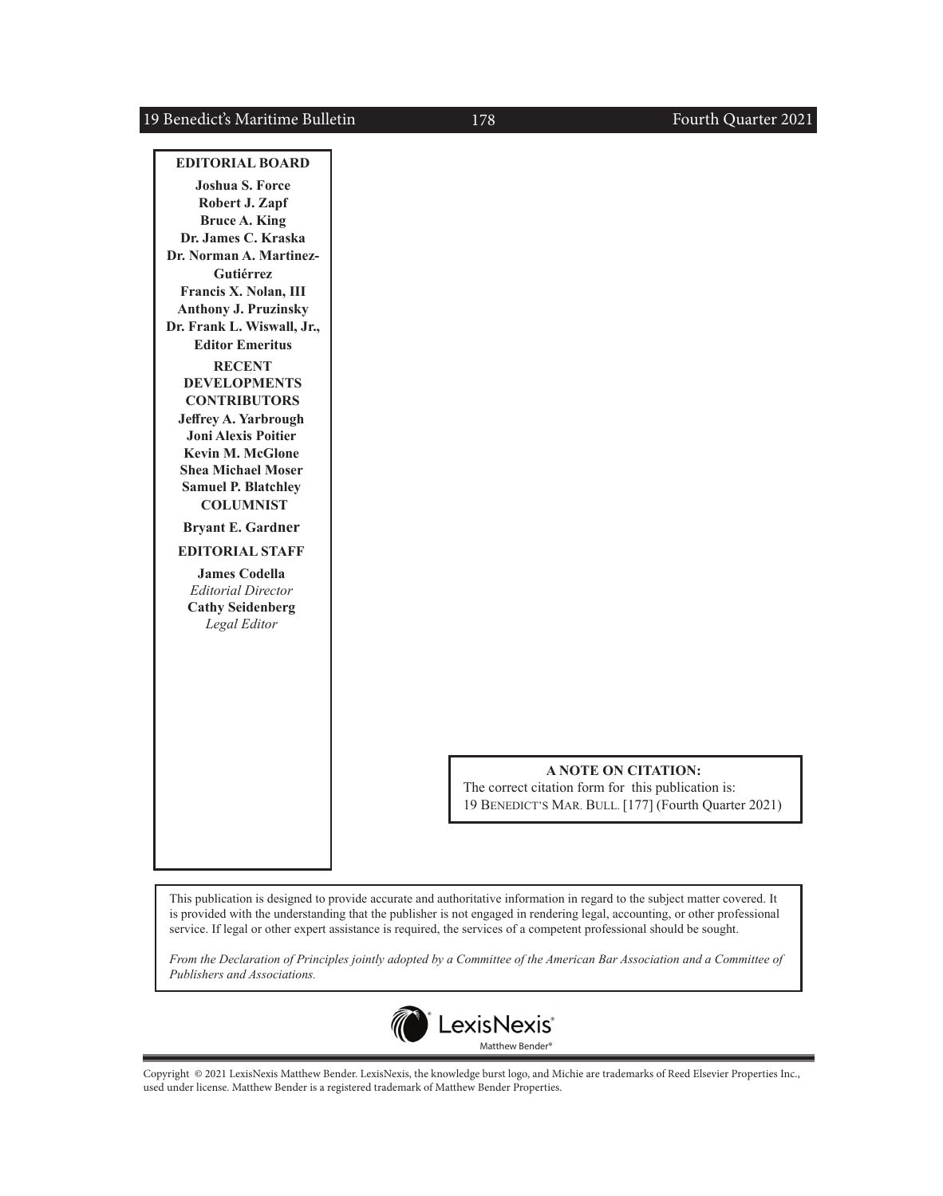**EDITORIAL BOARD**

**Joshua S. Force**
**Robert J. Zapf**
**Bruce A. King**
**Dr. James C. Kraska**
**Dr. Norman A. Martinez-Gutiérrez**
**Francis X. Nolan, III**
**Anthony J. Pruzinsky**
**Dr. Frank L. Wiswall, Jr., Editor Emeritus**

**RECENT DEVELOPMENTS CONTRIBUTORS**

**Jeffrey A. Yarbrough**
**Joni Alexis Poitier**
**Kevin M. McGlone**
**Shea Michael Moser**
**Samuel P. Blatchley**

**COLUMNIST**

**Bryant E. Gardner**

**EDITORIAL STAFF**

**James Codella**
*Editorial Director*
**Cathy Seidenberg**
*Legal Editor*

**A NOTE ON CITATION:**
The correct citation form for this publication is:
19 BENEDICT'S MAR. BULL. [177] (Fourth Quarter 2021)

This publication is designed to provide accurate and authoritative information in regard to the subject matter covered. It is provided with the understanding that the publisher is not engaged in rendering legal, accounting, or other professional service. If legal or other expert assistance is required, the services of a competent professional should be sought.

*From the Declaration of Principles jointly adopted by a Committee of the American Bar Association and a Committee of Publishers and Associations.*

LexisNexis®
Matthew Bender®

Copyright © 2021 LexisNexis Matthew Bender. LexisNexis, the knowledge burst logo, and Michie are trademarks of Reed Elsevier Properties Inc., used under license. Matthew Bender is a registered trademark of Matthew Bender Properties.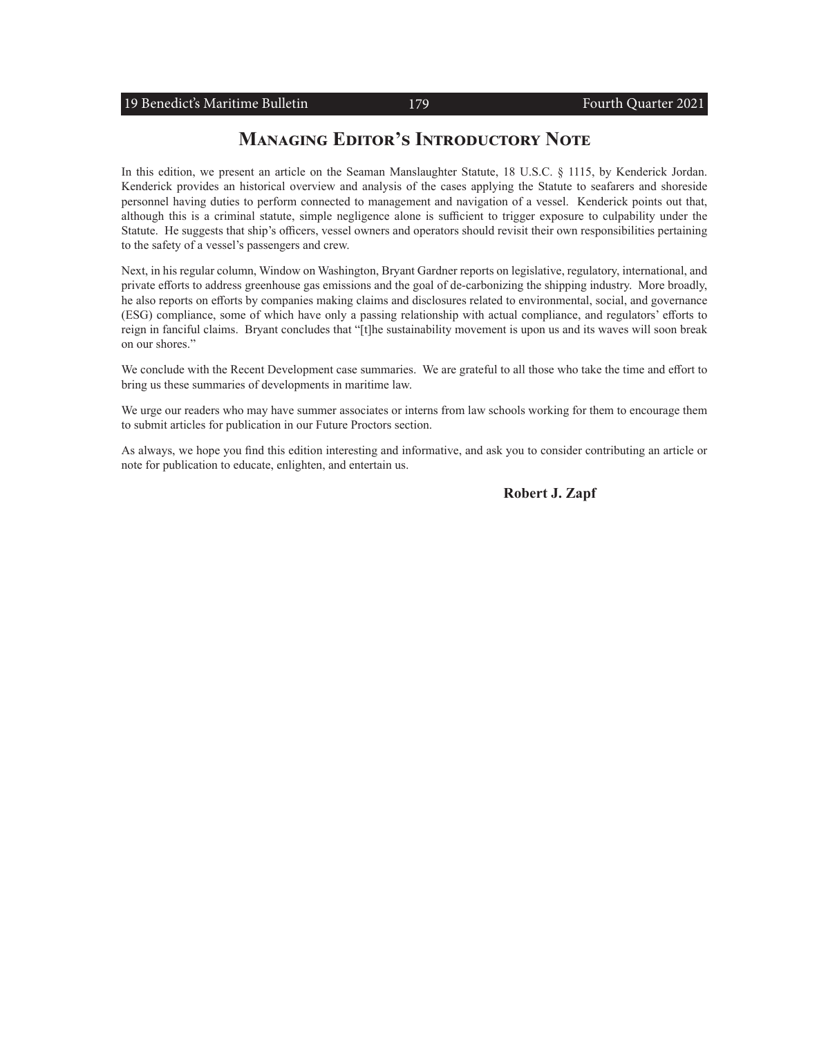# Managing Editor's Introductory Note

In this edition, we present an article on the Seaman Manslaughter Statute, 18 U.S.C. § 1115, by Kenderick Jordan. Kenderick provides an historical overview and analysis of the cases applying the Statute to seafarers and shoreside personnel having duties to perform connected to management and navigation of a vessel. Kenderick points out that, although this is a criminal statute, simple negligence alone is sufficient to trigger exposure to culpability under the Statute. He suggests that ship's officers, vessel owners and operators should revisit their own responsibilities pertaining to the safety of a vessel's passengers and crew.

Next, in his regular column, Window on Washington, Bryant Gardner reports on legislative, regulatory, international, and private efforts to address greenhouse gas emissions and the goal of de-carbonizing the shipping industry. More broadly, he also reports on efforts by companies making claims and disclosures related to environmental, social, and governance (ESG) compliance, some of which have only a passing relationship with actual compliance, and regulators' efforts to reign in fanciful claims. Bryant concludes that "[t]he sustainability movement is upon us and its waves will soon break on our shores."

We conclude with the Recent Development case summaries. We are grateful to all those who take the time and effort to bring us these summaries of developments in maritime law.

We urge our readers who may have summer associates or interns from law schools working for them to encourage them to submit articles for publication in our Future Proctors section.

As always, we hope you find this edition interesting and informative, and ask you to consider contributing an article or note for publication to educate, enlighten, and entertain us.

**Robert J. Zapf**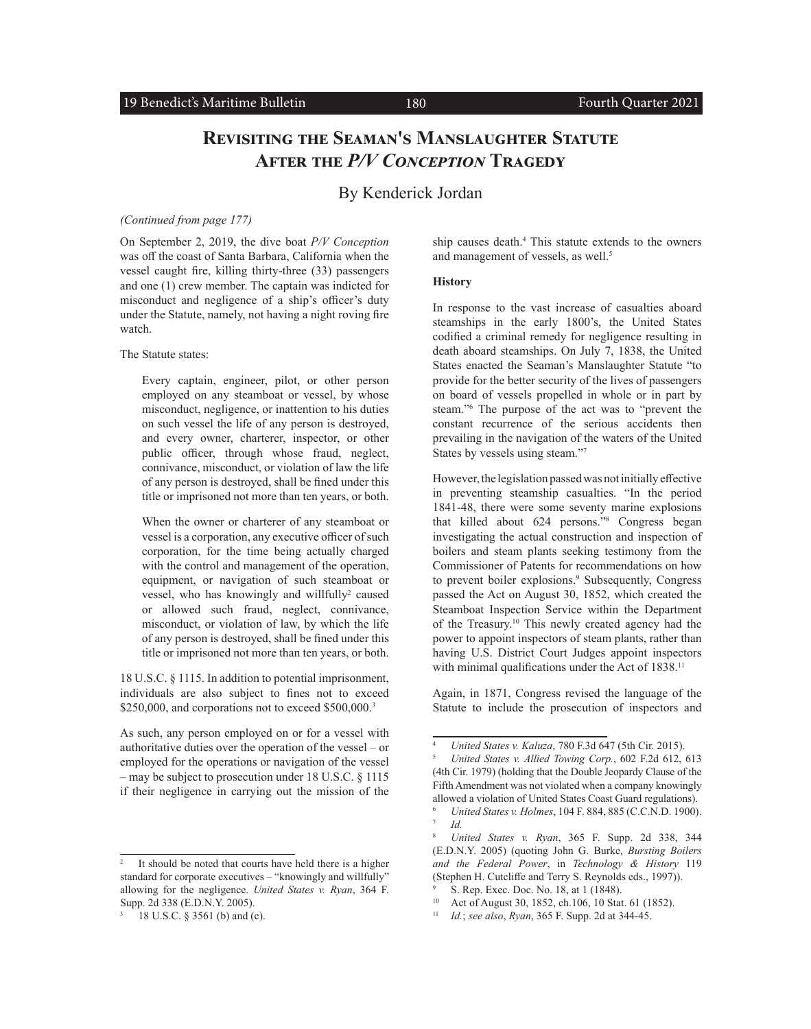# Revisiting the Seaman's Manslaughter Statute After the *P/V Conception* Tragedy

By Kenderick Jordan

*(Continued from page 177)*

On September 2, 2019, the dive boat *P/V Conception* was off the coast of Santa Barbara, California when the vessel caught fire, killing thirty-three (33) passengers and one (1) crew member. The captain was indicted for misconduct and negligence of a ship's officer's duty under the Statute, namely, not having a night roving fire watch.

The Statute states:

> Every captain, engineer, pilot, or other person employed on any steamboat or vessel, by whose misconduct, negligence, or inattention to his duties on such vessel the life of any person is destroyed, and every owner, charterer, inspector, or other public officer, through whose fraud, neglect, connivance, misconduct, or violation of law the life of any person is destroyed, shall be fined under this title or imprisoned not more than ten years, or both.
>
> When the owner or charterer of any steamboat or vessel is a corporation, any executive officer of such corporation, for the time being actually charged with the control and management of the operation, equipment, or navigation of such steamboat or vessel, who has knowingly and willfully[2] caused or allowed such fraud, neglect, connivance, misconduct, or violation of law, by which the life of any person is destroyed, shall be fined under this title or imprisoned not more than ten years, or both.

18 U.S.C. § 1115. In addition to potential imprisonment, individuals are also subject to fines not to exceed \$250,000, and corporations not to exceed \$500,000.[3]

As such, any person employed on or for a vessel with authoritative duties over the operation of the vessel – or employed for the operations or navigation of the vessel – may be subject to prosecution under 18 U.S.C. § 1115 if their negligence in carrying out the mission of the ship causes death.[4] This statute extends to the owners and management of vessels, as well.[5]

**History**

In response to the vast increase of casualties aboard steamships in the early 1800's, the United States codified a criminal remedy for negligence resulting in death aboard steamships. On July 7, 1838, the United States enacted the Seaman's Manslaughter Statute "to provide for the better security of the lives of passengers on board of vessels propelled in whole or in part by steam."[6] The purpose of the act was to "prevent the constant recurrence of the serious accidents then prevailing in the navigation of the waters of the United States by vessels using steam."[7]

However, the legislation passed was not initially effective in preventing steamship casualties. "In the period 1841-48, there were some seventy marine explosions that killed about 624 persons."[8] Congress began investigating the actual construction and inspection of boilers and steam plants seeking testimony from the Commissioner of Patents for recommendations on how to prevent boiler explosions.[9] Subsequently, Congress passed the Act on August 30, 1852, which created the Steamboat Inspection Service within the Department of the Treasury.[10] This newly created agency had the power to appoint inspectors of steam plants, rather than having U.S. District Court Judges appoint inspectors with minimal qualifications under the Act of 1838.[11]

Again, in 1871, Congress revised the language of the Statute to include the prosecution of inspectors and

---

[2] It should be noted that courts have held there is a higher standard for corporate executives – "knowingly and willfully" allowing for the negligence. *United States v. Ryan*, 364 F. Supp. 2d 338 (E.D.N.Y. 2005).

[3] 18 U.S.C. § 3561 (b) and (c).

[4] *United States v. Kaluza*, 780 F.3d 647 (5th Cir. 2015).

[5] *United States v. Allied Towing Corp.*, 602 F.2d 612, 613 (4th Cir. 1979) (holding that the Double Jeopardy Clause of the Fifth Amendment was not violated when a company knowingly allowed a violation of United States Coast Guard regulations).

[6] *United States v. Holmes*, 104 F. 884, 885 (C.C.N.D. 1900).

[7] *Id.*

[8] *United States v. Ryan*, 365 F. Supp. 2d 338, 344 (E.D.N.Y. 2005) (quoting John G. Burke, *Bursting Boilers and the Federal Power*, in *Technology & History* 119 (Stephen H. Cutcliffe and Terry S. Reynolds eds., 1997)).

[9] S. Rep. Exec. Doc. No. 18, at 1 (1848).

[10] Act of August 30, 1852, ch.106, 10 Stat. 61 (1852).

[11] *Id.*; *see also*, *Ryan*, 365 F. Supp. 2d at 344-45.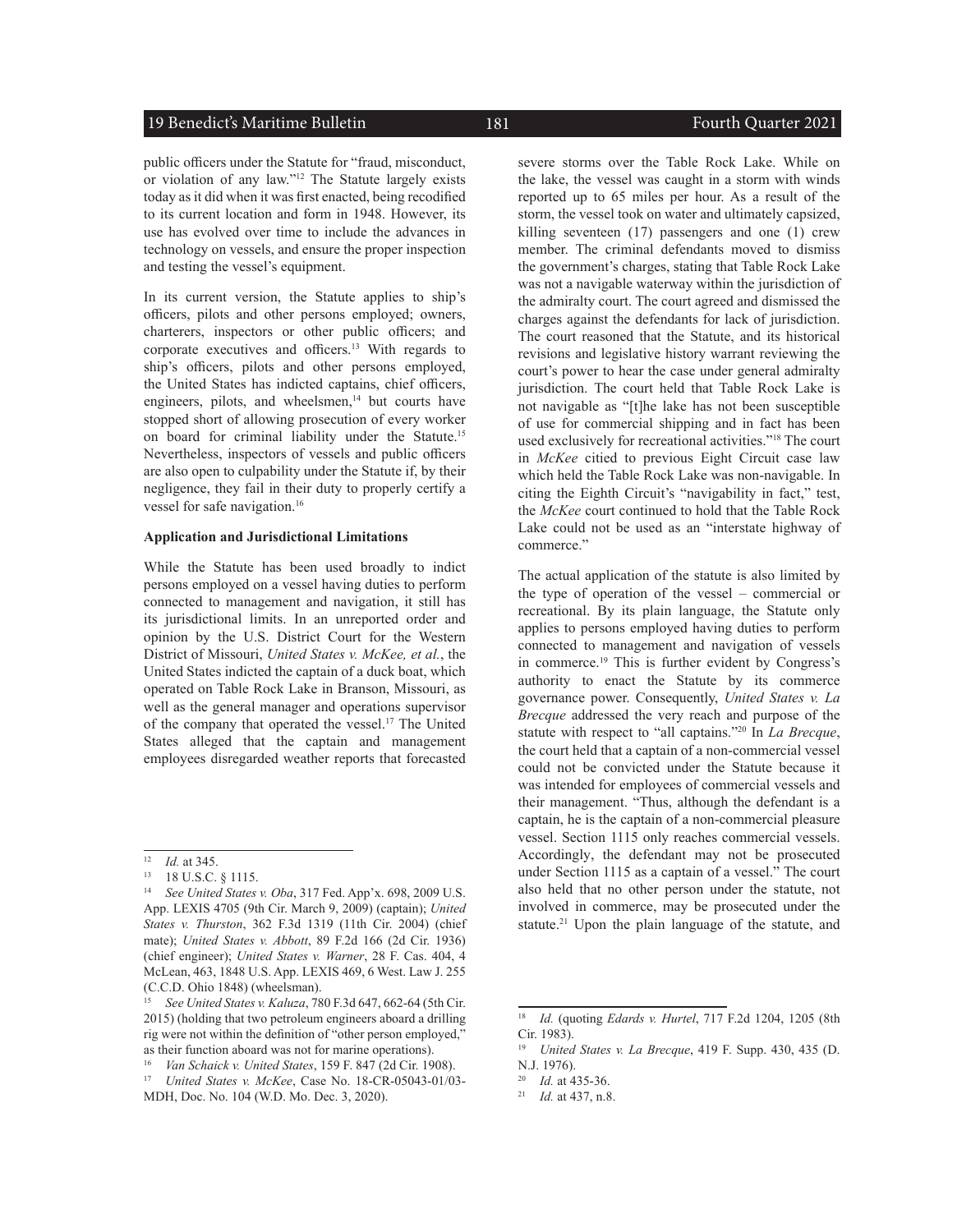public officers under the Statute for "fraud, misconduct, or violation of any law."[12] The Statute largely exists today as it did when it was first enacted, being recodified to its current location and form in 1948. However, its use has evolved over time to include the advances in technology on vessels, and ensure the proper inspection and testing the vessel's equipment.

In its current version, the Statute applies to ship's officers, pilots and other persons employed; owners, charterers, inspectors or other public officers; and corporate executives and officers.[13] With regards to ship's officers, pilots and other persons employed, the United States has indicted captains, chief officers, engineers, pilots, and wheelsmen,[14] but courts have stopped short of allowing prosecution of every worker on board for criminal liability under the Statute.[15] Nevertheless, inspectors of vessels and public officers are also open to culpability under the Statute if, by their negligence, they fail in their duty to properly certify a vessel for safe navigation.[16]

**Application and Jurisdictional Limitations**

While the Statute has been used broadly to indict persons employed on a vessel having duties to perform connected to management and navigation, it still has its jurisdictional limits. In an unreported order and opinion by the U.S. District Court for the Western District of Missouri, *United States v. McKee, et al.*, the United States indicted the captain of a duck boat, which operated on Table Rock Lake in Branson, Missouri, as well as the general manager and operations supervisor of the company that operated the vessel.[17] The United States alleged that the captain and management employees disregarded weather reports that forecasted severe storms over the Table Rock Lake. While on the lake, the vessel was caught in a storm with winds reported up to 65 miles per hour. As a result of the storm, the vessel took on water and ultimately capsized, killing seventeen (17) passengers and one (1) crew member. The criminal defendants moved to dismiss the government's charges, stating that Table Rock Lake was not a navigable waterway within the jurisdiction of the admiralty court. The court agreed and dismissed the charges against the defendants for lack of jurisdiction. The court reasoned that the Statute, and its historical revisions and legislative history warrant reviewing the court's power to hear the case under general admiralty jurisdiction. The court held that Table Rock Lake is not navigable as "[t]he lake has not been susceptible of use for commercial shipping and in fact has been used exclusively for recreational activities."[18] The court in *McKee* citied to previous Eight Circuit case law which held the Table Rock Lake was non-navigable. In citing the Eighth Circuit's "navigability in fact," test, the *McKee* court continued to hold that the Table Rock Lake could not be used as an "interstate highway of commerce."

The actual application of the statute is also limited by the type of operation of the vessel – commercial or recreational. By its plain language, the Statute only applies to persons employed having duties to perform connected to management and navigation of vessels in commerce.[19] This is further evident by Congress's authority to enact the Statute by its commerce governance power. Consequently, *United States v. La Brecque* addressed the very reach and purpose of the statute with respect to "all captains."[20] In *La Brecque*, the court held that a captain of a non-commercial vessel could not be convicted under the Statute because it was intended for employees of commercial vessels and their management. "Thus, although the defendant is a captain, he is the captain of a non-commercial pleasure vessel. Section 1115 only reaches commercial vessels. Accordingly, the defendant may not be prosecuted under Section 1115 as a captain of a vessel." The court also held that no other person under the statute, not involved in commerce, may be prosecuted under the statute.[21] Upon the plain language of the statute, and

---

[12] *Id.* at 345.

[13] 18 U.S.C. § 1115.

[14] *See United States v. Oba*, 317 Fed. App'x. 698, 2009 U.S. App. LEXIS 4705 (9th Cir. March 9, 2009) (captain); *United States v. Thurston*, 362 F.3d 1319 (11th Cir. 2004) (chief mate); *United States v. Abbott*, 89 F.2d 166 (2d Cir. 1936) (chief engineer); *United States v. Warner*, 28 F. Cas. 404, 4 McLean, 463, 1848 U.S. App. LEXIS 469, 6 West. Law J. 255 (C.C.D. Ohio 1848) (wheelsman).

[15] *See United States v. Kaluza*, 780 F.3d 647, 662-64 (5th Cir. 2015) (holding that two petroleum engineers aboard a drilling rig were not within the definition of "other person employed," as their function aboard was not for marine operations).

[16] *Van Schaick v. United States*, 159 F. 847 (2d Cir. 1908).

[17] *United States v. McKee*, Case No. 18-CR-05043-01/03-MDH, Doc. No. 104 (W.D. Mo. Dec. 3, 2020).

[18] *Id.* (quoting *Edards v. Hurtel*, 717 F.2d 1204, 1205 (8th Cir. 1983).

[19] *United States v. La Brecque*, 419 F. Supp. 430, 435 (D. N.J. 1976).

[20] *Id.* at 435-36.

[21] *Id.* at 437, n.8.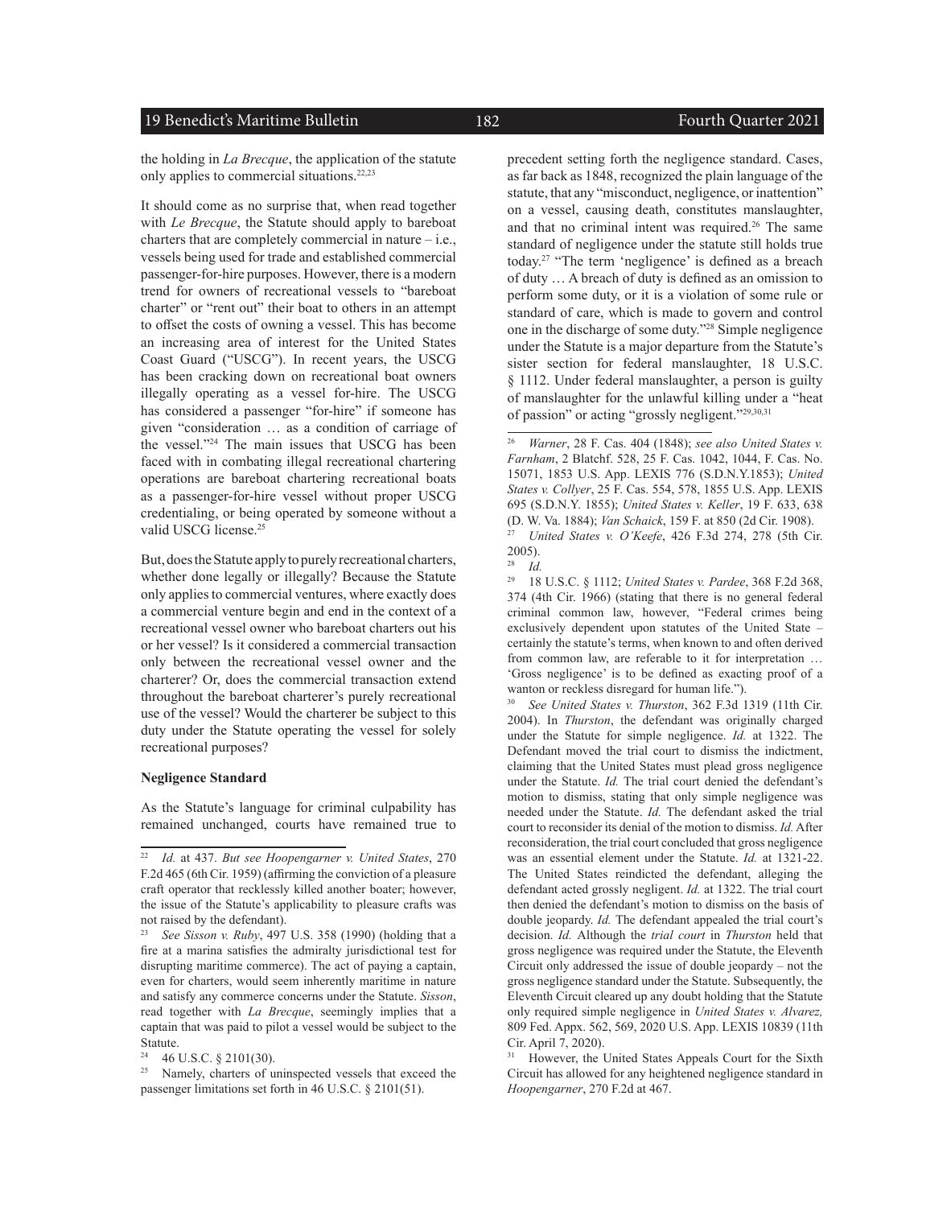the holding in *La Brecque*, the application of the statute only applies to commercial situations.[22,23]

It should come as no surprise that, when read together with *Le Brecque*, the Statute should apply to bareboat charters that are completely commercial in nature – i.e., vessels being used for trade and established commercial passenger-for-hire purposes. However, there is a modern trend for owners of recreational vessels to "bareboat charter" or "rent out" their boat to others in an attempt to offset the costs of owning a vessel. This has become an increasing area of interest for the United States Coast Guard ("USCG"). In recent years, the USCG has been cracking down on recreational boat owners illegally operating as a vessel for-hire. The USCG has considered a passenger "for-hire" if someone has given "consideration … as a condition of carriage of the vessel."[24] The main issues that USCG has been faced with in combating illegal recreational chartering operations are bareboat chartering recreational boats as a passenger-for-hire vessel without proper USCG credentialing, or being operated by someone without a valid USCG license.[25]

But, does the Statute apply to purely recreational charters, whether done legally or illegally? Because the Statute only applies to commercial ventures, where exactly does a commercial venture begin and end in the context of a recreational vessel owner who bareboat charters out his or her vessel? Is it considered a commercial transaction only between the recreational vessel owner and the charterer? Or, does the commercial transaction extend throughout the bareboat charterer's purely recreational use of the vessel? Would the charterer be subject to this duty under the Statute operating the vessel for solely recreational purposes?

**Negligence Standard**

As the Statute's language for criminal culpability has remained unchanged, courts have remained true to precedent setting forth the negligence standard. Cases, as far back as 1848, recognized the plain language of the statute, that any "misconduct, negligence, or inattention" on a vessel, causing death, constitutes manslaughter, and that no criminal intent was required.[26] The same standard of negligence under the statute still holds true today.[27] "The term 'negligence' is defined as a breach of duty … A breach of duty is defined as an omission to perform some duty, or it is a violation of some rule or standard of care, which is made to govern and control one in the discharge of some duty."[28] Simple negligence under the Statute is a major departure from the Statute's sister section for federal manslaughter, 18 U.S.C. § 1112. Under federal manslaughter, a person is guilty of manslaughter for the unlawful killing under a "heat of passion" or acting "grossly negligent."[29,30,31]

---

[22] *Id.* at 437. *But see Hoopengarner v. United States*, 270 F.2d 465 (6th Cir. 1959) (affirming the conviction of a pleasure craft operator that recklessly killed another boater; however, the issue of the Statute's applicability to pleasure crafts was not raised by the defendant).

[23] *See Sisson v. Ruby*, 497 U.S. 358 (1990) (holding that a fire at a marina satisfies the admiralty jurisdictional test for disrupting maritime commerce). The act of paying a captain, even for charters, would seem inherently maritime in nature and satisfy any commerce concerns under the Statute. *Sisson*, read together with *La Brecque*, seemingly implies that a captain that was paid to pilot a vessel would be subject to the Statute.

[24] 46 U.S.C. § 2101(30).

[25] Namely, charters of uninspected vessels that exceed the passenger limitations set forth in 46 U.S.C. § 2101(51).

[26] *Warner*, 28 F. Cas. 404 (1848); *see also United States v. Farnham*, 2 Blatchf. 528, 25 F. Cas. 1042, 1044, F. Cas. No. 15071, 1853 U.S. App. LEXIS 776 (S.D.N.Y.1853); *United States v. Collyer*, 25 F. Cas. 554, 578, 1855 U.S. App. LEXIS 695 (S.D.N.Y. 1855); *United States v. Keller*, 19 F. 633, 638 (D. W. Va. 1884); *Van Schaick*, 159 F. at 850 (2d Cir. 1908).

[27] *United States v. O'Keefe*, 426 F.3d 274, 278 (5th Cir. 2005).

[28] *Id.*

[29] 18 U.S.C. § 1112; *United States v. Pardee*, 368 F.2d 368, 374 (4th Cir. 1966) (stating that there is no general federal criminal common law, however, "Federal crimes being exclusively dependent upon statutes of the United State – certainly the statute's terms, when known to and often derived from common law, are referable to it for interpretation … 'Gross negligence' is to be defined as exacting proof of a wanton or reckless disregard for human life.").

[30] *See United States v. Thurston*, 362 F.3d 1319 (11th Cir. 2004). In *Thurston*, the defendant was originally charged under the Statute for simple negligence. *Id.* at 1322. The Defendant moved the trial court to dismiss the indictment, claiming that the United States must plead gross negligence under the Statute. *Id.* The trial court denied the defendant's motion to dismiss, stating that only simple negligence was needed under the Statute. *Id.* The defendant asked the trial court to reconsider its denial of the motion to dismiss. *Id.* After reconsideration, the trial court concluded that gross negligence was an essential element under the Statute. *Id.* at 1321-22. The United States reindicted the defendant, alleging the defendant acted grossly negligent. *Id.* at 1322. The trial court then denied the defendant's motion to dismiss on the basis of double jeopardy. *Id.* The defendant appealed the trial court's decision. *Id.* Although the *trial court* in *Thurston* held that gross negligence was required under the Statute, the Eleventh Circuit only addressed the issue of double jeopardy – not the gross negligence standard under the Statute. Subsequently, the Eleventh Circuit cleared up any doubt holding that the Statute only required simple negligence in *United States v. Alvarez,* 809 Fed. Appx. 562, 569, 2020 U.S. App. LEXIS 10839 (11th Cir. April 7, 2020).

[31] However, the United States Appeals Court for the Sixth Circuit has allowed for any heightened negligence standard in *Hoopengarner*, 270 F.2d at 467.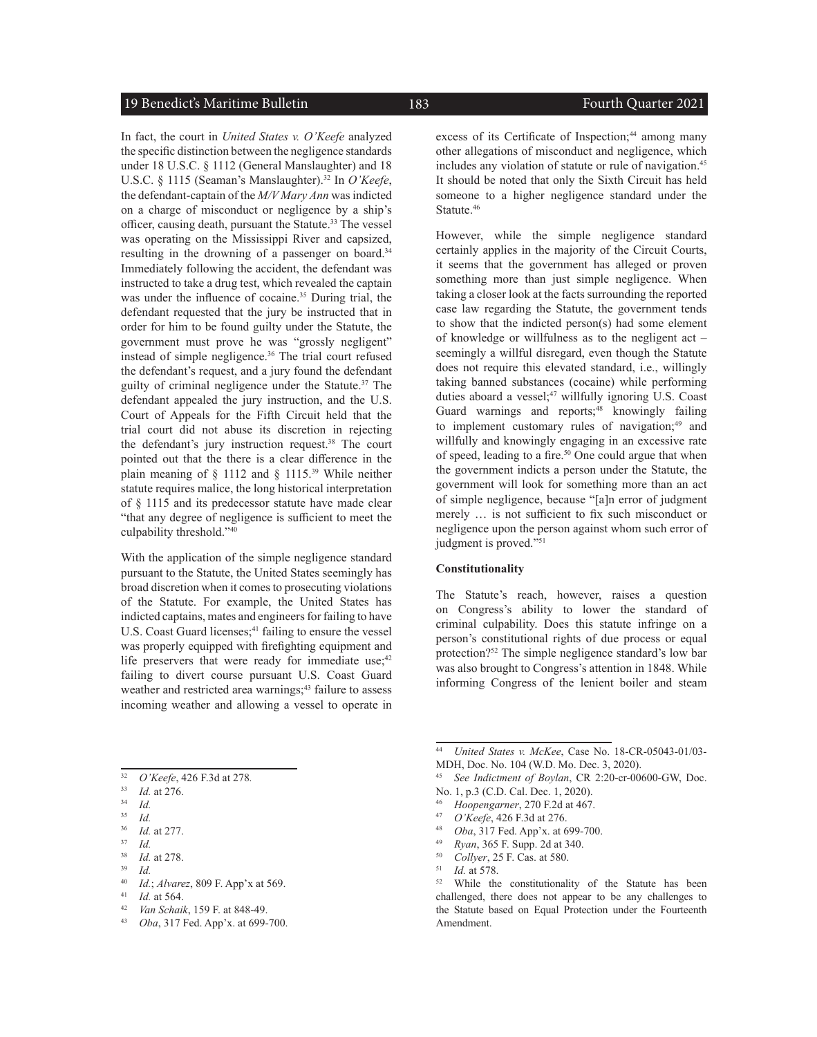In fact, the court in *United States v. O'Keefe* analyzed the specific distinction between the negligence standards under 18 U.S.C. § 1112 (General Manslaughter) and 18 U.S.C. § 1115 (Seaman's Manslaughter).[32] In *O'Keefe*, the defendant-captain of the *M/V Mary Ann* was indicted on a charge of misconduct or negligence by a ship's officer, causing death, pursuant the Statute.[33] The vessel was operating on the Mississippi River and capsized, resulting in the drowning of a passenger on board.[34] Immediately following the accident, the defendant was instructed to take a drug test, which revealed the captain was under the influence of cocaine.[35] During trial, the defendant requested that the jury be instructed that in order for him to be found guilty under the Statute, the government must prove he was "grossly negligent" instead of simple negligence.[36] The trial court refused the defendant's request, and a jury found the defendant guilty of criminal negligence under the Statute.[37] The defendant appealed the jury instruction, and the U.S. Court of Appeals for the Fifth Circuit held that the trial court did not abuse its discretion in rejecting the defendant's jury instruction request.[38] The court pointed out that the there is a clear difference in the plain meaning of § 1112 and § 1115.[39] While neither statute requires malice, the long historical interpretation of § 1115 and its predecessor statute have made clear "that any degree of negligence is sufficient to meet the culpability threshold."[40]

With the application of the simple negligence standard pursuant to the Statute, the United States seemingly has broad discretion when it comes to prosecuting violations of the Statute. For example, the United States has indicted captains, mates and engineers for failing to have U.S. Coast Guard licenses;[41] failing to ensure the vessel was properly equipped with firefighting equipment and life preservers that were ready for immediate use;[42] failing to divert course pursuant U.S. Coast Guard weather and restricted area warnings;[43] failure to assess incoming weather and allowing a vessel to operate in excess of its Certificate of Inspection;[44] among many other allegations of misconduct and negligence, which includes any violation of statute or rule of navigation.[45] It should be noted that only the Sixth Circuit has held someone to a higher negligence standard under the Statute.[46]

However, while the simple negligence standard certainly applies in the majority of the Circuit Courts, it seems that the government has alleged or proven something more than just simple negligence. When taking a closer look at the facts surrounding the reported case law regarding the Statute, the government tends to show that the indicted person(s) had some element of knowledge or willfulness as to the negligent act – seemingly a willful disregard, even though the Statute does not require this elevated standard, i.e., willingly taking banned substances (cocaine) while performing duties aboard a vessel;[47] willfully ignoring U.S. Coast Guard warnings and reports;[48] knowingly failing to implement customary rules of navigation;[49] and willfully and knowingly engaging in an excessive rate of speed, leading to a fire.[50] One could argue that when the government indicts a person under the Statute, the government will look for something more than an act of simple negligence, because "[a]n error of judgment merely … is not sufficient to fix such misconduct or negligence upon the person against whom such error of judgment is proved."[51]

**Constitutionality**

The Statute's reach, however, raises a question on Congress's ability to lower the standard of criminal culpability. Does this statute infringe on a person's constitutional rights of due process or equal protection?[52] The simple negligence standard's low bar was also brought to Congress's attention in 1848. While informing Congress of the lenient boiler and steam

---

[32] *O'Keefe*, 426 F.3d at 278.

[33] *Id.* at 276.

[34] *Id.*

[35] *Id.*

[36] *Id.* at 277.

[37] *Id.*

[38] *Id.* at 278.

[39] *Id.*

[40] *Id.*; *Alvarez*, 809 F. App'x at 569.

[41] *Id.* at 564.

[42] *Van Schaik*, 159 F. at 848-49.

[43] *Oba*, 317 Fed. App'x. at 699-700.

[44] *United States v. McKee*, Case No. 18-CR-05043-01/03-MDH, Doc. No. 104 (W.D. Mo. Dec. 3, 2020).

[45] *See Indictment of Boylan*, CR 2:20-cr-00600-GW, Doc. No. 1, p.3 (C.D. Cal. Dec. 1, 2020).

[46] *Hoopengarner*, 270 F.2d at 467.

[47] *O'Keefe*, 426 F.3d at 276.

[48] *Oba*, 317 Fed. App'x. at 699-700.

[49] *Ryan*, 365 F. Supp. 2d at 340.

[50] *Collyer*, 25 F. Cas. at 580.

[51] *Id.* at 578.

[52] While the constitutionality of the Statute has been challenged, there does not appear to be any challenges to the Statute based on Equal Protection under the Fourteenth Amendment.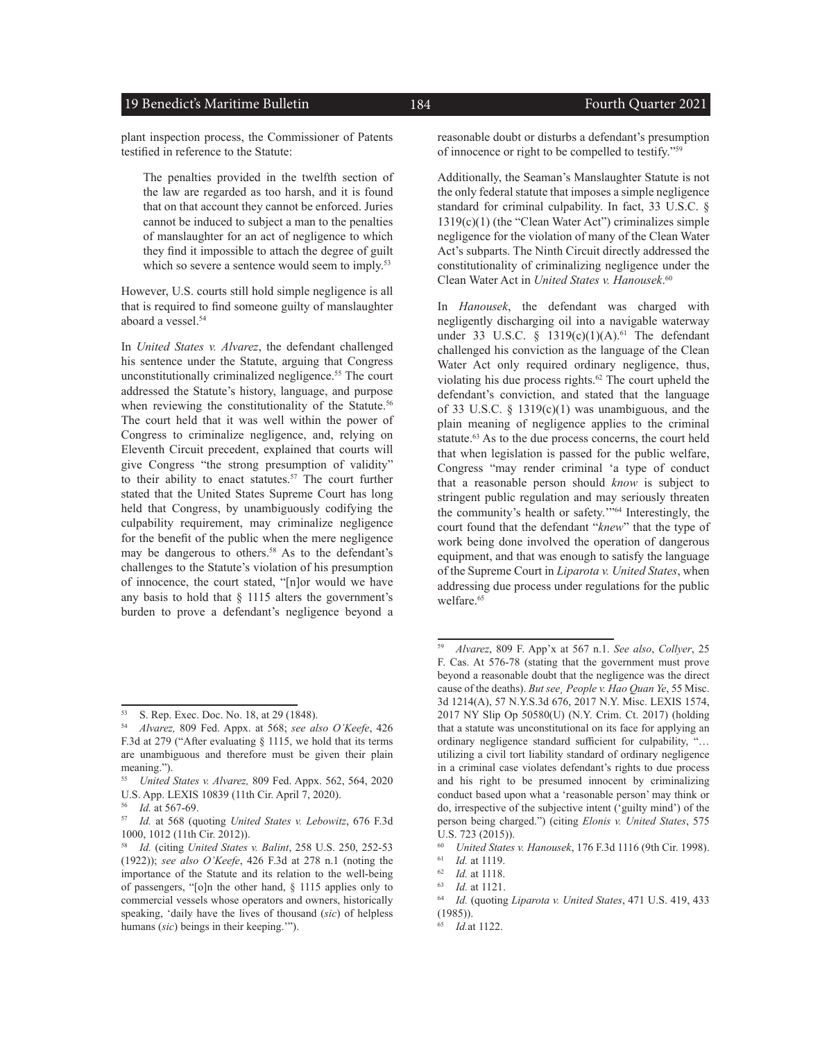plant inspection process, the Commissioner of Patents testified in reference to the Statute:

> The penalties provided in the twelfth section of the law are regarded as too harsh, and it is found that on that account they cannot be enforced. Juries cannot be induced to subject a man to the penalties of manslaughter for an act of negligence to which they find it impossible to attach the degree of guilt which so severe a sentence would seem to imply.[53]

However, U.S. courts still hold simple negligence is all that is required to find someone guilty of manslaughter aboard a vessel.[54]

In *United States v. Alvarez*, the defendant challenged his sentence under the Statute, arguing that Congress unconstitutionally criminalized negligence.[55] The court addressed the Statute's history, language, and purpose when reviewing the constitutionality of the Statute.[56] The court held that it was well within the power of Congress to criminalize negligence, and, relying on Eleventh Circuit precedent, explained that courts will give Congress "the strong presumption of validity" to their ability to enact statutes.[57] The court further stated that the United States Supreme Court has long held that Congress, by unambiguously codifying the culpability requirement, may criminalize negligence for the benefit of the public when the mere negligence may be dangerous to others.[58] As to the defendant's challenges to the Statute's violation of his presumption of innocence, the court stated, "[n]or would we have any basis to hold that § 1115 alters the government's burden to prove a defendant's negligence beyond a reasonable doubt or disturbs a defendant's presumption of innocence or right to be compelled to testify."[59]

Additionally, the Seaman's Manslaughter Statute is not the only federal statute that imposes a simple negligence standard for criminal culpability. In fact, 33 U.S.C. § 1319(c)(1) (the "Clean Water Act") criminalizes simple negligence for the violation of many of the Clean Water Act's subparts. The Ninth Circuit directly addressed the constitutionality of criminalizing negligence under the Clean Water Act in *United States v. Hanousek*.[60]

In *Hanousek*, the defendant was charged with negligently discharging oil into a navigable waterway under 33 U.S.C. § 1319(c)(1)(A).[61] The defendant challenged his conviction as the language of the Clean Water Act only required ordinary negligence, thus, violating his due process rights.[62] The court upheld the defendant's conviction, and stated that the language of 33 U.S.C. § 1319(c)(1) was unambiguous, and the plain meaning of negligence applies to the criminal statute.[63] As to the due process concerns, the court held that when legislation is passed for the public welfare, Congress "may render criminal 'a type of conduct that a reasonable person should *know* is subject to stringent public regulation and may seriously threaten the community's health or safety.'"[64] Interestingly, the court found that the defendant "*knew*" that the type of work being done involved the operation of dangerous equipment, and that was enough to satisfy the language of the Supreme Court in *Liparota v. United States*, when addressing due process under regulations for the public welfare.[65]

---

[53] S. Rep. Exec. Doc. No. 18, at 29 (1848).

[54] *Alvarez,* 809 Fed. Appx. at 568; *see also O'Keefe*, 426 F.3d at 279 ("After evaluating § 1115, we hold that its terms are unambiguous and therefore must be given their plain meaning.").

[55] *United States v. Alvarez,* 809 Fed. Appx. 562, 564, 2020 U.S. App. LEXIS 10839 (11th Cir. April 7, 2020).

[56] *Id.* at 567-69.

[57] *Id.* at 568 (quoting *United States v. Lebowitz*, 676 F.3d 1000, 1012 (11th Cir. 2012)).

[58] *Id.* (citing *United States v. Balint*, 258 U.S. 250, 252-53 (1922)); *see also O'Keefe*, 426 F.3d at 278 n.1 (noting the importance of the Statute and its relation to the well-being of passengers, "[o]n the other hand, § 1115 applies only to commercial vessels whose operators and owners, historically speaking, 'daily have the lives of thousand (*sic*) of helpless humans (*sic*) beings in their keeping.'").

[59] *Alvarez*, 809 F. App'x at 567 n.1. *See also*, *Collyer*, 25 F. Cas. At 576-78 (stating that the government must prove beyond a reasonable doubt that the negligence was the direct cause of the deaths). *But see¸ People v. Hao Quan Ye*, 55 Misc. 3d 1214(A), 57 N.Y.S.3d 676, 2017 N.Y. Misc. LEXIS 1574, 2017 NY Slip Op 50580(U) (N.Y. Crim. Ct. 2017) (holding that a statute was unconstitutional on its face for applying an ordinary negligence standard sufficient for culpability, "… utilizing a civil tort liability standard of ordinary negligence in a criminal case violates defendant's rights to due process and his right to be presumed innocent by criminalizing conduct based upon what a 'reasonable person' may think or do, irrespective of the subjective intent ('guilty mind') of the person being charged.") (citing *Elonis v. United States*, 575 U.S. 723 (2015)).

[60] *United States v. Hanousek*, 176 F.3d 1116 (9th Cir. 1998).

[61] *Id.* at 1119.

[62] *Id.* at 1118.

[63] *Id.* at 1121.

[64] *Id.* (quoting *Liparota v. United States*, 471 U.S. 419, 433 (1985)).

[65] *Id.*at 1122.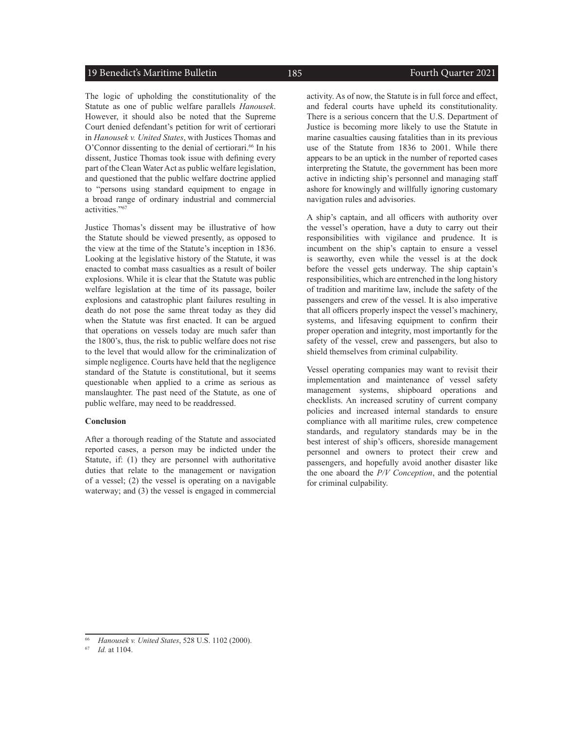The logic of upholding the constitutionality of the Statute as one of public welfare parallels *Hanousek*. However, it should also be noted that the Supreme Court denied defendant's petition for writ of certiorari in *Hanousek v. United States*, with Justices Thomas and O'Connor dissenting to the denial of certiorari.[66] In his dissent, Justice Thomas took issue with defining every part of the Clean Water Act as public welfare legislation, and questioned that the public welfare doctrine applied to "persons using standard equipment to engage in a broad range of ordinary industrial and commercial activities."[67]

Justice Thomas's dissent may be illustrative of how the Statute should be viewed presently, as opposed to the view at the time of the Statute's inception in 1836. Looking at the legislative history of the Statute, it was enacted to combat mass casualties as a result of boiler explosions. While it is clear that the Statute was public welfare legislation at the time of its passage, boiler explosions and catastrophic plant failures resulting in death do not pose the same threat today as they did when the Statute was first enacted. It can be argued that operations on vessels today are much safer than the 1800's, thus, the risk to public welfare does not rise to the level that would allow for the criminalization of simple negligence. Courts have held that the negligence standard of the Statute is constitutional, but it seems questionable when applied to a crime as serious as manslaughter. The past need of the Statute, as one of public welfare, may need to be readdressed.

**Conclusion**

After a thorough reading of the Statute and associated reported cases, a person may be indicted under the Statute, if: (1) they are personnel with authoritative duties that relate to the management or navigation of a vessel; (2) the vessel is operating on a navigable waterway; and (3) the vessel is engaged in commercial activity. As of now, the Statute is in full force and effect, and federal courts have upheld its constitutionality. There is a serious concern that the U.S. Department of Justice is becoming more likely to use the Statute in marine casualties causing fatalities than in its previous use of the Statute from 1836 to 2001. While there appears to be an uptick in the number of reported cases interpreting the Statute, the government has been more active in indicting ship's personnel and managing staff ashore for knowingly and willfully ignoring customary navigation rules and advisories.

A ship's captain, and all officers with authority over the vessel's operation, have a duty to carry out their responsibilities with vigilance and prudence. It is incumbent on the ship's captain to ensure a vessel is seaworthy, even while the vessel is at the dock before the vessel gets underway. The ship captain's responsibilities, which are entrenched in the long history of tradition and maritime law, include the safety of the passengers and crew of the vessel. It is also imperative that all officers properly inspect the vessel's machinery, systems, and lifesaving equipment to confirm their proper operation and integrity, most importantly for the safety of the vessel, crew and passengers, but also to shield themselves from criminal culpability.

Vessel operating companies may want to revisit their implementation and maintenance of vessel safety management systems, shipboard operations and checklists. An increased scrutiny of current company policies and increased internal standards to ensure compliance with all maritime rules, crew competence standards, and regulatory standards may be in the best interest of ship's officers, shoreside management personnel and owners to protect their crew and passengers, and hopefully avoid another disaster like the one aboard the *P/V Conception*, and the potential for criminal culpability.

---

[66] *Hanousek v. United States*, 528 U.S. 1102 (2000).

[67] *Id.* at 1104.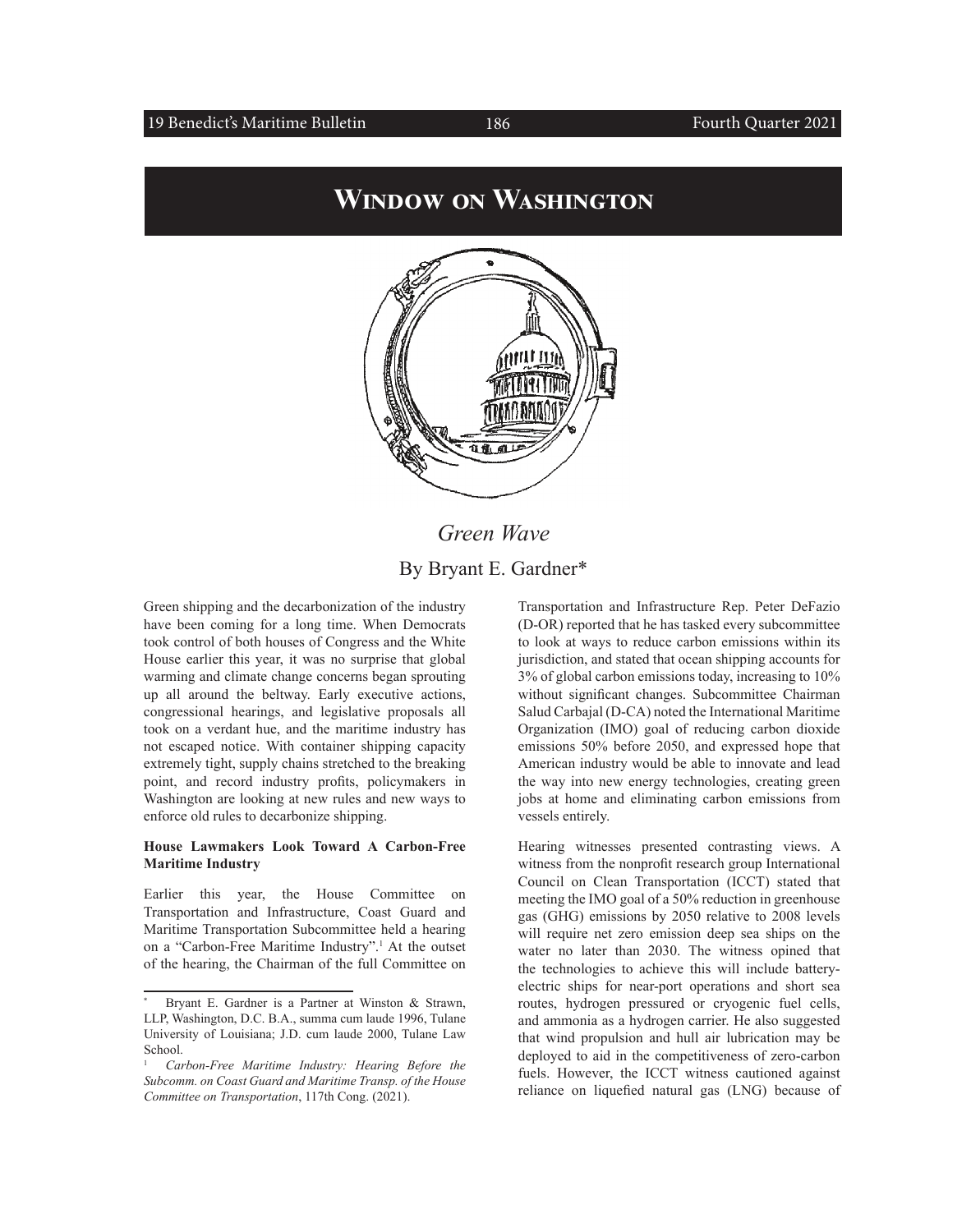# Window on Washington

## *Green Wave*

By Bryant E. Gardner*

Green shipping and the decarbonization of the industry have been coming for a long time. When Democrats took control of both houses of Congress and the White House earlier this year, it was no surprise that global warming and climate change concerns began sprouting up all around the beltway. Early executive actions, congressional hearings, and legislative proposals all took on a verdant hue, and the maritime industry has not escaped notice. With container shipping capacity extremely tight, supply chains stretched to the breaking point, and record industry profits, policymakers in Washington are looking at new rules and new ways to enforce old rules to decarbonize shipping.

**House Lawmakers Look Toward A Carbon-Free Maritime Industry**

Earlier this year, the House Committee on Transportation and Infrastructure, Coast Guard and Maritime Transportation Subcommittee held a hearing on a "Carbon-Free Maritime Industry".[1] At the outset of the hearing, the Chairman of the full Committee on Transportation and Infrastructure Rep. Peter DeFazio (D-OR) reported that he has tasked every subcommittee to look at ways to reduce carbon emissions within its jurisdiction, and stated that ocean shipping accounts for 3% of global carbon emissions today, increasing to 10% without significant changes. Subcommittee Chairman Salud Carbajal (D-CA) noted the International Maritime Organization (IMO) goal of reducing carbon dioxide emissions 50% before 2050, and expressed hope that American industry would be able to innovate and lead the way into new energy technologies, creating green jobs at home and eliminating carbon emissions from vessels entirely.

Hearing witnesses presented contrasting views. A witness from the nonprofit research group International Council on Clean Transportation (ICCT) stated that meeting the IMO goal of a 50% reduction in greenhouse gas (GHG) emissions by 2050 relative to 2008 levels will require net zero emission deep sea ships on the water no later than 2030. The witness opined that the technologies to achieve this will include battery-electric ships for near-port operations and short sea routes, hydrogen pressured or cryogenic fuel cells, and ammonia as a hydrogen carrier. He also suggested that wind propulsion and hull air lubrication may be deployed to aid in the competitiveness of zero-carbon fuels. However, the ICCT witness cautioned against reliance on liquefied natural gas (LNG) because of

---

\* Bryant E. Gardner is a Partner at Winston & Strawn, LLP, Washington, D.C. B.A., summa cum laude 1996, Tulane University of Louisiana; J.D. cum laude 2000, Tulane Law School.

[1] *Carbon-Free Maritime Industry: Hearing Before the Subcomm. on Coast Guard and Maritime Transp. of the House Committee on Transportation*, 117th Cong. (2021).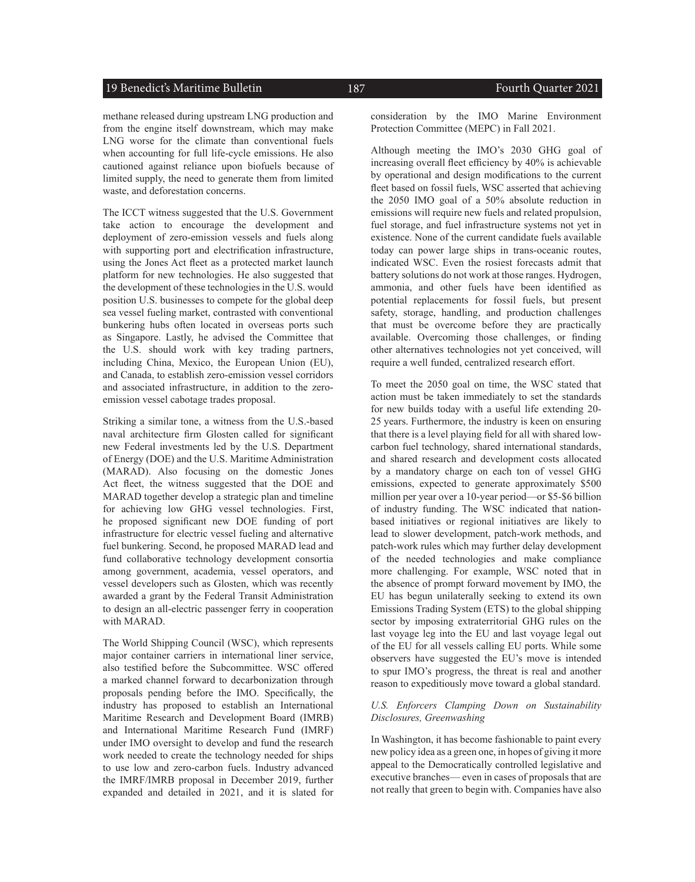methane released during upstream LNG production and from the engine itself downstream, which may make LNG worse for the climate than conventional fuels when accounting for full life-cycle emissions. He also cautioned against reliance upon biofuels because of limited supply, the need to generate them from limited waste, and deforestation concerns.

The ICCT witness suggested that the U.S. Government take action to encourage the development and deployment of zero-emission vessels and fuels along with supporting port and electrification infrastructure, using the Jones Act fleet as a protected market launch platform for new technologies. He also suggested that the development of these technologies in the U.S. would position U.S. businesses to compete for the global deep sea vessel fueling market, contrasted with conventional bunkering hubs often located in overseas ports such as Singapore. Lastly, he advised the Committee that the U.S. should work with key trading partners, including China, Mexico, the European Union (EU), and Canada, to establish zero-emission vessel corridors and associated infrastructure, in addition to the zero-emission vessel cabotage trades proposal.

Striking a similar tone, a witness from the U.S.-based naval architecture firm Glosten called for significant new Federal investments led by the U.S. Department of Energy (DOE) and the U.S. Maritime Administration (MARAD). Also focusing on the domestic Jones Act fleet, the witness suggested that the DOE and MARAD together develop a strategic plan and timeline for achieving low GHG vessel technologies. First, he proposed significant new DOE funding of port infrastructure for electric vessel fueling and alternative fuel bunkering. Second, he proposed MARAD lead and fund collaborative technology development consortia among government, academia, vessel operators, and vessel developers such as Glosten, which was recently awarded a grant by the Federal Transit Administration to design an all-electric passenger ferry in cooperation with MARAD.

The World Shipping Council (WSC), which represents major container carriers in international liner service, also testified before the Subcommittee. WSC offered a marked channel forward to decarbonization through proposals pending before the IMO. Specifically, the industry has proposed to establish an International Maritime Research and Development Board (IMRB) and International Maritime Research Fund (IMRF) under IMO oversight to develop and fund the research work needed to create the technology needed for ships to use low and zero-carbon fuels. Industry advanced the IMRF/IMRB proposal in December 2019, further expanded and detailed in 2021, and it is slated for consideration by the IMO Marine Environment Protection Committee (MEPC) in Fall 2021.

Although meeting the IMO's 2030 GHG goal of increasing overall fleet efficiency by 40% is achievable by operational and design modifications to the current fleet based on fossil fuels, WSC asserted that achieving the 2050 IMO goal of a 50% absolute reduction in emissions will require new fuels and related propulsion, fuel storage, and fuel infrastructure systems not yet in existence. None of the current candidate fuels available today can power large ships in trans-oceanic routes, indicated WSC. Even the rosiest forecasts admit that battery solutions do not work at those ranges. Hydrogen, ammonia, and other fuels have been identified as potential replacements for fossil fuels, but present safety, storage, handling, and production challenges that must be overcome before they are practically available. Overcoming those challenges, or finding other alternatives technologies not yet conceived, will require a well funded, centralized research effort.

To meet the 2050 goal on time, the WSC stated that action must be taken immediately to set the standards for new builds today with a useful life extending 20-25 years. Furthermore, the industry is keen on ensuring that there is a level playing field for all with shared low-carbon fuel technology, shared international standards, and shared research and development costs allocated by a mandatory charge on each ton of vessel GHG emissions, expected to generate approximately \$500 million per year over a 10-year period—or \$5-\$6 billion of industry funding. The WSC indicated that nation-based initiatives or regional initiatives are likely to lead to slower development, patch-work methods, and patch-work rules which may further delay development of the needed technologies and make compliance more challenging. For example, WSC noted that in the absence of prompt forward movement by IMO, the EU has begun unilaterally seeking to extend its own Emissions Trading System (ETS) to the global shipping sector by imposing extraterritorial GHG rules on the last voyage leg into the EU and last voyage legal out of the EU for all vessels calling EU ports. While some observers have suggested the EU's move is intended to spur IMO's progress, the threat is real and another reason to expeditiously move toward a global standard.

*U.S. Enforcers Clamping Down on Sustainability Disclosures, Greenwashing*

In Washington, it has become fashionable to paint every new policy idea as a green one, in hopes of giving it more appeal to the Democratically controlled legislative and executive branches— even in cases of proposals that are not really that green to begin with. Companies have also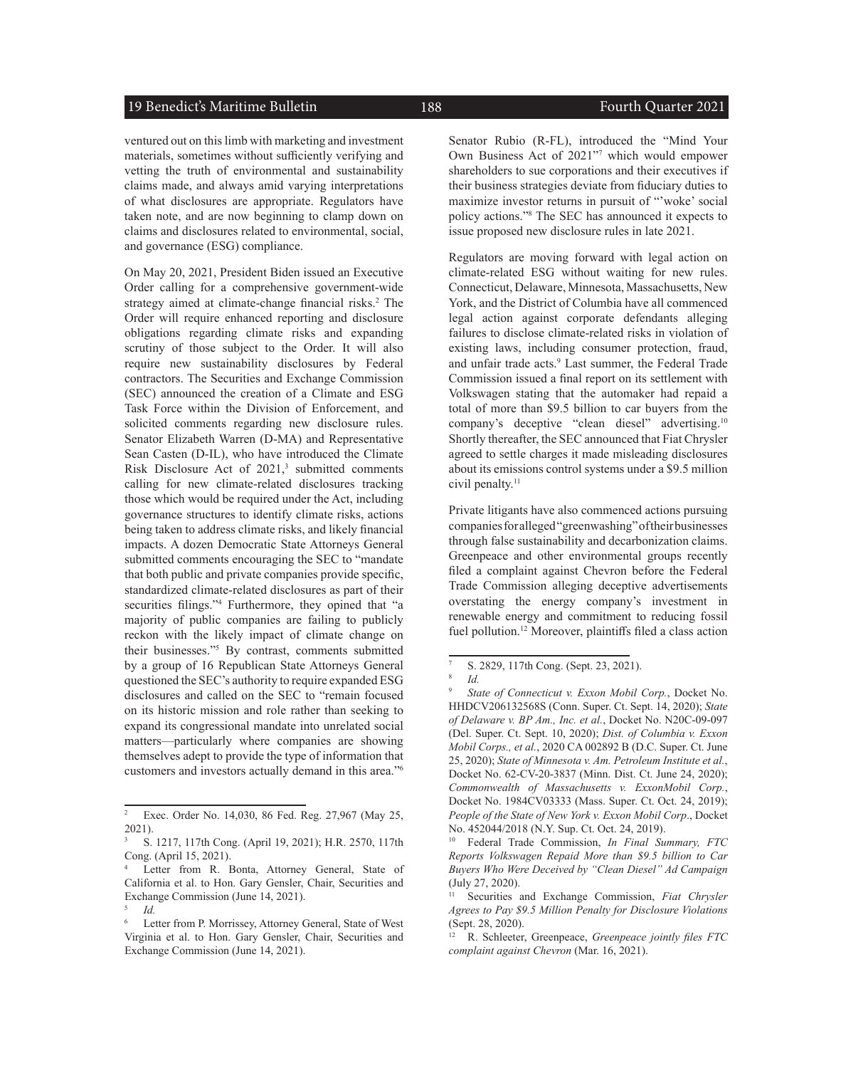ventured out on this limb with marketing and investment materials, sometimes without sufficiently verifying and vetting the truth of environmental and sustainability claims made, and always amid varying interpretations of what disclosures are appropriate. Regulators have taken note, and are now beginning to clamp down on claims and disclosures related to environmental, social, and governance (ESG) compliance.

On May 20, 2021, President Biden issued an Executive Order calling for a comprehensive government-wide strategy aimed at climate-change financial risks.[2] The Order will require enhanced reporting and disclosure obligations regarding climate risks and expanding scrutiny of those subject to the Order. It will also require new sustainability disclosures by Federal contractors. The Securities and Exchange Commission (SEC) announced the creation of a Climate and ESG Task Force within the Division of Enforcement, and solicited comments regarding new disclosure rules. Senator Elizabeth Warren (D-MA) and Representative Sean Casten (D-IL), who have introduced the Climate Risk Disclosure Act of 2021,[3] submitted comments calling for new climate-related disclosures tracking those which would be required under the Act, including governance structures to identify climate risks, actions being taken to address climate risks, and likely financial impacts. A dozen Democratic State Attorneys General submitted comments encouraging the SEC to "mandate that both public and private companies provide specific, standardized climate-related disclosures as part of their securities filings."[4] Furthermore, they opined that "a majority of public companies are failing to publicly reckon with the likely impact of climate change on their businesses."[5] By contrast, comments submitted by a group of 16 Republican State Attorneys General questioned the SEC's authority to require expanded ESG disclosures and called on the SEC to "remain focused on its historic mission and role rather than seeking to expand its congressional mandate into unrelated social matters—particularly where companies are showing themselves adept to provide the type of information that customers and investors actually demand in this area."[6] Senator Rubio (R-FL), introduced the "Mind Your Own Business Act of 2021"[7] which would empower shareholders to sue corporations and their executives if their business strategies deviate from fiduciary duties to maximize investor returns in pursuit of "'woke' social policy actions."[8] The SEC has announced it expects to issue proposed new disclosure rules in late 2021.

Regulators are moving forward with legal action on climate-related ESG without waiting for new rules. Connecticut, Delaware, Minnesota, Massachusetts, New York, and the District of Columbia have all commenced legal action against corporate defendants alleging failures to disclose climate-related risks in violation of existing laws, including consumer protection, fraud, and unfair trade acts.[9] Last summer, the Federal Trade Commission issued a final report on its settlement with Volkswagen stating that the automaker had repaid a total of more than $9.5 billion to car buyers from the company's deceptive "clean diesel" advertising.[10] Shortly thereafter, the SEC announced that Fiat Chrysler agreed to settle charges it made misleading disclosures about its emissions control systems under a $9.5 million civil penalty.[11]

Private litigants have also commenced actions pursuing companies for alleged "greenwashing" of their businesses through false sustainability and decarbonization claims. Greenpeace and other environmental groups recently filed a complaint against Chevron before the Federal Trade Commission alleging deceptive advertisements overstating the energy company's investment in renewable energy and commitment to reducing fossil fuel pollution.[12] Moreover, plaintiffs filed a class action

---

[2] Exec. Order No. 14,030, 86 Fed. Reg. 27,967 (May 25, 2021).

[3] S. 1217, 117th Cong. (April 19, 2021); H.R. 2570, 117th Cong. (April 15, 2021).

[4] Letter from R. Bonta, Attorney General, State of California et al. to Hon. Gary Gensler, Chair, Securities and Exchange Commission (June 14, 2021).

[5] *Id.*

[6] Letter from P. Morrissey, Attorney General, State of West Virginia et al. to Hon. Gary Gensler, Chair, Securities and Exchange Commission (June 14, 2021).

[7] S. 2829, 117th Cong. (Sept. 23, 2021).

[8] *Id.*

[9] *State of Connecticut v. Exxon Mobil Corp.*, Docket No. HHDCV206132568S (Conn. Super. Ct. Sept. 14, 2020); *State of Delaware v. BP Am., Inc. et al.*, Docket No. N20C-09-097 (Del. Super. Ct. Sept. 10, 2020); *Dist. of Columbia v. Exxon Mobil Corps., et al.*, 2020 CA 002892 B (D.C. Super. Ct. June 25, 2020); *State of Minnesota v. Am. Petroleum Institute et al.*, Docket No. 62-CV-20-3837 (Minn. Dist. Ct. June 24, 2020); *Commonwealth of Massachusetts v. ExxonMobil Corp.*, Docket No. 1984CV03333 (Mass. Super. Ct. Oct. 24, 2019); *People of the State of New York v. Exxon Mobil Corp*., Docket No. 452044/2018 (N.Y. Sup. Ct. Oct. 24, 2019).

[10] Federal Trade Commission, *In Final Summary, FTC Reports Volkswagen Repaid More than $9.5 billion to Car Buyers Who Were Deceived by "Clean Diesel" Ad Campaign* (July 27, 2020).

[11] Securities and Exchange Commission, *Fiat Chrysler Agrees to Pay $9.5 Million Penalty for Disclosure Violations* (Sept. 28, 2020).

[12] R. Schleeter, Greenpeace, *Greenpeace jointly files FTC complaint against Chevron* (Mar. 16, 2021).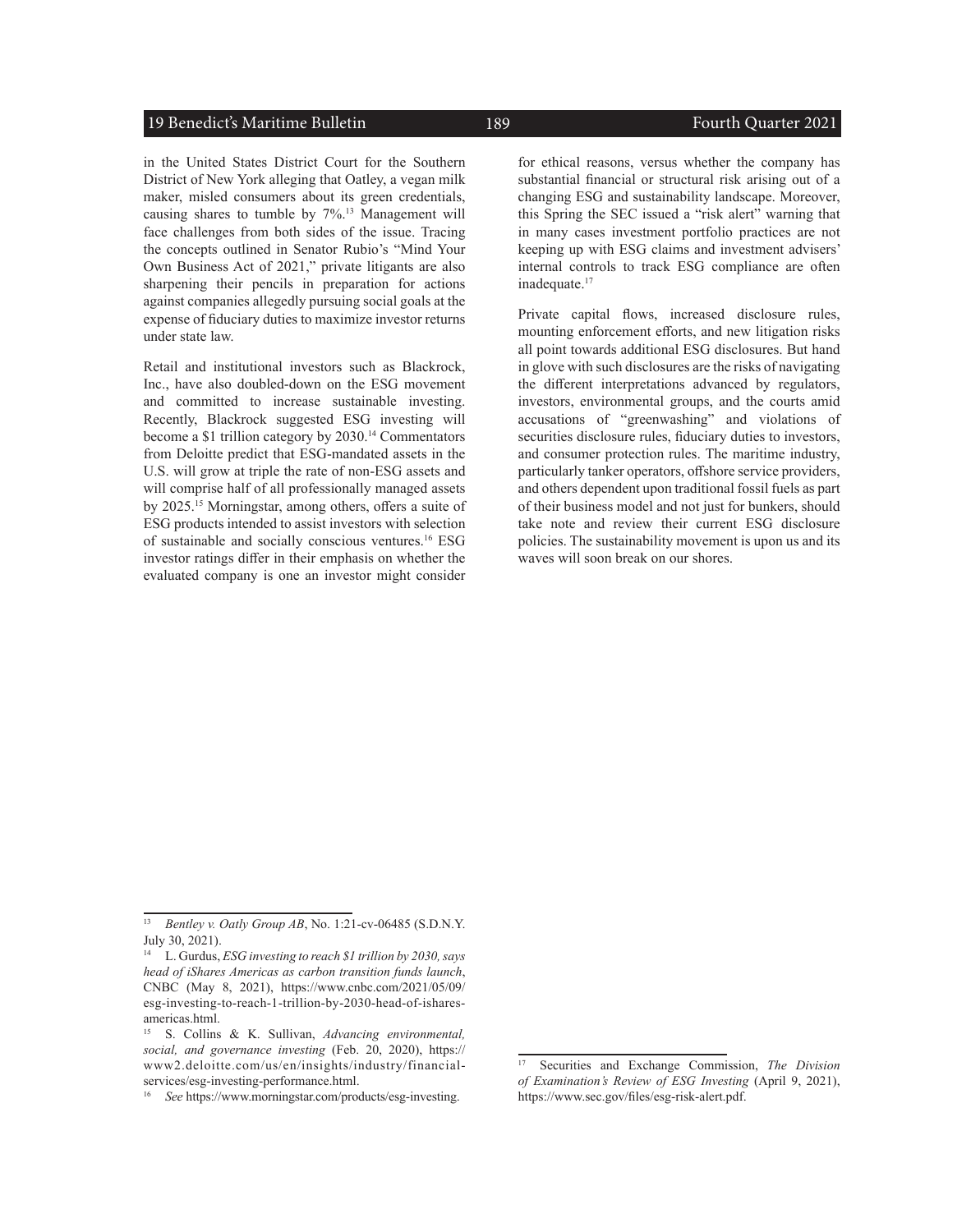in the United States District Court for the Southern District of New York alleging that Oatley, a vegan milk maker, misled consumers about its green credentials, causing shares to tumble by 7%.[13] Management will face challenges from both sides of the issue. Tracing the concepts outlined in Senator Rubio's "Mind Your Own Business Act of 2021," private litigants are also sharpening their pencils in preparation for actions against companies allegedly pursuing social goals at the expense of fiduciary duties to maximize investor returns under state law.

Retail and institutional investors such as Blackrock, Inc., have also doubled-down on the ESG movement and committed to increase sustainable investing. Recently, Blackrock suggested ESG investing will become a $1 trillion category by 2030.[14] Commentators from Deloitte predict that ESG-mandated assets in the U.S. will grow at triple the rate of non-ESG assets and will comprise half of all professionally managed assets by 2025.[15] Morningstar, among others, offers a suite of ESG products intended to assist investors with selection of sustainable and socially conscious ventures.[16] ESG investor ratings differ in their emphasis on whether the evaluated company is one an investor might consider for ethical reasons, versus whether the company has substantial financial or structural risk arising out of a changing ESG and sustainability landscape. Moreover, this Spring the SEC issued a "risk alert" warning that in many cases investment portfolio practices are not keeping up with ESG claims and investment advisers' internal controls to track ESG compliance are often inadequate.[17]

Private capital flows, increased disclosure rules, mounting enforcement efforts, and new litigation risks all point towards additional ESG disclosures. But hand in glove with such disclosures are the risks of navigating the different interpretations advanced by regulators, investors, environmental groups, and the courts amid accusations of "greenwashing" and violations of securities disclosure rules, fiduciary duties to investors, and consumer protection rules. The maritime industry, particularly tanker operators, offshore service providers, and others dependent upon traditional fossil fuels as part of their business model and not just for bunkers, should take note and review their current ESG disclosure policies. The sustainability movement is upon us and its waves will soon break on our shores.

---

[13] *Bentley v. Oatly Group AB*, No. 1:21-cv-06485 (S.D.N.Y. July 30, 2021).

[14] L. Gurdus, *ESG investing to reach $1 trillion by 2030, says head of iShares Americas as carbon transition funds launch*, CNBC (May 8, 2021), https://www.cnbc.com/2021/05/09/esg-investing-to-reach-1-trillion-by-2030-head-of-ishares-americas.html.

[15] S. Collins & K. Sullivan, *Advancing environmental, social, and governance investing* (Feb. 20, 2020), https://www2.deloitte.com/us/en/insights/industry/financial-services/esg-investing-performance.html.

[16] *See* https://www.morningstar.com/products/esg-investing.

[17] Securities and Exchange Commission, *The Division of Examination's Review of ESG Investing* (April 9, 2021), https://www.sec.gov/files/esg-risk-alert.pdf.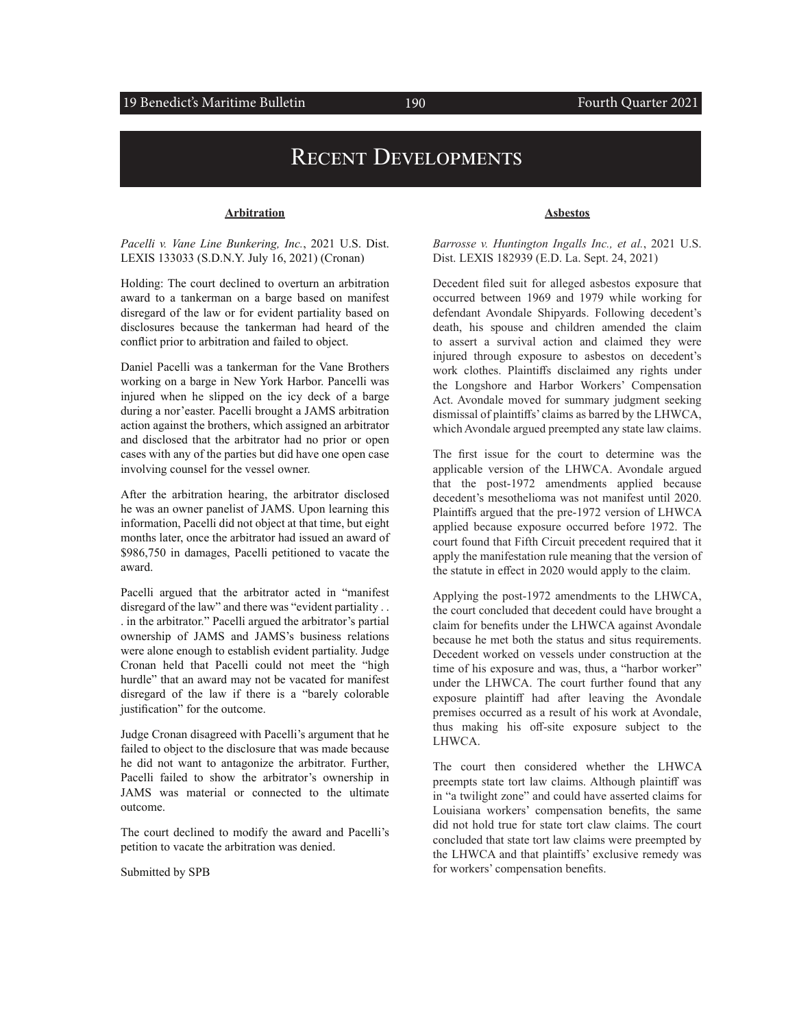# Recent Developments

## Arbitration

*Pacelli v. Vane Line Bunkering, Inc.*, 2021 U.S. Dist. LEXIS 133033 (S.D.N.Y. July 16, 2021) (Cronan)

Holding: The court declined to overturn an arbitration award to a tankerman on a barge based on manifest disregard of the law or for evident partiality based on disclosures because the tankerman had heard of the conflict prior to arbitration and failed to object.

Daniel Pacelli was a tankerman for the Vane Brothers working on a barge in New York Harbor. Pancelli was injured when he slipped on the icy deck of a barge during a nor'easter. Pacelli brought a JAMS arbitration action against the brothers, which assigned an arbitrator and disclosed that the arbitrator had no prior or open cases with any of the parties but did have one open case involving counsel for the vessel owner.

After the arbitration hearing, the arbitrator disclosed he was an owner panelist of JAMS. Upon learning this information, Pacelli did not object at that time, but eight months later, once the arbitrator had issued an award of $986,750 in damages, Pacelli petitioned to vacate the award.

Pacelli argued that the arbitrator acted in "manifest disregard of the law" and there was "evident partiality . . . in the arbitrator." Pacelli argued the arbitrator's partial ownership of JAMS and JAMS's business relations were alone enough to establish evident partiality. Judge Cronan held that Pacelli could not meet the "high hurdle" that an award may not be vacated for manifest disregard of the law if there is a "barely colorable justification" for the outcome.

Judge Cronan disagreed with Pacelli's argument that he failed to object to the disclosure that was made because he did not want to antagonize the arbitrator. Further, Pacelli failed to show the arbitrator's ownership in JAMS was material or connected to the ultimate outcome.

The court declined to modify the award and Pacelli's petition to vacate the arbitration was denied.

Submitted by SPB

## Asbestos

*Barrosse v. Huntington Ingalls Inc., et al.*, 2021 U.S. Dist. LEXIS 182939 (E.D. La. Sept. 24, 2021)

Decedent filed suit for alleged asbestos exposure that occurred between 1969 and 1979 while working for defendant Avondale Shipyards. Following decedent's death, his spouse and children amended the claim to assert a survival action and claimed they were injured through exposure to asbestos on decedent's work clothes. Plaintiffs disclaimed any rights under the Longshore and Harbor Workers' Compensation Act. Avondale moved for summary judgment seeking dismissal of plaintiffs' claims as barred by the LHWCA, which Avondale argued preempted any state law claims.

The first issue for the court to determine was the applicable version of the LHWCA. Avondale argued that the post-1972 amendments applied because decedent's mesothelioma was not manifest until 2020. Plaintiffs argued that the pre-1972 version of LHWCA applied because exposure occurred before 1972. The court found that Fifth Circuit precedent required that it apply the manifestation rule meaning that the version of the statute in effect in 2020 would apply to the claim.

Applying the post-1972 amendments to the LHWCA, the court concluded that decedent could have brought a claim for benefits under the LHWCA against Avondale because he met both the status and situs requirements. Decedent worked on vessels under construction at the time of his exposure and was, thus, a "harbor worker" under the LHWCA. The court further found that any exposure plaintiff had after leaving the Avondale premises occurred as a result of his work at Avondale, thus making his off-site exposure subject to the LHWCA.

The court then considered whether the LHWCA preempts state tort law claims. Although plaintiff was in "a twilight zone" and could have asserted claims for Louisiana workers' compensation benefits, the same did not hold true for state tort claw claims. The court concluded that state tort law claims were preempted by the LHWCA and that plaintiffs' exclusive remedy was for workers' compensation benefits.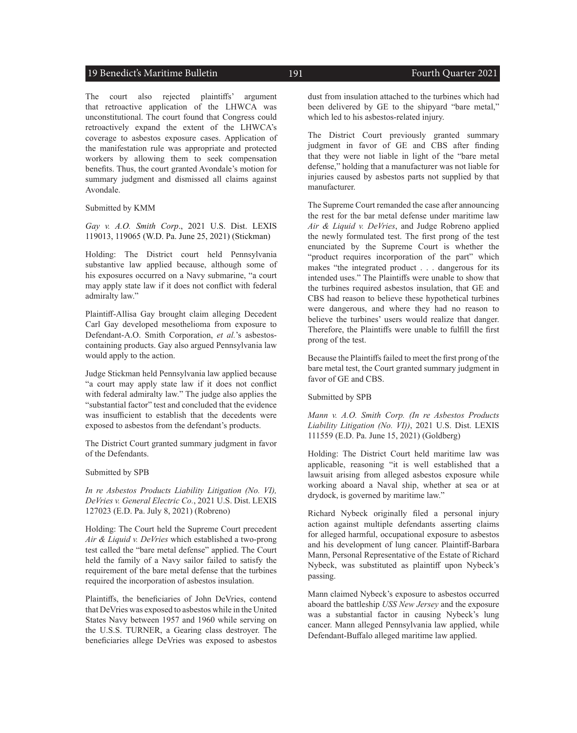The court also rejected plaintiffs' argument that retroactive application of the LHWCA was unconstitutional. The court found that Congress could retroactively expand the extent of the LHWCA's coverage to asbestos exposure cases. Application of the manifestation rule was appropriate and protected workers by allowing them to seek compensation benefits. Thus, the court granted Avondale's motion for summary judgment and dismissed all claims against Avondale.

Submitted by KMM

*Gay v. A.O. Smith Corp*., 2021 U.S. Dist. LEXIS 119013, 119065 (W.D. Pa. June 25, 2021) (Stickman)

Holding: The District court held Pennsylvania substantive law applied because, although some of his exposures occurred on a Navy submarine, "a court may apply state law if it does not conflict with federal admiralty law."

Plaintiff-Allisa Gay brought claim alleging Decedent Carl Gay developed mesothelioma from exposure to Defendant-A.O. Smith Corporation, *et al.*'s asbestos-containing products. Gay also argued Pennsylvania law would apply to the action.

Judge Stickman held Pennsylvania law applied because "a court may apply state law if it does not conflict with federal admiralty law." The judge also applies the "substantial factor" test and concluded that the evidence was insufficient to establish that the decedents were exposed to asbestos from the defendant's products.

The District Court granted summary judgment in favor of the Defendants.

Submitted by SPB

*In re Asbestos Products Liability Litigation (No. VI), DeVries v. General Electric Co.*, 2021 U.S. Dist. LEXIS 127023 (E.D. Pa. July 8, 2021) (Robreno)

Holding: The Court held the Supreme Court precedent *Air & Liquid v. DeVries* which established a two-prong test called the "bare metal defense" applied. The Court held the family of a Navy sailor failed to satisfy the requirement of the bare metal defense that the turbines required the incorporation of asbestos insulation.

Plaintiffs, the beneficiaries of John DeVries, contend that DeVries was exposed to asbestos while in the United States Navy between 1957 and 1960 while serving on the U.S.S. TURNER, a Gearing class destroyer. The beneficiaries allege DeVries was exposed to asbestos dust from insulation attached to the turbines which had been delivered by GE to the shipyard "bare metal," which led to his asbestos-related injury.

The District Court previously granted summary judgment in favor of GE and CBS after finding that they were not liable in light of the "bare metal defense," holding that a manufacturer was not liable for injuries caused by asbestos parts not supplied by that manufacturer.

The Supreme Court remanded the case after announcing the rest for the bar metal defense under maritime law *Air & Liquid v. DeVries*, and Judge Robreno applied the newly formulated test. The first prong of the test enunciated by the Supreme Court is whether the "product requires incorporation of the part" which makes "the integrated product . . . dangerous for its intended uses." The Plaintiffs were unable to show that the turbines required asbestos insulation, that GE and CBS had reason to believe these hypothetical turbines were dangerous, and where they had no reason to believe the turbines' users would realize that danger. Therefore, the Plaintiffs were unable to fulfill the first prong of the test.

Because the Plaintiffs failed to meet the first prong of the bare metal test, the Court granted summary judgment in favor of GE and CBS.

Submitted by SPB

*Mann v. A.O. Smith Corp. (In re Asbestos Products Liability Litigation (No. VI))*, 2021 U.S. Dist. LEXIS 111559 (E.D. Pa. June 15, 2021) (Goldberg)

Holding: The District Court held maritime law was applicable, reasoning "it is well established that a lawsuit arising from alleged asbestos exposure while working aboard a Naval ship, whether at sea or at drydock, is governed by maritime law."

Richard Nybeck originally filed a personal injury action against multiple defendants asserting claims for alleged harmful, occupational exposure to asbestos and his development of lung cancer. Plaintiff-Barbara Mann, Personal Representative of the Estate of Richard Nybeck, was substituted as plaintiff upon Nybeck's passing.

Mann claimed Nybeck's exposure to asbestos occurred aboard the battleship *USS New Jersey* and the exposure was a substantial factor in causing Nybeck's lung cancer. Mann alleged Pennsylvania law applied, while Defendant-Buffalo alleged maritime law applied.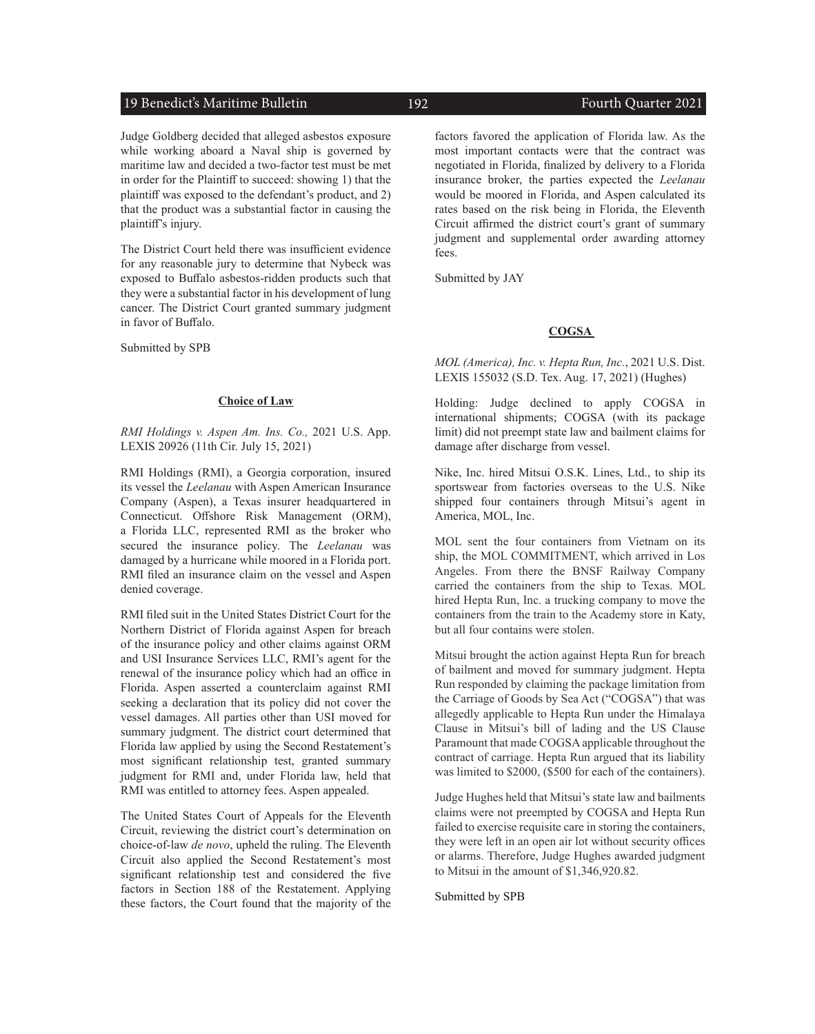Judge Goldberg decided that alleged asbestos exposure while working aboard a Naval ship is governed by maritime law and decided a two-factor test must be met in order for the Plaintiff to succeed: showing 1) that the plaintiff was exposed to the defendant's product, and 2) that the product was a substantial factor in causing the plaintiff's injury.

The District Court held there was insufficient evidence for any reasonable jury to determine that Nybeck was exposed to Buffalo asbestos-ridden products such that they were a substantial factor in his development of lung cancer. The District Court granted summary judgment in favor of Buffalo.

Submitted by SPB

**Choice of Law**

*RMI Holdings v. Aspen Am. Ins. Co.,* 2021 U.S. App. LEXIS 20926 (11th Cir. July 15, 2021)

RMI Holdings (RMI), a Georgia corporation, insured its vessel the *Leelanau* with Aspen American Insurance Company (Aspen), a Texas insurer headquartered in Connecticut. Offshore Risk Management (ORM), a Florida LLC, represented RMI as the broker who secured the insurance policy. The *Leelanau* was damaged by a hurricane while moored in a Florida port. RMI filed an insurance claim on the vessel and Aspen denied coverage.

RMI filed suit in the United States District Court for the Northern District of Florida against Aspen for breach of the insurance policy and other claims against ORM and USI Insurance Services LLC, RMI's agent for the renewal of the insurance policy which had an office in Florida. Aspen asserted a counterclaim against RMI seeking a declaration that its policy did not cover the vessel damages. All parties other than USI moved for summary judgment. The district court determined that Florida law applied by using the Second Restatement's most significant relationship test, granted summary judgment for RMI and, under Florida law, held that RMI was entitled to attorney fees. Aspen appealed.

The United States Court of Appeals for the Eleventh Circuit, reviewing the district court's determination on choice-of-law *de novo*, upheld the ruling. The Eleventh Circuit also applied the Second Restatement's most significant relationship test and considered the five factors in Section 188 of the Restatement. Applying these factors, the Court found that the majority of the factors favored the application of Florida law. As the most important contacts were that the contract was negotiated in Florida, finalized by delivery to a Florida insurance broker, the parties expected the *Leelanau* would be moored in Florida, and Aspen calculated its rates based on the risk being in Florida, the Eleventh Circuit affirmed the district court's grant of summary judgment and supplemental order awarding attorney fees.

Submitted by JAY

**COGSA**

*MOL (America), Inc. v. Hepta Run, Inc.*, 2021 U.S. Dist. LEXIS 155032 (S.D. Tex. Aug. 17, 2021) (Hughes)

Holding: Judge declined to apply COGSA in international shipments; COGSA (with its package limit) did not preempt state law and bailment claims for damage after discharge from vessel.

Nike, Inc. hired Mitsui O.S.K. Lines, Ltd., to ship its sportswear from factories overseas to the U.S. Nike shipped four containers through Mitsui's agent in America, MOL, Inc.

MOL sent the four containers from Vietnam on its ship, the MOL COMMITMENT, which arrived in Los Angeles. From there the BNSF Railway Company carried the containers from the ship to Texas. MOL hired Hepta Run, Inc. a trucking company to move the containers from the train to the Academy store in Katy, but all four contains were stolen.

Mitsui brought the action against Hepta Run for breach of bailment and moved for summary judgment. Hepta Run responded by claiming the package limitation from the Carriage of Goods by Sea Act ("COGSA") that was allegedly applicable to Hepta Run under the Himalaya Clause in Mitsui's bill of lading and the US Clause Paramount that made COGSA applicable throughout the contract of carriage. Hepta Run argued that its liability was limited to $2000, ($500 for each of the containers).

Judge Hughes held that Mitsui's state law and bailments claims were not preempted by COGSA and Hepta Run failed to exercise requisite care in storing the containers, they were left in an open air lot without security offices or alarms. Therefore, Judge Hughes awarded judgment to Mitsui in the amount of $1,346,920.82.

Submitted by SPB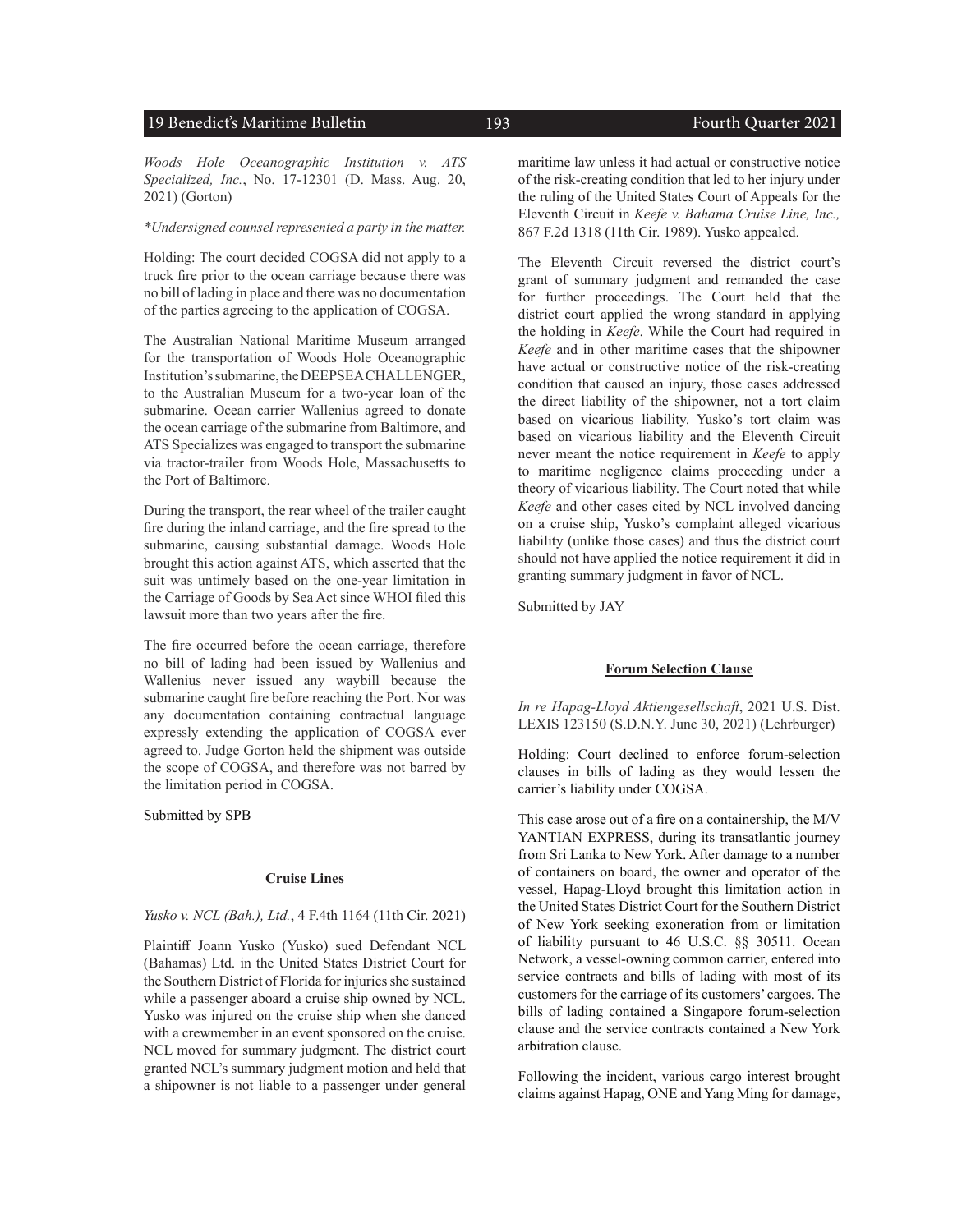*Woods Hole Oceanographic Institution v. ATS Specialized, Inc.*, No. 17-12301 (D. Mass. Aug. 20, 2021) (Gorton)

*\*Undersigned counsel represented a party in the matter.*

Holding: The court decided COGSA did not apply to a truck fire prior to the ocean carriage because there was no bill of lading in place and there was no documentation of the parties agreeing to the application of COGSA.

The Australian National Maritime Museum arranged for the transportation of Woods Hole Oceanographic Institution's submarine, the DEEPSEA CHALLENGER, to the Australian Museum for a two-year loan of the submarine. Ocean carrier Wallenius agreed to donate the ocean carriage of the submarine from Baltimore, and ATS Specializes was engaged to transport the submarine via tractor-trailer from Woods Hole, Massachusetts to the Port of Baltimore.

During the transport, the rear wheel of the trailer caught fire during the inland carriage, and the fire spread to the submarine, causing substantial damage. Woods Hole brought this action against ATS, which asserted that the suit was untimely based on the one-year limitation in the Carriage of Goods by Sea Act since WHOI filed this lawsuit more than two years after the fire.

The fire occurred before the ocean carriage, therefore no bill of lading had been issued by Wallenius and Wallenius never issued any waybill because the submarine caught fire before reaching the Port. Nor was any documentation containing contractual language expressly extending the application of COGSA ever agreed to. Judge Gorton held the shipment was outside the scope of COGSA, and therefore was not barred by the limitation period in COGSA.

Submitted by SPB

## Cruise Lines

*Yusko v. NCL (Bah.), Ltd.*, 4 F.4th 1164 (11th Cir. 2021)

Plaintiff Joann Yusko (Yusko) sued Defendant NCL (Bahamas) Ltd. in the United States District Court for the Southern District of Florida for injuries she sustained while a passenger aboard a cruise ship owned by NCL. Yusko was injured on the cruise ship when she danced with a crewmember in an event sponsored on the cruise. NCL moved for summary judgment. The district court granted NCL's summary judgment motion and held that a shipowner is not liable to a passenger under general maritime law unless it had actual or constructive notice of the risk-creating condition that led to her injury under the ruling of the United States Court of Appeals for the Eleventh Circuit in *Keefe v. Bahama Cruise Line, Inc.,* 867 F.2d 1318 (11th Cir. 1989). Yusko appealed.

The Eleventh Circuit reversed the district court's grant of summary judgment and remanded the case for further proceedings. The Court held that the district court applied the wrong standard in applying the holding in *Keefe*. While the Court had required in *Keefe* and in other maritime cases that the shipowner have actual or constructive notice of the risk-creating condition that caused an injury, those cases addressed the direct liability of the shipowner, not a tort claim based on vicarious liability. Yusko's tort claim was based on vicarious liability and the Eleventh Circuit never meant the notice requirement in *Keefe* to apply to maritime negligence claims proceeding under a theory of vicarious liability. The Court noted that while *Keefe* and other cases cited by NCL involved dancing on a cruise ship, Yusko's complaint alleged vicarious liability (unlike those cases) and thus the district court should not have applied the notice requirement it did in granting summary judgment in favor of NCL.

Submitted by JAY

## Forum Selection Clause

*In re Hapag-Lloyd Aktiengesellschaft*, 2021 U.S. Dist. LEXIS 123150 (S.D.N.Y. June 30, 2021) (Lehrburger)

Holding: Court declined to enforce forum-selection clauses in bills of lading as they would lessen the carrier's liability under COGSA.

This case arose out of a fire on a containership, the M/V YANTIAN EXPRESS, during its transatlantic journey from Sri Lanka to New York. After damage to a number of containers on board, the owner and operator of the vessel, Hapag-Lloyd brought this limitation action in the United States District Court for the Southern District of New York seeking exoneration from or limitation of liability pursuant to 46 U.S.C. §§ 30511. Ocean Network, a vessel-owning common carrier, entered into service contracts and bills of lading with most of its customers for the carriage of its customers' cargoes. The bills of lading contained a Singapore forum-selection clause and the service contracts contained a New York arbitration clause.

Following the incident, various cargo interest brought claims against Hapag, ONE and Yang Ming for damage,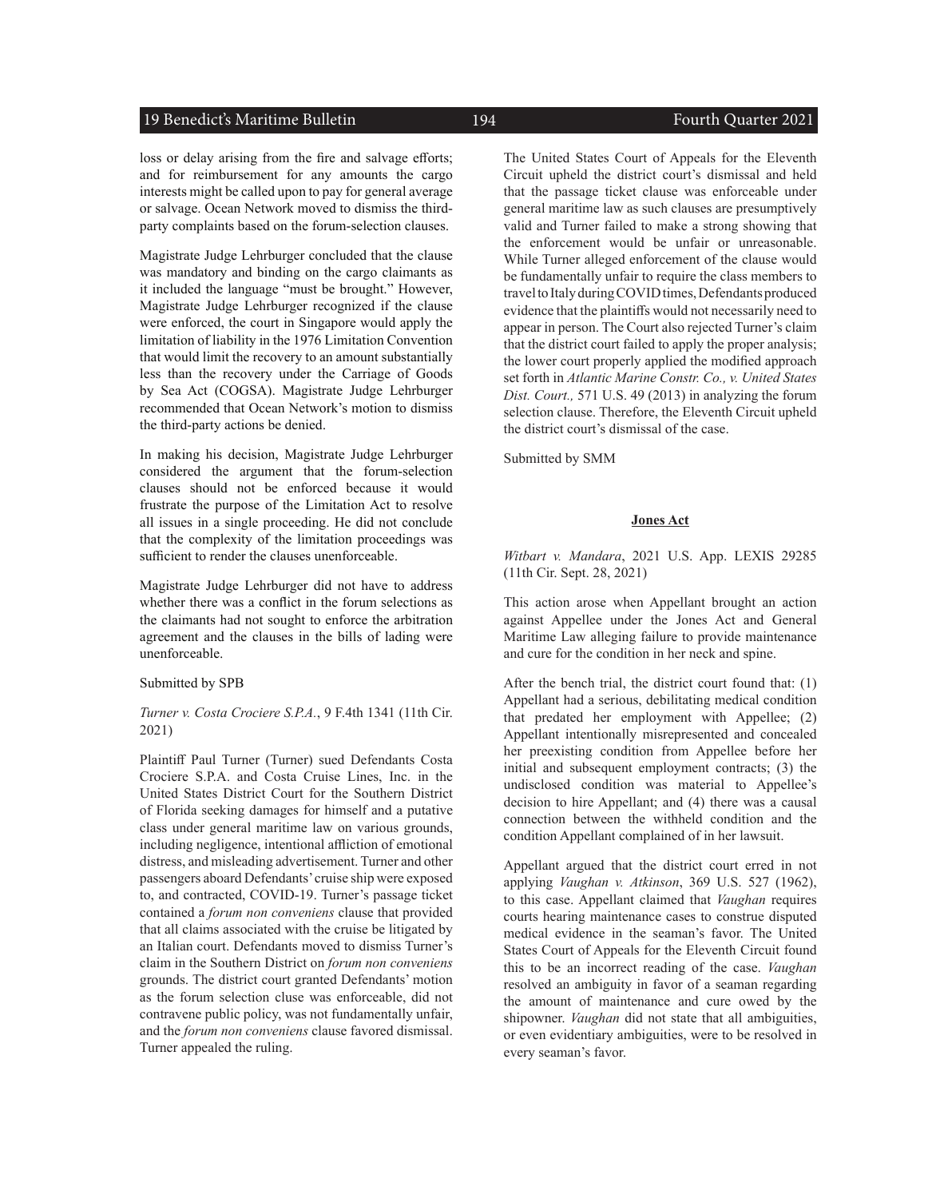loss or delay arising from the fire and salvage efforts; and for reimbursement for any amounts the cargo interests might be called upon to pay for general average or salvage. Ocean Network moved to dismiss the third-party complaints based on the forum-selection clauses.

Magistrate Judge Lehrburger concluded that the clause was mandatory and binding on the cargo claimants as it included the language "must be brought." However, Magistrate Judge Lehrburger recognized if the clause were enforced, the court in Singapore would apply the limitation of liability in the 1976 Limitation Convention that would limit the recovery to an amount substantially less than the recovery under the Carriage of Goods by Sea Act (COGSA). Magistrate Judge Lehrburger recommended that Ocean Network's motion to dismiss the third-party actions be denied.

In making his decision, Magistrate Judge Lehrburger considered the argument that the forum-selection clauses should not be enforced because it would frustrate the purpose of the Limitation Act to resolve all issues in a single proceeding. He did not conclude that the complexity of the limitation proceedings was sufficient to render the clauses unenforceable.

Magistrate Judge Lehrburger did not have to address whether there was a conflict in the forum selections as the claimants had not sought to enforce the arbitration agreement and the clauses in the bills of lading were unenforceable.

Submitted by SPB

*Turner v. Costa Crociere S.P.A.*, 9 F.4th 1341 (11th Cir. 2021)

Plaintiff Paul Turner (Turner) sued Defendants Costa Crociere S.P.A. and Costa Cruise Lines, Inc. in the United States District Court for the Southern District of Florida seeking damages for himself and a putative class under general maritime law on various grounds, including negligence, intentional affliction of emotional distress, and misleading advertisement. Turner and other passengers aboard Defendants' cruise ship were exposed to, and contracted, COVID-19. Turner's passage ticket contained a *forum non conveniens* clause that provided that all claims associated with the cruise be litigated by an Italian court. Defendants moved to dismiss Turner's claim in the Southern District on *forum non conveniens* grounds. The district court granted Defendants' motion as the forum selection cluse was enforceable, did not contravene public policy, was not fundamentally unfair, and the *forum non conveniens* clause favored dismissal. Turner appealed the ruling.

The United States Court of Appeals for the Eleventh Circuit upheld the district court's dismissal and held that the passage ticket clause was enforceable under general maritime law as such clauses are presumptively valid and Turner failed to make a strong showing that the enforcement would be unfair or unreasonable. While Turner alleged enforcement of the clause would be fundamentally unfair to require the class members to travel to Italy during COVID times, Defendants produced evidence that the plaintiffs would not necessarily need to appear in person. The Court also rejected Turner's claim that the district court failed to apply the proper analysis; the lower court properly applied the modified approach set forth in *Atlantic Marine Constr. Co., v. United States Dist. Court.,* 571 U.S. 49 (2013) in analyzing the forum selection clause. Therefore, the Eleventh Circuit upheld the district court's dismissal of the case.

Submitted by SMM

## Jones Act

*Witbart v. Mandara*, 2021 U.S. App. LEXIS 29285 (11th Cir. Sept. 28, 2021)

This action arose when Appellant brought an action against Appellee under the Jones Act and General Maritime Law alleging failure to provide maintenance and cure for the condition in her neck and spine.

After the bench trial, the district court found that: (1) Appellant had a serious, debilitating medical condition that predated her employment with Appellee; (2) Appellant intentionally misrepresented and concealed her preexisting condition from Appellee before her initial and subsequent employment contracts; (3) the undisclosed condition was material to Appellee's decision to hire Appellant; and (4) there was a causal connection between the withheld condition and the condition Appellant complained of in her lawsuit.

Appellant argued that the district court erred in not applying *Vaughan v. Atkinson*, 369 U.S. 527 (1962), to this case. Appellant claimed that *Vaughan* requires courts hearing maintenance cases to construe disputed medical evidence in the seaman's favor. The United States Court of Appeals for the Eleventh Circuit found this to be an incorrect reading of the case. *Vaughan* resolved an ambiguity in favor of a seaman regarding the amount of maintenance and cure owed by the shipowner. *Vaughan* did not state that all ambiguities, or even evidentiary ambiguities, were to be resolved in every seaman's favor.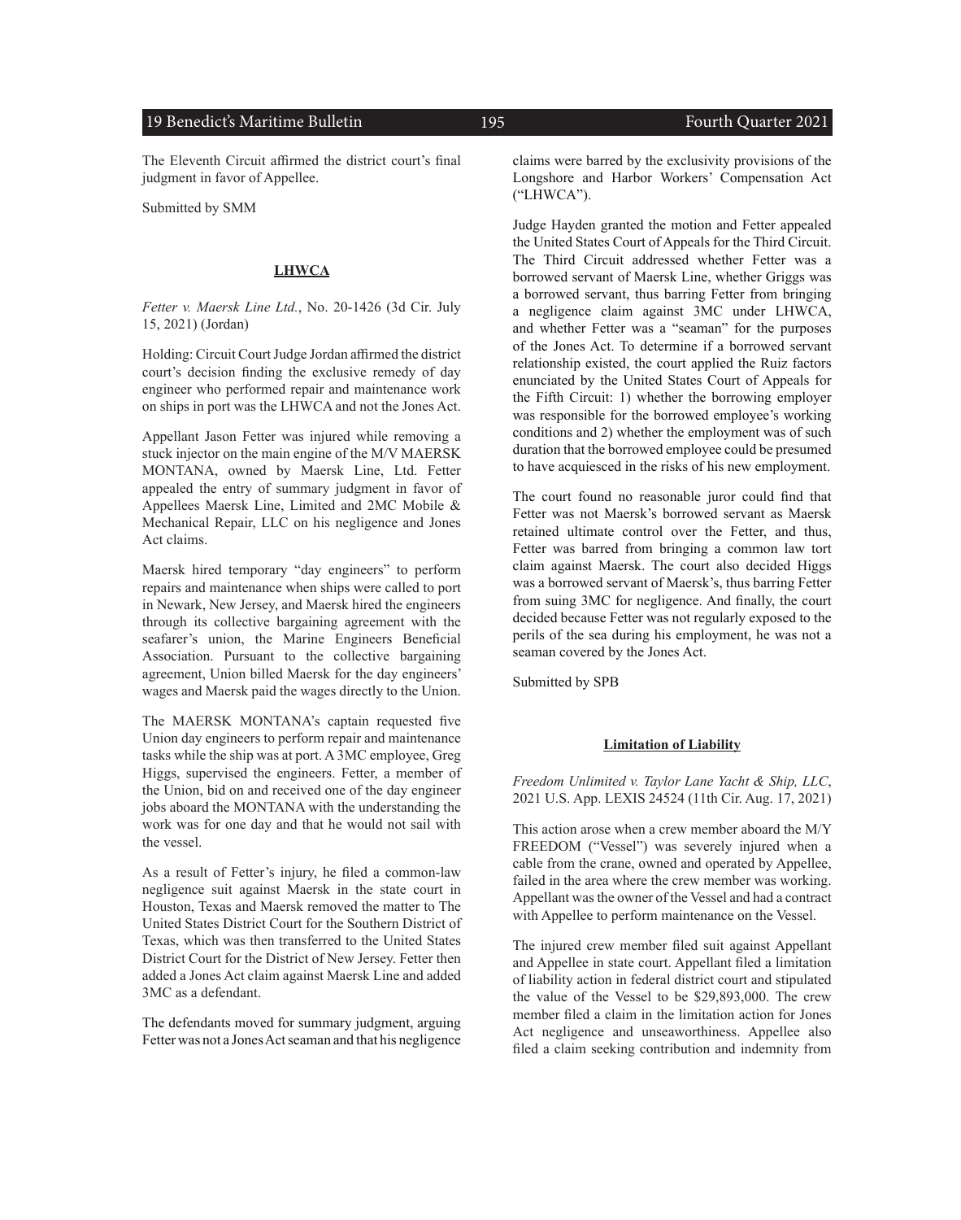The Eleventh Circuit affirmed the district court's final judgment in favor of Appellee.

Submitted by SMM

## **LHWCA**

*Fetter v. Maersk Line Ltd.*, No. 20-1426 (3d Cir. July 15, 2021) (Jordan)

Holding: Circuit Court Judge Jordan affirmed the district court's decision finding the exclusive remedy of day engineer who performed repair and maintenance work on ships in port was the LHWCA and not the Jones Act.

Appellant Jason Fetter was injured while removing a stuck injector on the main engine of the M/V MAERSK MONTANA, owned by Maersk Line, Ltd. Fetter appealed the entry of summary judgment in favor of Appellees Maersk Line, Limited and 2MC Mobile & Mechanical Repair, LLC on his negligence and Jones Act claims.

Maersk hired temporary "day engineers" to perform repairs and maintenance when ships were called to port in Newark, New Jersey, and Maersk hired the engineers through its collective bargaining agreement with the seafarer's union, the Marine Engineers Beneficial Association. Pursuant to the collective bargaining agreement, Union billed Maersk for the day engineers' wages and Maersk paid the wages directly to the Union.

The MAERSK MONTANA's captain requested five Union day engineers to perform repair and maintenance tasks while the ship was at port. A 3MC employee, Greg Higgs, supervised the engineers. Fetter, a member of the Union, bid on and received one of the day engineer jobs aboard the MONTANA with the understanding the work was for one day and that he would not sail with the vessel.

As a result of Fetter's injury, he filed a common-law negligence suit against Maersk in the state court in Houston, Texas and Maersk removed the matter to The United States District Court for the Southern District of Texas, which was then transferred to the United States District Court for the District of New Jersey. Fetter then added a Jones Act claim against Maersk Line and added 3MC as a defendant.

The defendants moved for summary judgment, arguing Fetter was not a Jones Act seaman and that his negligence claims were barred by the exclusivity provisions of the Longshore and Harbor Workers' Compensation Act ("LHWCA").

Judge Hayden granted the motion and Fetter appealed the United States Court of Appeals for the Third Circuit. The Third Circuit addressed whether Fetter was a borrowed servant of Maersk Line, whether Griggs was a borrowed servant, thus barring Fetter from bringing a negligence claim against 3MC under LHWCA, and whether Fetter was a "seaman" for the purposes of the Jones Act. To determine if a borrowed servant relationship existed, the court applied the Ruiz factors enunciated by the United States Court of Appeals for the Fifth Circuit: 1) whether the borrowing employer was responsible for the borrowed employee's working conditions and 2) whether the employment was of such duration that the borrowed employee could be presumed to have acquiesced in the risks of his new employment.

The court found no reasonable juror could find that Fetter was not Maersk's borrowed servant as Maersk retained ultimate control over the Fetter, and thus, Fetter was barred from bringing a common law tort claim against Maersk. The court also decided Higgs was a borrowed servant of Maersk's, thus barring Fetter from suing 3MC for negligence. And finally, the court decided because Fetter was not regularly exposed to the perils of the sea during his employment, he was not a seaman covered by the Jones Act.

Submitted by SPB

## **Limitation of Liability**

*Freedom Unlimited v. Taylor Lane Yacht & Ship, LLC*, 2021 U.S. App. LEXIS 24524 (11th Cir. Aug. 17, 2021)

This action arose when a crew member aboard the M/Y FREEDOM ("Vessel") was severely injured when a cable from the crane, owned and operated by Appellee, failed in the area where the crew member was working. Appellant was the owner of the Vessel and had a contract with Appellee to perform maintenance on the Vessel.

The injured crew member filed suit against Appellant and Appellee in state court. Appellant filed a limitation of liability action in federal district court and stipulated the value of the Vessel to be $29,893,000. The crew member filed a claim in the limitation action for Jones Act negligence and unseaworthiness. Appellee also filed a claim seeking contribution and indemnity from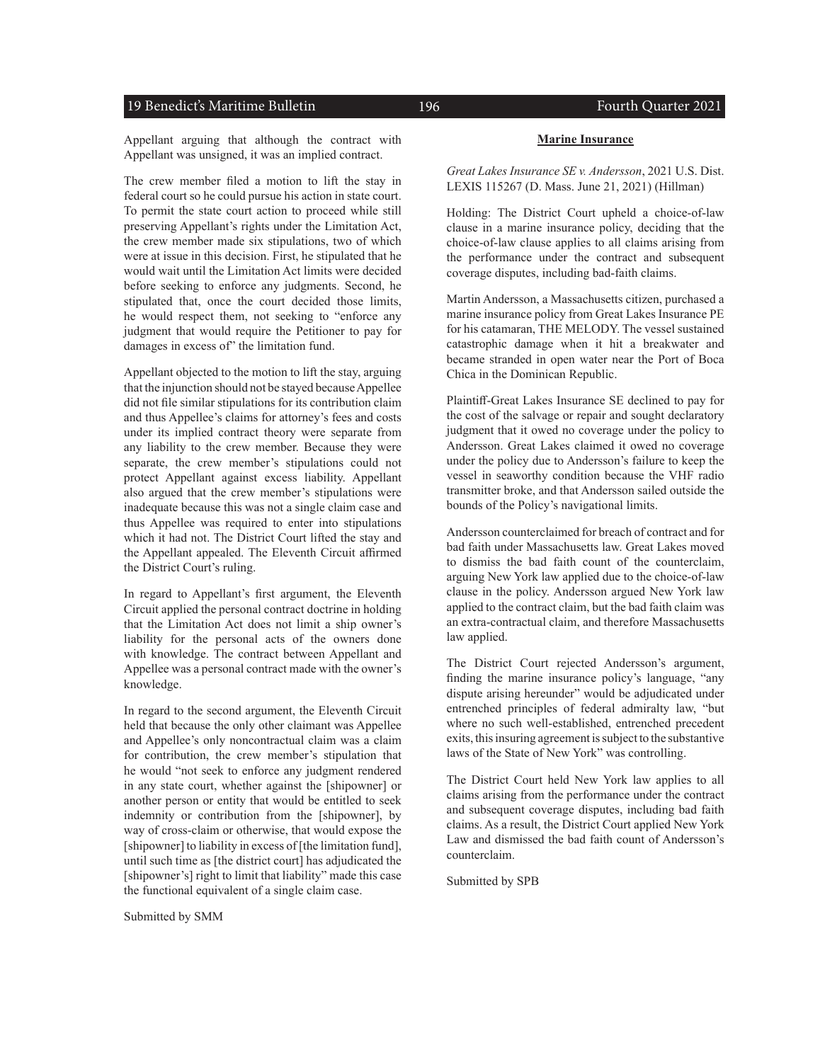Appellant arguing that although the contract with Appellant was unsigned, it was an implied contract.

The crew member filed a motion to lift the stay in federal court so he could pursue his action in state court. To permit the state court action to proceed while still preserving Appellant's rights under the Limitation Act, the crew member made six stipulations, two of which were at issue in this decision. First, he stipulated that he would wait until the Limitation Act limits were decided before seeking to enforce any judgments. Second, he stipulated that, once the court decided those limits, he would respect them, not seeking to "enforce any judgment that would require the Petitioner to pay for damages in excess of" the limitation fund.

Appellant objected to the motion to lift the stay, arguing that the injunction should not be stayed because Appellee did not file similar stipulations for its contribution claim and thus Appellee's claims for attorney's fees and costs under its implied contract theory were separate from any liability to the crew member. Because they were separate, the crew member's stipulations could not protect Appellant against excess liability. Appellant also argued that the crew member's stipulations were inadequate because this was not a single claim case and thus Appellee was required to enter into stipulations which it had not. The District Court lifted the stay and the Appellant appealed. The Eleventh Circuit affirmed the District Court's ruling.

In regard to Appellant's first argument, the Eleventh Circuit applied the personal contract doctrine in holding that the Limitation Act does not limit a ship owner's liability for the personal acts of the owners done with knowledge. The contract between Appellant and Appellee was a personal contract made with the owner's knowledge.

In regard to the second argument, the Eleventh Circuit held that because the only other claimant was Appellee and Appellee's only noncontractual claim was a claim for contribution, the crew member's stipulation that he would "not seek to enforce any judgment rendered in any state court, whether against the [shipowner] or another person or entity that would be entitled to seek indemnity or contribution from the [shipowner], by way of cross-claim or otherwise, that would expose the [shipowner] to liability in excess of [the limitation fund], until such time as [the district court] has adjudicated the [shipowner's] right to limit that liability" made this case the functional equivalent of a single claim case.

Submitted by SMM

**Marine Insurance**

*Great Lakes Insurance SE v. Andersson*, 2021 U.S. Dist. LEXIS 115267 (D. Mass. June 21, 2021) (Hillman)

Holding: The District Court upheld a choice-of-law clause in a marine insurance policy, deciding that the choice-of-law clause applies to all claims arising from the performance under the contract and subsequent coverage disputes, including bad-faith claims.

Martin Andersson, a Massachusetts citizen, purchased a marine insurance policy from Great Lakes Insurance PE for his catamaran, THE MELODY. The vessel sustained catastrophic damage when it hit a breakwater and became stranded in open water near the Port of Boca Chica in the Dominican Republic.

Plaintiff-Great Lakes Insurance SE declined to pay for the cost of the salvage or repair and sought declaratory judgment that it owed no coverage under the policy to Andersson. Great Lakes claimed it owed no coverage under the policy due to Andersson's failure to keep the vessel in seaworthy condition because the VHF radio transmitter broke, and that Andersson sailed outside the bounds of the Policy's navigational limits.

Andersson counterclaimed for breach of contract and for bad faith under Massachusetts law. Great Lakes moved to dismiss the bad faith count of the counterclaim, arguing New York law applied due to the choice-of-law clause in the policy. Andersson argued New York law applied to the contract claim, but the bad faith claim was an extra-contractual claim, and therefore Massachusetts law applied.

The District Court rejected Andersson's argument, finding the marine insurance policy's language, "any dispute arising hereunder" would be adjudicated under entrenched principles of federal admiralty law, "but where no such well-established, entrenched precedent exits, this insuring agreement is subject to the substantive laws of the State of New York" was controlling.

The District Court held New York law applies to all claims arising from the performance under the contract and subsequent coverage disputes, including bad faith claims. As a result, the District Court applied New York Law and dismissed the bad faith count of Andersson's counterclaim.

Submitted by SPB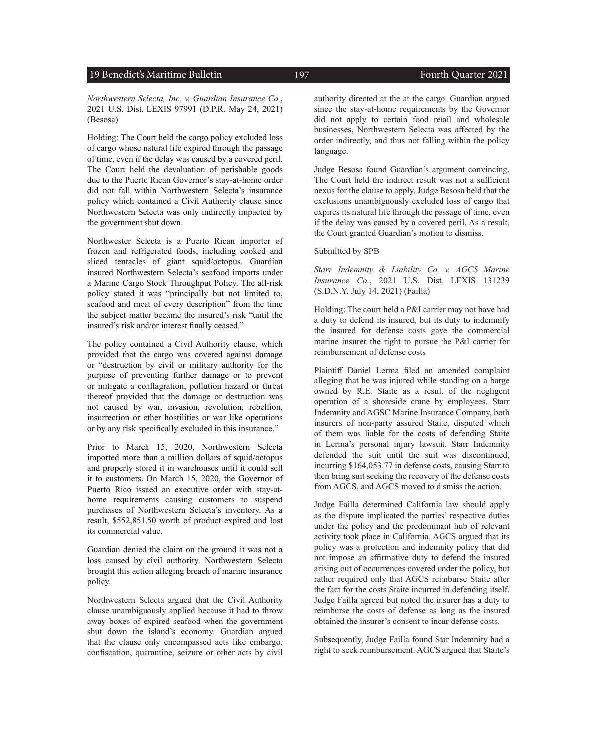*Northwestern Selecta, Inc. v. Guardian Insurance Co.*, 2021 U.S. Dist. LEXIS 97991 (D.P.R. May 24, 2021) (Besosa)

Holding: The Court held the cargo policy excluded loss of cargo whose natural life expired through the passage of time, even if the delay was caused by a covered peril. The Court held the devaluation of perishable goods due to the Puerto Rican Governor's stay-at-home order did not fall within Northwestern Selecta's insurance policy which contained a Civil Authority clause since Northwestern Selecta was only indirectly impacted by the government shut down.

Northwester Selecta is a Puerto Rican importer of frozen and refrigerated foods, including cooked and sliced tentacles of giant squid/octopus. Guardian insured Northwestern Selecta's seafood imports under a Marine Cargo Stock Throughput Policy. The all-risk policy stated it was "principally but not limited to, seafood and meat of every description" from the time the subject matter became the insured's risk "until the insured's risk and/or interest finally ceased."

The policy contained a Civil Authority clause, which provided that the cargo was covered against damage or "destruction by civil or military authority for the purpose of preventing further damage or to prevent or mitigate a conflagration, pollution hazard or threat thereof provided that the damage or destruction was not caused by war, invasion, revolution, rebellion, insurrection or other hostilities or war like operations or by any risk specifically excluded in this insurance."

Prior to March 15, 2020, Northwestern Selecta imported more than a million dollars of squid/octopus and properly stored it in warehouses until it could sell it to customers. On March 15, 2020, the Governor of Puerto Rico issued an executive order with stay-at-home requirements causing customers to suspend purchases of Northwestern Selecta's inventory. As a result, \$552,851.50 worth of product expired and lost its commercial value.

Guardian denied the claim on the ground it was not a loss caused by civil authority. Northwestern Selecta brought this action alleging breach of marine insurance policy.

Northwestern Selecta argued that the Civil Authority clause unambiguously applied because it had to throw away boxes of expired seafood when the government shut down the island's economy. Guardian argued that the clause only encompassed acts like embargo, confiscation, quarantine, seizure or other acts by civil authority directed at the at the cargo. Guardian argued since the stay-at-home requirements by the Governor did not apply to certain food retail and wholesale businesses, Northwestern Selecta was affected by the order indirectly, and thus not falling within the policy language.

Judge Besosa found Guardian's argument convincing. The Court held the indirect result was not a sufficient nexus for the clause to apply. Judge Besosa held that the exclusions unambiguously excluded loss of cargo that expires its natural life through the passage of time, even if the delay was caused by a covered peril. As a result, the Court granted Guardian's motion to dismiss.

Submitted by SPB

*Starr Indemnity & Liability Co. v. AGCS Marine Insurance Co.*, 2021 U.S. Dist. LEXIS 131239 (S.D.N.Y. July 14, 2021) (Failla)

Holding: The court held a P&I carrier may not have had a duty to defend its insured, but its duty to indemnify the insured for defense costs gave the commercial marine insurer the right to pursue the P&I carrier for reimbursement of defense costs

Plaintiff Daniel Lerma filed an amended complaint alleging that he was injured while standing on a barge owned by R.E. Staite as a result of the negligent operation of a shoreside crane by employees. Starr Indemnity and AGSC Marine Insurance Company, both insurers of non-party assured Staite, disputed which of them was liable for the costs of defending Staite in Lerma's personal injury lawsuit. Starr Indemnity defended the suit until the suit was discontinued, incurring \$164,053.77 in defense costs, causing Starr to then bring suit seeking the recovery of the defense costs from AGCS, and AGCS moved to dismiss the action.

Judge Failla determined California law should apply as the dispute implicated the parties' respective duties under the policy and the predominant hub of relevant activity took place in California. AGCS argued that its policy was a protection and indemnity policy that did not impose an affirmative duty to defend the insured arising out of occurrences covered under the policy, but rather required only that AGCS reimburse Staite after the fact for the costs Staite incurred in defending itself. Judge Failla agreed but noted the insurer has a duty to reimburse the costs of defense as long as the insured obtained the insurer's consent to incur defense costs.

Subsequently, Judge Failla found Star Indemnity had a right to seek reimbursement. AGCS argued that Staite's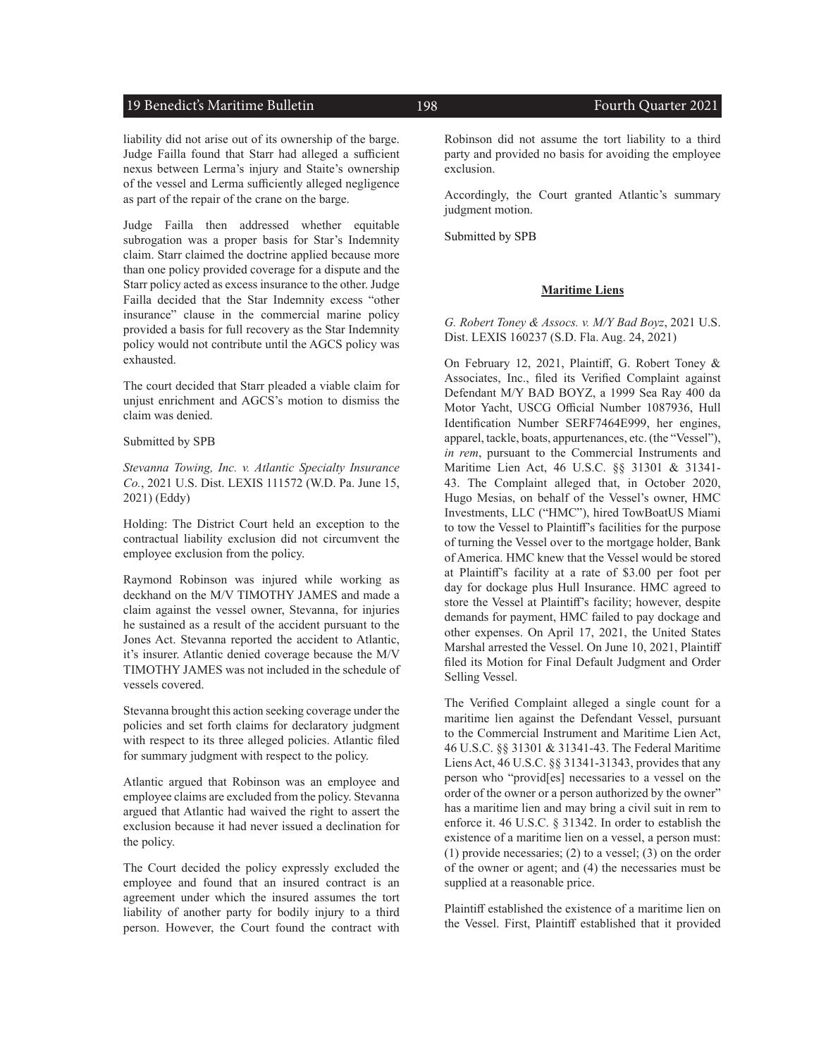liability did not arise out of its ownership of the barge. Judge Failla found that Starr had alleged a sufficient nexus between Lerma's injury and Staite's ownership of the vessel and Lerma sufficiently alleged negligence as part of the repair of the crane on the barge.

Judge Failla then addressed whether equitable subrogation was a proper basis for Star's Indemnity claim. Starr claimed the doctrine applied because more than one policy provided coverage for a dispute and the Starr policy acted as excess insurance to the other. Judge Failla decided that the Star Indemnity excess "other insurance" clause in the commercial marine policy provided a basis for full recovery as the Star Indemnity policy would not contribute until the AGCS policy was exhausted.

The court decided that Starr pleaded a viable claim for unjust enrichment and AGCS's motion to dismiss the claim was denied.

Submitted by SPB

*Stevanna Towing, Inc. v. Atlantic Specialty Insurance Co.*, 2021 U.S. Dist. LEXIS 111572 (W.D. Pa. June 15, 2021) (Eddy)

Holding: The District Court held an exception to the contractual liability exclusion did not circumvent the employee exclusion from the policy.

Raymond Robinson was injured while working as deckhand on the M/V TIMOTHY JAMES and made a claim against the vessel owner, Stevanna, for injuries he sustained as a result of the accident pursuant to the Jones Act. Stevanna reported the accident to Atlantic, it's insurer. Atlantic denied coverage because the M/V TIMOTHY JAMES was not included in the schedule of vessels covered.

Stevanna brought this action seeking coverage under the policies and set forth claims for declaratory judgment with respect to its three alleged policies. Atlantic filed for summary judgment with respect to the policy.

Atlantic argued that Robinson was an employee and employee claims are excluded from the policy. Stevanna argued that Atlantic had waived the right to assert the exclusion because it had never issued a declination for the policy.

The Court decided the policy expressly excluded the employee and found that an insured contract is an agreement under which the insured assumes the tort liability of another party for bodily injury to a third person. However, the Court found the contract with Robinson did not assume the tort liability to a third party and provided no basis for avoiding the employee exclusion.

Accordingly, the Court granted Atlantic's summary judgment motion.

Submitted by SPB

## Maritime Liens

*G. Robert Toney & Assocs. v. M/Y Bad Boyz*, 2021 U.S. Dist. LEXIS 160237 (S.D. Fla. Aug. 24, 2021)

On February 12, 2021, Plaintiff, G. Robert Toney & Associates, Inc., filed its Verified Complaint against Defendant M/Y BAD BOYZ, a 1999 Sea Ray 400 da Motor Yacht, USCG Official Number 1087936, Hull Identification Number SERF7464E999, her engines, apparel, tackle, boats, appurtenances, etc. (the "Vessel"), *in rem*, pursuant to the Commercial Instruments and Maritime Lien Act, 46 U.S.C. §§ 31301 & 31341-43. The Complaint alleged that, in October 2020, Hugo Mesias, on behalf of the Vessel's owner, HMC Investments, LLC ("HMC"), hired TowBoatUS Miami to tow the Vessel to Plaintiff's facilities for the purpose of turning the Vessel over to the mortgage holder, Bank of America. HMC knew that the Vessel would be stored at Plaintiff's facility at a rate of $3.00 per foot per day for dockage plus Hull Insurance. HMC agreed to store the Vessel at Plaintiff's facility; however, despite demands for payment, HMC failed to pay dockage and other expenses. On April 17, 2021, the United States Marshal arrested the Vessel. On June 10, 2021, Plaintiff filed its Motion for Final Default Judgment and Order Selling Vessel.

The Verified Complaint alleged a single count for a maritime lien against the Defendant Vessel, pursuant to the Commercial Instrument and Maritime Lien Act, 46 U.S.C. §§ 31301 & 31341-43. The Federal Maritime Liens Act, 46 U.S.C. §§ 31341-31343, provides that any person who "provid[es] necessaries to a vessel on the order of the owner or a person authorized by the owner" has a maritime lien and may bring a civil suit in rem to enforce it. 46 U.S.C. § 31342. In order to establish the existence of a maritime lien on a vessel, a person must: (1) provide necessaries; (2) to a vessel; (3) on the order of the owner or agent; and (4) the necessaries must be supplied at a reasonable price.

Plaintiff established the existence of a maritime lien on the Vessel. First, Plaintiff established that it provided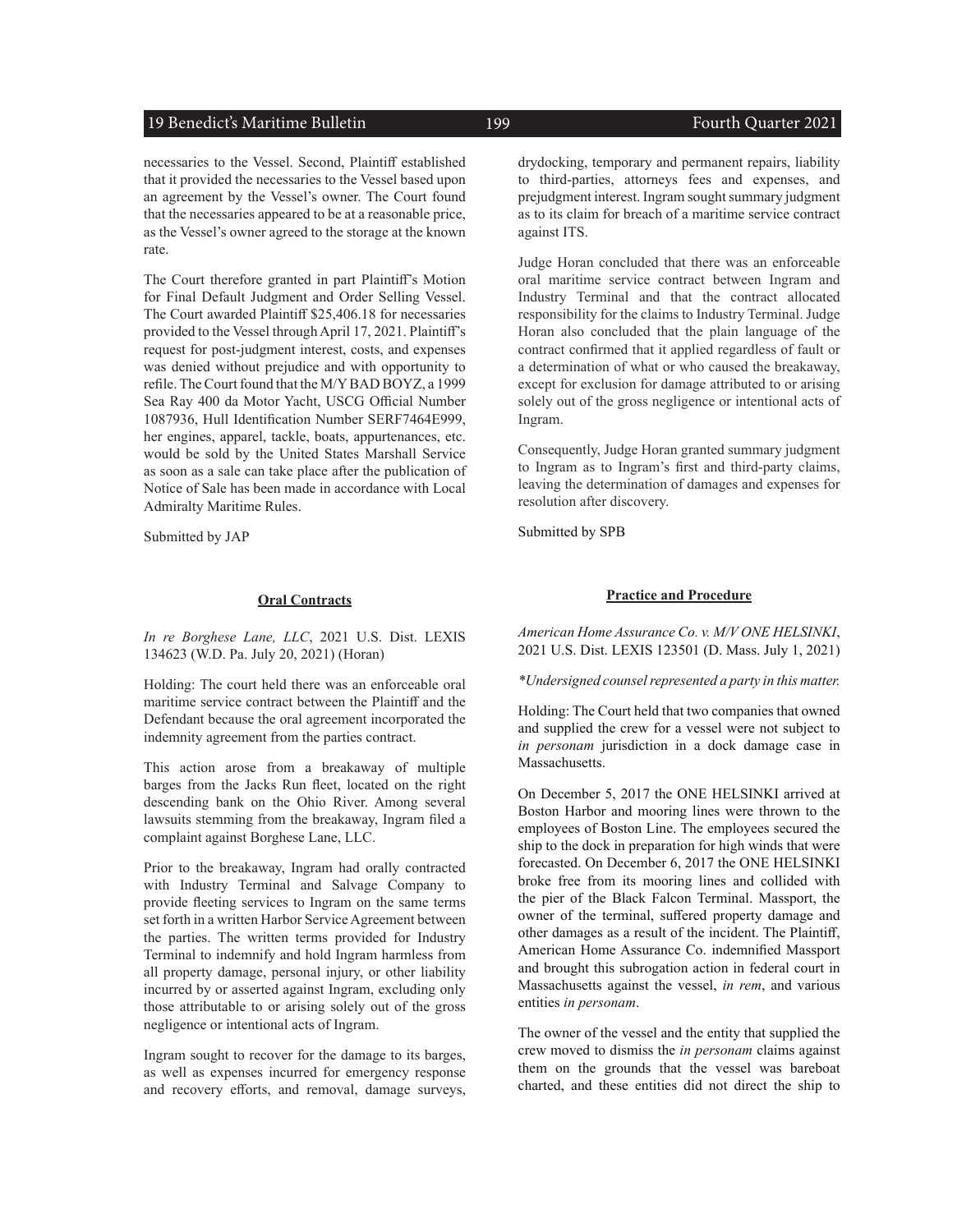necessaries to the Vessel. Second, Plaintiff established that it provided the necessaries to the Vessel based upon an agreement by the Vessel's owner. The Court found that the necessaries appeared to be at a reasonable price, as the Vessel's owner agreed to the storage at the known rate.

The Court therefore granted in part Plaintiff's Motion for Final Default Judgment and Order Selling Vessel. The Court awarded Plaintiff $25,406.18 for necessaries provided to the Vessel through April 17, 2021. Plaintiff's request for post-judgment interest, costs, and expenses was denied without prejudice and with opportunity to refile. The Court found that the M/Y BAD BOYZ, a 1999 Sea Ray 400 da Motor Yacht, USCG Official Number 1087936, Hull Identification Number SERF7464E999, her engines, apparel, tackle, boats, appurtenances, etc. would be sold by the United States Marshall Service as soon as a sale can take place after the publication of Notice of Sale has been made in accordance with Local Admiralty Maritime Rules.

Submitted by JAP

### Oral Contracts

*In re Borghese Lane, LLC*, 2021 U.S. Dist. LEXIS 134623 (W.D. Pa. July 20, 2021) (Horan)

Holding: The court held there was an enforceable oral maritime service contract between the Plaintiff and the Defendant because the oral agreement incorporated the indemnity agreement from the parties contract.

This action arose from a breakaway of multiple barges from the Jacks Run fleet, located on the right descending bank on the Ohio River. Among several lawsuits stemming from the breakaway, Ingram filed a complaint against Borghese Lane, LLC.

Prior to the breakaway, Ingram had orally contracted with Industry Terminal and Salvage Company to provide fleeting services to Ingram on the same terms set forth in a written Harbor Service Agreement between the parties. The written terms provided for Industry Terminal to indemnify and hold Ingram harmless from all property damage, personal injury, or other liability incurred by or asserted against Ingram, excluding only those attributable to or arising solely out of the gross negligence or intentional acts of Ingram.

Ingram sought to recover for the damage to its barges, as well as expenses incurred for emergency response and recovery efforts, and removal, damage surveys, drydocking, temporary and permanent repairs, liability to third-parties, attorneys fees and expenses, and prejudgment interest. Ingram sought summary judgment as to its claim for breach of a maritime service contract against ITS.

Judge Horan concluded that there was an enforceable oral maritime service contract between Ingram and Industry Terminal and that the contract allocated responsibility for the claims to Industry Terminal. Judge Horan also concluded that the plain language of the contract confirmed that it applied regardless of fault or a determination of what or who caused the breakaway, except for exclusion for damage attributed to or arising solely out of the gross negligence or intentional acts of Ingram.

Consequently, Judge Horan granted summary judgment to Ingram as to Ingram's first and third-party claims, leaving the determination of damages and expenses for resolution after discovery.

Submitted by SPB

### Practice and Procedure

*American Home Assurance Co. v. M/V ONE HELSINKI*, 2021 U.S. Dist. LEXIS 123501 (D. Mass. July 1, 2021)

*\*Undersigned counsel represented a party in this matter.*

Holding: The Court held that two companies that owned and supplied the crew for a vessel were not subject to *in personam* jurisdiction in a dock damage case in Massachusetts.

On December 5, 2017 the ONE HELSINKI arrived at Boston Harbor and mooring lines were thrown to the employees of Boston Line. The employees secured the ship to the dock in preparation for high winds that were forecasted. On December 6, 2017 the ONE HELSINKI broke free from its mooring lines and collided with the pier of the Black Falcon Terminal. Massport, the owner of the terminal, suffered property damage and other damages as a result of the incident. The Plaintiff, American Home Assurance Co. indemnified Massport and brought this subrogation action in federal court in Massachusetts against the vessel, *in rem*, and various entities *in personam*.

The owner of the vessel and the entity that supplied the crew moved to dismiss the *in personam* claims against them on the grounds that the vessel was bareboat charted, and these entities did not direct the ship to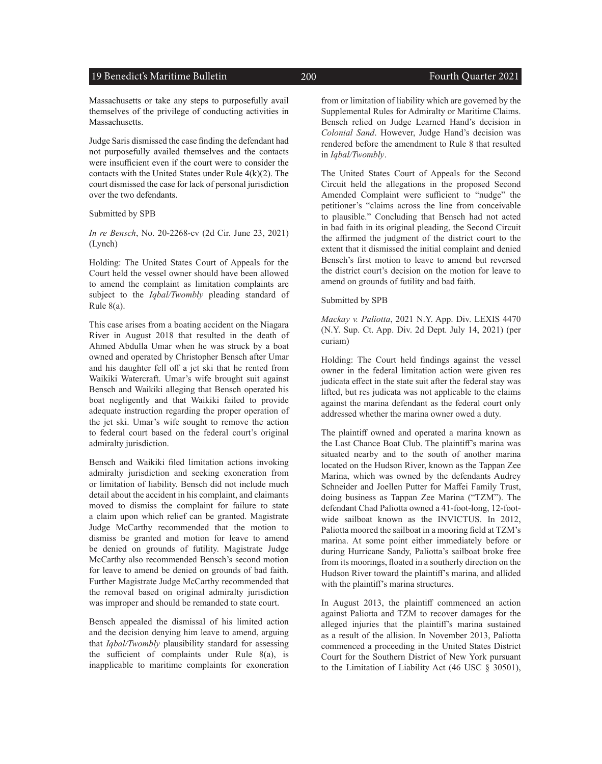Massachusetts or take any steps to purposefully avail themselves of the privilege of conducting activities in Massachusetts.

Judge Saris dismissed the case finding the defendant had not purposefully availed themselves and the contacts were insufficient even if the court were to consider the contacts with the United States under Rule 4(k)(2). The court dismissed the case for lack of personal jurisdiction over the two defendants.

Submitted by SPB

*In re Bensch*, No. 20-2268-cv (2d Cir. June 23, 2021) (Lynch)

Holding: The United States Court of Appeals for the Court held the vessel owner should have been allowed to amend the complaint as limitation complaints are subject to the *Iqbal/Twombly* pleading standard of Rule 8(a).

This case arises from a boating accident on the Niagara River in August 2018 that resulted in the death of Ahmed Abdulla Umar when he was struck by a boat owned and operated by Christopher Bensch after Umar and his daughter fell off a jet ski that he rented from Waikiki Watercraft. Umar's wife brought suit against Bensch and Waikiki alleging that Bensch operated his boat negligently and that Waikiki failed to provide adequate instruction regarding the proper operation of the jet ski. Umar's wife sought to remove the action to federal court based on the federal court's original admiralty jurisdiction.

Bensch and Waikiki filed limitation actions invoking admiralty jurisdiction and seeking exoneration from or limitation of liability. Bensch did not include much detail about the accident in his complaint, and claimants moved to dismiss the complaint for failure to state a claim upon which relief can be granted. Magistrate Judge McCarthy recommended that the motion to dismiss be granted and motion for leave to amend be denied on grounds of futility. Magistrate Judge McCarthy also recommended Bensch's second motion for leave to amend be denied on grounds of bad faith. Further Magistrate Judge McCarthy recommended that the removal based on original admiralty jurisdiction was improper and should be remanded to state court.

Bensch appealed the dismissal of his limited action and the decision denying him leave to amend, arguing that *Iqbal/Twombly* plausibility standard for assessing the sufficient of complaints under Rule 8(a), is inapplicable to maritime complaints for exoneration from or limitation of liability which are governed by the Supplemental Rules for Admiralty or Maritime Claims. Bensch relied on Judge Learned Hand's decision in *Colonial Sand*. However, Judge Hand's decision was rendered before the amendment to Rule 8 that resulted in *Iqbal/Twombly*.

The United States Court of Appeals for the Second Circuit held the allegations in the proposed Second Amended Complaint were sufficient to "nudge" the petitioner's "claims across the line from conceivable to plausible." Concluding that Bensch had not acted in bad faith in its original pleading, the Second Circuit the affirmed the judgment of the district court to the extent that it dismissed the initial complaint and denied Bensch's first motion to leave to amend but reversed the district court's decision on the motion for leave to amend on grounds of futility and bad faith.

Submitted by SPB

*Mackay v. Paliotta*, 2021 N.Y. App. Div. LEXIS 4470 (N.Y. Sup. Ct. App. Div. 2d Dept. July 14, 2021) (per curiam)

Holding: The Court held findings against the vessel owner in the federal limitation action were given res judicata effect in the state suit after the federal stay was lifted, but res judicata was not applicable to the claims against the marina defendant as the federal court only addressed whether the marina owner owed a duty.

The plaintiff owned and operated a marina known as the Last Chance Boat Club. The plaintiff's marina was situated nearby and to the south of another marina located on the Hudson River, known as the Tappan Zee Marina, which was owned by the defendants Audrey Schneider and Joellen Putter for Maffei Family Trust, doing business as Tappan Zee Marina ("TZM"). The defendant Chad Paliotta owned a 41-foot-long, 12-foot-wide sailboat known as the INVICTUS. In 2012, Paliotta moored the sailboat in a mooring field at TZM's marina. At some point either immediately before or during Hurricane Sandy, Paliotta's sailboat broke free from its moorings, floated in a southerly direction on the Hudson River toward the plaintiff's marina, and allided with the plaintiff's marina structures.

In August 2013, the plaintiff commenced an action against Paliotta and TZM to recover damages for the alleged injuries that the plaintiff's marina sustained as a result of the allision. In November 2013, Paliotta commenced a proceeding in the United States District Court for the Southern District of New York pursuant to the Limitation of Liability Act (46 USC § 30501),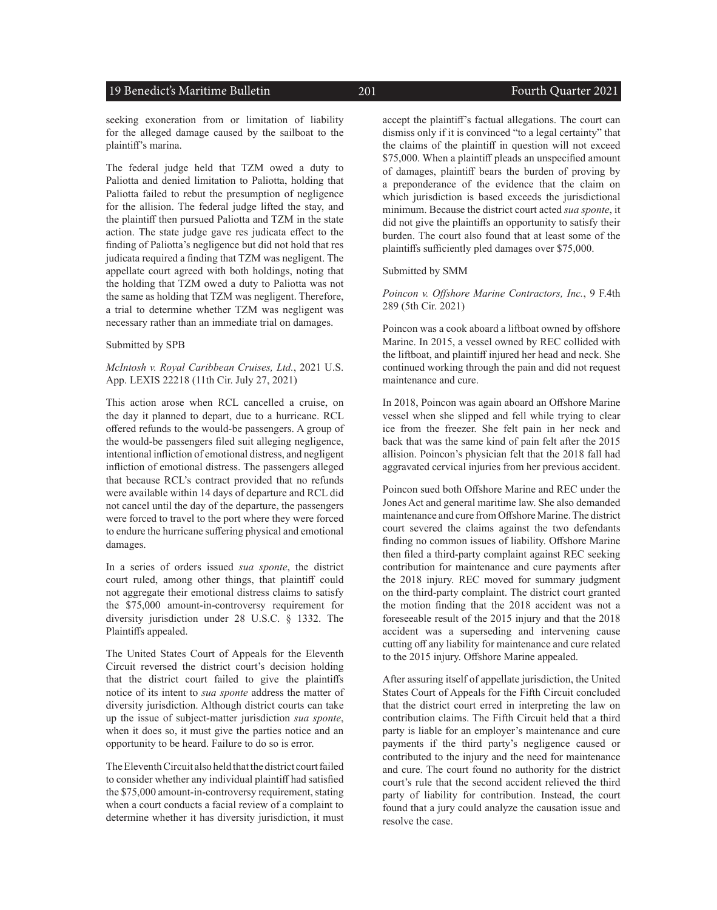seeking exoneration from or limitation of liability for the alleged damage caused by the sailboat to the plaintiff's marina.

The federal judge held that TZM owed a duty to Paliotta and denied limitation to Paliotta, holding that Paliotta failed to rebut the presumption of negligence for the allision. The federal judge lifted the stay, and the plaintiff then pursued Paliotta and TZM in the state action. The state judge gave res judicata effect to the finding of Paliotta's negligence but did not hold that res judicata required a finding that TZM was negligent. The appellate court agreed with both holdings, noting that the holding that TZM owed a duty to Paliotta was not the same as holding that TZM was negligent. Therefore, a trial to determine whether TZM was negligent was necessary rather than an immediate trial on damages.

Submitted by SPB

*McIntosh v. Royal Caribbean Cruises, Ltd.*, 2021 U.S. App. LEXIS 22218 (11th Cir. July 27, 2021)

This action arose when RCL cancelled a cruise, on the day it planned to depart, due to a hurricane. RCL offered refunds to the would-be passengers. A group of the would-be passengers filed suit alleging negligence, intentional infliction of emotional distress, and negligent infliction of emotional distress. The passengers alleged that because RCL's contract provided that no refunds were available within 14 days of departure and RCL did not cancel until the day of the departure, the passengers were forced to travel to the port where they were forced to endure the hurricane suffering physical and emotional damages.

In a series of orders issued *sua sponte*, the district court ruled, among other things, that plaintiff could not aggregate their emotional distress claims to satisfy the $75,000 amount-in-controversy requirement for diversity jurisdiction under 28 U.S.C. § 1332. The Plaintiffs appealed.

The United States Court of Appeals for the Eleventh Circuit reversed the district court's decision holding that the district court failed to give the plaintiffs notice of its intent to *sua sponte* address the matter of diversity jurisdiction. Although district courts can take up the issue of subject-matter jurisdiction *sua sponte*, when it does so, it must give the parties notice and an opportunity to be heard. Failure to do so is error.

The Eleventh Circuit also held that the district court failed to consider whether any individual plaintiff had satisfied the $75,000 amount-in-controversy requirement, stating when a court conducts a facial review of a complaint to determine whether it has diversity jurisdiction, it must accept the plaintiff's factual allegations. The court can dismiss only if it is convinced "to a legal certainty" that the claims of the plaintiff in question will not exceed $75,000. When a plaintiff pleads an unspecified amount of damages, plaintiff bears the burden of proving by a preponderance of the evidence that the claim on which jurisdiction is based exceeds the jurisdictional minimum. Because the district court acted *sua sponte*, it did not give the plaintiffs an opportunity to satisfy their burden. The court also found that at least some of the plaintiffs sufficiently pled damages over $75,000.

Submitted by SMM

*Poincon v. Offshore Marine Contractors, Inc.*, 9 F.4th 289 (5th Cir. 2021)

Poincon was a cook aboard a liftboat owned by offshore Marine. In 2015, a vessel owned by REC collided with the liftboat, and plaintiff injured her head and neck. She continued working through the pain and did not request maintenance and cure.

In 2018, Poincon was again aboard an Offshore Marine vessel when she slipped and fell while trying to clear ice from the freezer. She felt pain in her neck and back that was the same kind of pain felt after the 2015 allision. Poincon's physician felt that the 2018 fall had aggravated cervical injuries from her previous accident.

Poincon sued both Offshore Marine and REC under the Jones Act and general maritime law. She also demanded maintenance and cure from Offshore Marine. The district court severed the claims against the two defendants finding no common issues of liability. Offshore Marine then filed a third-party complaint against REC seeking contribution for maintenance and cure payments after the 2018 injury. REC moved for summary judgment on the third-party complaint. The district court granted the motion finding that the 2018 accident was not a foreseeable result of the 2015 injury and that the 2018 accident was a superseding and intervening cause cutting off any liability for maintenance and cure related to the 2015 injury. Offshore Marine appealed.

After assuring itself of appellate jurisdiction, the United States Court of Appeals for the Fifth Circuit concluded that the district court erred in interpreting the law on contribution claims. The Fifth Circuit held that a third party is liable for an employer's maintenance and cure payments if the third party's negligence caused or contributed to the injury and the need for maintenance and cure. The court found no authority for the district court's rule that the second accident relieved the third party of liability for contribution. Instead, the court found that a jury could analyze the causation issue and resolve the case.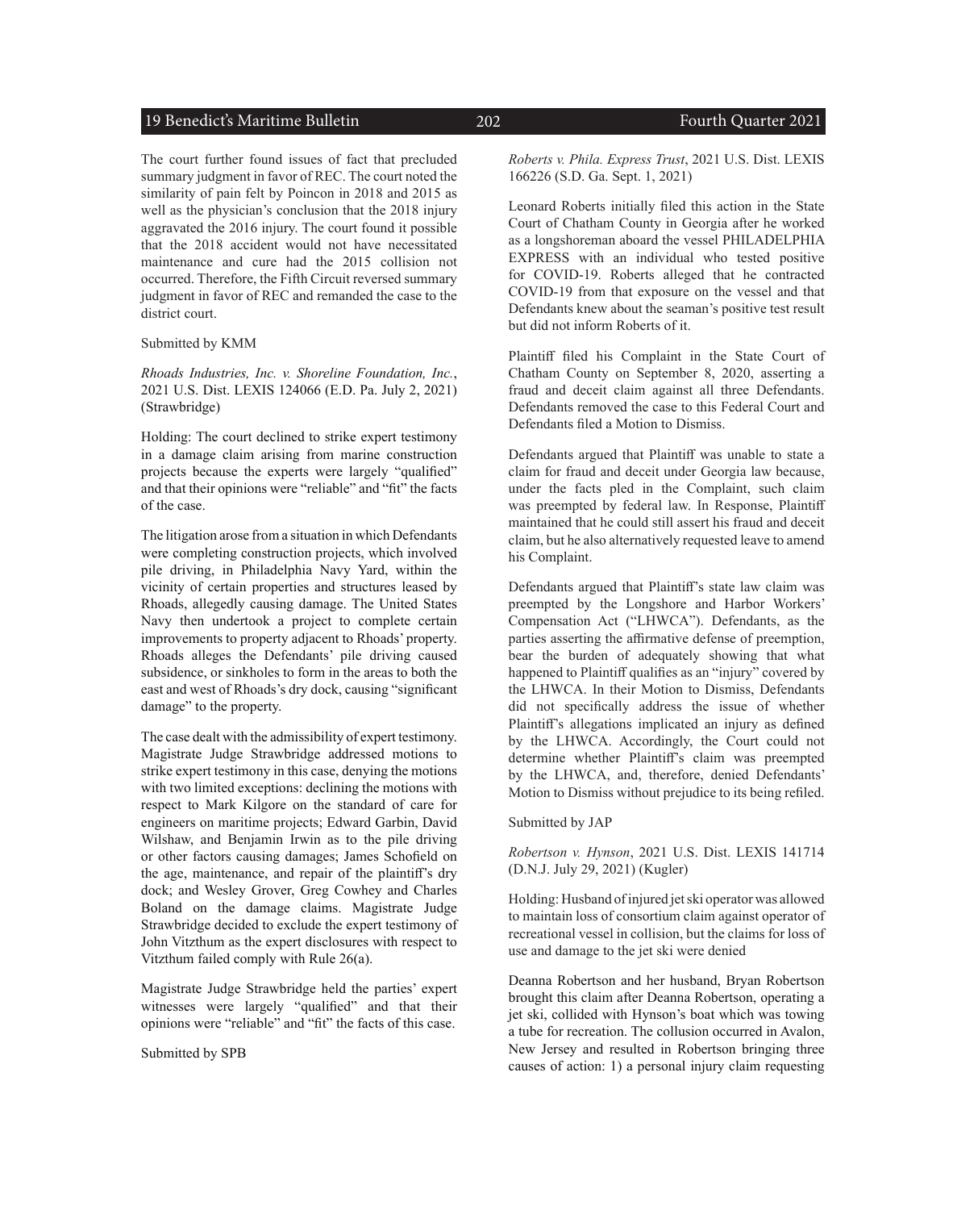The court further found issues of fact that precluded summary judgment in favor of REC. The court noted the similarity of pain felt by Poincon in 2018 and 2015 as well as the physician's conclusion that the 2018 injury aggravated the 2016 injury. The court found it possible that the 2018 accident would not have necessitated maintenance and cure had the 2015 collision not occurred. Therefore, the Fifth Circuit reversed summary judgment in favor of REC and remanded the case to the district court.

Submitted by KMM

*Rhoads Industries, Inc. v. Shoreline Foundation, Inc.*, 2021 U.S. Dist. LEXIS 124066 (E.D. Pa. July 2, 2021) (Strawbridge)

Holding: The court declined to strike expert testimony in a damage claim arising from marine construction projects because the experts were largely "qualified" and that their opinions were "reliable" and "fit" the facts of the case.

The litigation arose from a situation in which Defendants were completing construction projects, which involved pile driving, in Philadelphia Navy Yard, within the vicinity of certain properties and structures leased by Rhoads, allegedly causing damage. The United States Navy then undertook a project to complete certain improvements to property adjacent to Rhoads' property. Rhoads alleges the Defendants' pile driving caused subsidence, or sinkholes to form in the areas to both the east and west of Rhoads's dry dock, causing "significant damage" to the property.

The case dealt with the admissibility of expert testimony. Magistrate Judge Strawbridge addressed motions to strike expert testimony in this case, denying the motions with two limited exceptions: declining the motions with respect to Mark Kilgore on the standard of care for engineers on maritime projects; Edward Garbin, David Wilshaw, and Benjamin Irwin as to the pile driving or other factors causing damages; James Schofield on the age, maintenance, and repair of the plaintiff's dry dock; and Wesley Grover, Greg Cowhey and Charles Boland on the damage claims. Magistrate Judge Strawbridge decided to exclude the expert testimony of John Vitzthum as the expert disclosures with respect to Vitzthum failed comply with Rule 26(a).

Magistrate Judge Strawbridge held the parties' expert witnesses were largely "qualified" and that their opinions were "reliable" and "fit" the facts of this case.

Submitted by SPB

*Roberts v. Phila. Express Trust*, 2021 U.S. Dist. LEXIS 166226 (S.D. Ga. Sept. 1, 2021)

Leonard Roberts initially filed this action in the State Court of Chatham County in Georgia after he worked as a longshoreman aboard the vessel PHILADELPHIA EXPRESS with an individual who tested positive for COVID-19. Roberts alleged that he contracted COVID-19 from that exposure on the vessel and that Defendants knew about the seaman's positive test result but did not inform Roberts of it.

Plaintiff filed his Complaint in the State Court of Chatham County on September 8, 2020, asserting a fraud and deceit claim against all three Defendants. Defendants removed the case to this Federal Court and Defendants filed a Motion to Dismiss.

Defendants argued that Plaintiff was unable to state a claim for fraud and deceit under Georgia law because, under the facts pled in the Complaint, such claim was preempted by federal law. In Response, Plaintiff maintained that he could still assert his fraud and deceit claim, but he also alternatively requested leave to amend his Complaint.

Defendants argued that Plaintiff's state law claim was preempted by the Longshore and Harbor Workers' Compensation Act ("LHWCA"). Defendants, as the parties asserting the affirmative defense of preemption, bear the burden of adequately showing that what happened to Plaintiff qualifies as an "injury" covered by the LHWCA. In their Motion to Dismiss, Defendants did not specifically address the issue of whether Plaintiff's allegations implicated an injury as defined by the LHWCA. Accordingly, the Court could not determine whether Plaintiff's claim was preempted by the LHWCA, and, therefore, denied Defendants' Motion to Dismiss without prejudice to its being refiled.

Submitted by JAP

*Robertson v. Hynson*, 2021 U.S. Dist. LEXIS 141714 (D.N.J. July 29, 2021) (Kugler)

Holding: Husband of injured jet ski operator was allowed to maintain loss of consortium claim against operator of recreational vessel in collision, but the claims for loss of use and damage to the jet ski were denied

Deanna Robertson and her husband, Bryan Robertson brought this claim after Deanna Robertson, operating a jet ski, collided with Hynson's boat which was towing a tube for recreation. The collusion occurred in Avalon, New Jersey and resulted in Robertson bringing three causes of action: 1) a personal injury claim requesting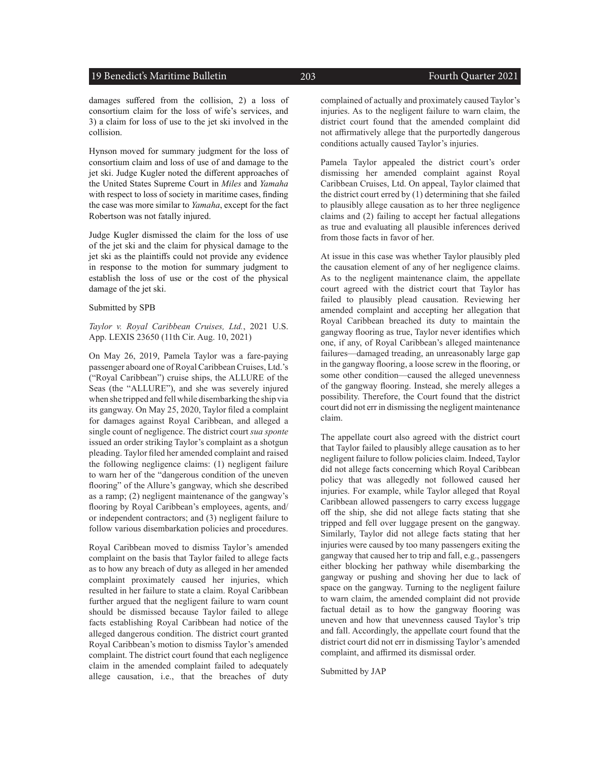damages suffered from the collision, 2) a loss of consortium claim for the loss of wife's services, and 3) a claim for loss of use to the jet ski involved in the collision.

Hynson moved for summary judgment for the loss of consortium claim and loss of use of and damage to the jet ski. Judge Kugler noted the different approaches of the United States Supreme Court in *Miles* and *Yamaha* with respect to loss of society in maritime cases, finding the case was more similar to *Yamaha*, except for the fact Robertson was not fatally injured.

Judge Kugler dismissed the claim for the loss of use of the jet ski and the claim for physical damage to the jet ski as the plaintiffs could not provide any evidence in response to the motion for summary judgment to establish the loss of use or the cost of the physical damage of the jet ski.

Submitted by SPB

*Taylor v. Royal Caribbean Cruises, Ltd.*, 2021 U.S. App. LEXIS 23650 (11th Cir. Aug. 10, 2021)

On May 26, 2019, Pamela Taylor was a fare-paying passenger aboard one of Royal Caribbean Cruises, Ltd.'s ("Royal Caribbean") cruise ships, the ALLURE of the Seas (the "ALLURE"), and she was severely injured when she tripped and fell while disembarking the ship via its gangway. On May 25, 2020, Taylor filed a complaint for damages against Royal Caribbean, and alleged a single count of negligence. The district court *sua sponte* issued an order striking Taylor's complaint as a shotgun pleading. Taylor filed her amended complaint and raised the following negligence claims: (1) negligent failure to warn her of the "dangerous condition of the uneven flooring" of the Allure's gangway, which she described as a ramp; (2) negligent maintenance of the gangway's flooring by Royal Caribbean's employees, agents, and/or independent contractors; and (3) negligent failure to follow various disembarkation policies and procedures.

Royal Caribbean moved to dismiss Taylor's amended complaint on the basis that Taylor failed to allege facts as to how any breach of duty as alleged in her amended complaint proximately caused her injuries, which resulted in her failure to state a claim. Royal Caribbean further argued that the negligent failure to warn count should be dismissed because Taylor failed to allege facts establishing Royal Caribbean had notice of the alleged dangerous condition. The district court granted Royal Caribbean's motion to dismiss Taylor's amended complaint. The district court found that each negligence claim in the amended complaint failed to adequately allege causation, i.e., that the breaches of duty complained of actually and proximately caused Taylor's injuries. As to the negligent failure to warn claim, the district court found that the amended complaint did not affirmatively allege that the purportedly dangerous conditions actually caused Taylor's injuries.

Pamela Taylor appealed the district court's order dismissing her amended complaint against Royal Caribbean Cruises, Ltd. On appeal, Taylor claimed that the district court erred by (1) determining that she failed to plausibly allege causation as to her three negligence claims and (2) failing to accept her factual allegations as true and evaluating all plausible inferences derived from those facts in favor of her.

At issue in this case was whether Taylor plausibly pled the causation element of any of her negligence claims. As to the negligent maintenance claim, the appellate court agreed with the district court that Taylor has failed to plausibly plead causation. Reviewing her amended complaint and accepting her allegation that Royal Caribbean breached its duty to maintain the gangway flooring as true, Taylor never identifies which one, if any, of Royal Caribbean's alleged maintenance failures—damaged treading, an unreasonably large gap in the gangway flooring, a loose screw in the flooring, or some other condition—caused the alleged unevenness of the gangway flooring. Instead, she merely alleges a possibility. Therefore, the Court found that the district court did not err in dismissing the negligent maintenance claim.

The appellate court also agreed with the district court that Taylor failed to plausibly allege causation as to her negligent failure to follow policies claim. Indeed, Taylor did not allege facts concerning which Royal Caribbean policy that was allegedly not followed caused her injuries. For example, while Taylor alleged that Royal Caribbean allowed passengers to carry excess luggage off the ship, she did not allege facts stating that she tripped and fell over luggage present on the gangway. Similarly, Taylor did not allege facts stating that her injuries were caused by too many passengers exiting the gangway that caused her to trip and fall, e.g., passengers either blocking her pathway while disembarking the gangway or pushing and shoving her due to lack of space on the gangway. Turning to the negligent failure to warn claim, the amended complaint did not provide factual detail as to how the gangway flooring was uneven and how that unevenness caused Taylor's trip and fall. Accordingly, the appellate court found that the district court did not err in dismissing Taylor's amended complaint, and affirmed its dismissal order.

Submitted by JAP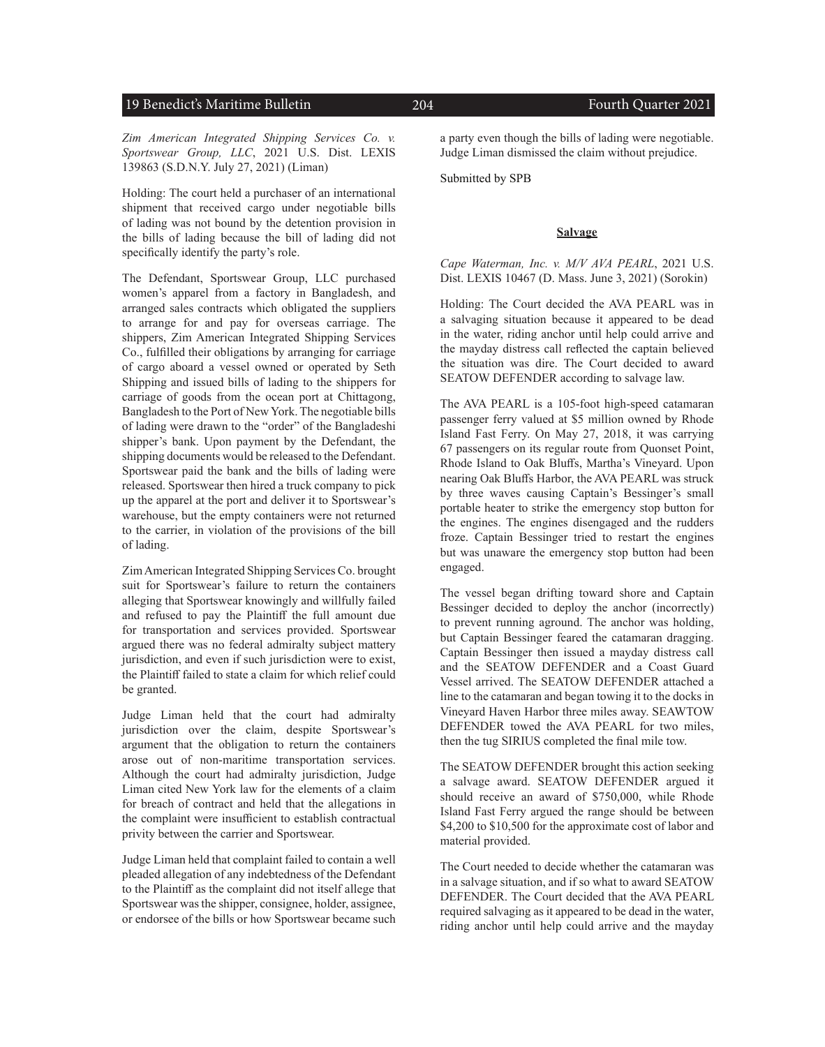*Zim American Integrated Shipping Services Co. v. Sportswear Group, LLC*, 2021 U.S. Dist. LEXIS 139863 (S.D.N.Y. July 27, 2021) (Liman)

Holding: The court held a purchaser of an international shipment that received cargo under negotiable bills of lading was not bound by the detention provision in the bills of lading because the bill of lading did not specifically identify the party's role.

The Defendant, Sportswear Group, LLC purchased women's apparel from a factory in Bangladesh, and arranged sales contracts which obligated the suppliers to arrange for and pay for overseas carriage. The shippers, Zim American Integrated Shipping Services Co., fulfilled their obligations by arranging for carriage of cargo aboard a vessel owned or operated by Seth Shipping and issued bills of lading to the shippers for carriage of goods from the ocean port at Chittagong, Bangladesh to the Port of New York. The negotiable bills of lading were drawn to the "order" of the Bangladeshi shipper's bank. Upon payment by the Defendant, the shipping documents would be released to the Defendant. Sportswear paid the bank and the bills of lading were released. Sportswear then hired a truck company to pick up the apparel at the port and deliver it to Sportswear's warehouse, but the empty containers were not returned to the carrier, in violation of the provisions of the bill of lading.

Zim American Integrated Shipping Services Co. brought suit for Sportswear's failure to return the containers alleging that Sportswear knowingly and willfully failed and refused to pay the Plaintiff the full amount due for transportation and services provided. Sportswear argued there was no federal admiralty subject mattery jurisdiction, and even if such jurisdiction were to exist, the Plaintiff failed to state a claim for which relief could be granted.

Judge Liman held that the court had admiralty jurisdiction over the claim, despite Sportswear's argument that the obligation to return the containers arose out of non-maritime transportation services. Although the court had admiralty jurisdiction, Judge Liman cited New York law for the elements of a claim for breach of contract and held that the allegations in the complaint were insufficient to establish contractual privity between the carrier and Sportswear.

Judge Liman held that complaint failed to contain a well pleaded allegation of any indebtedness of the Defendant to the Plaintiff as the complaint did not itself allege that Sportswear was the shipper, consignee, holder, assignee, or endorsee of the bills or how Sportswear became such a party even though the bills of lading were negotiable. Judge Liman dismissed the claim without prejudice.

Submitted by SPB

## Salvage

*Cape Waterman, Inc. v. M/V AVA PEARL*, 2021 U.S. Dist. LEXIS 10467 (D. Mass. June 3, 2021) (Sorokin)

Holding: The Court decided the AVA PEARL was in a salvaging situation because it appeared to be dead in the water, riding anchor until help could arrive and the mayday distress call reflected the captain believed the situation was dire. The Court decided to award SEATOW DEFENDER according to salvage law.

The AVA PEARL is a 105-foot high-speed catamaran passenger ferry valued at $5 million owned by Rhode Island Fast Ferry. On May 27, 2018, it was carrying 67 passengers on its regular route from Quonset Point, Rhode Island to Oak Bluffs, Martha's Vineyard. Upon nearing Oak Bluffs Harbor, the AVA PEARL was struck by three waves causing Captain's Bessinger's small portable heater to strike the emergency stop button for the engines. The engines disengaged and the rudders froze. Captain Bessinger tried to restart the engines but was unaware the emergency stop button had been engaged.

The vessel began drifting toward shore and Captain Bessinger decided to deploy the anchor (incorrectly) to prevent running aground. The anchor was holding, but Captain Bessinger feared the catamaran dragging. Captain Bessinger then issued a mayday distress call and the SEATOW DEFENDER and a Coast Guard Vessel arrived. The SEATOW DEFENDER attached a line to the catamaran and began towing it to the docks in Vineyard Haven Harbor three miles away. SEAWTOW DEFENDER towed the AVA PEARL for two miles, then the tug SIRIUS completed the final mile tow.

The SEATOW DEFENDER brought this action seeking a salvage award. SEATOW DEFENDER argued it should receive an award of $750,000, while Rhode Island Fast Ferry argued the range should be between $4,200 to $10,500 for the approximate cost of labor and material provided.

The Court needed to decide whether the catamaran was in a salvage situation, and if so what to award SEATOW DEFENDER. The Court decided that the AVA PEARL required salvaging as it appeared to be dead in the water, riding anchor until help could arrive and the mayday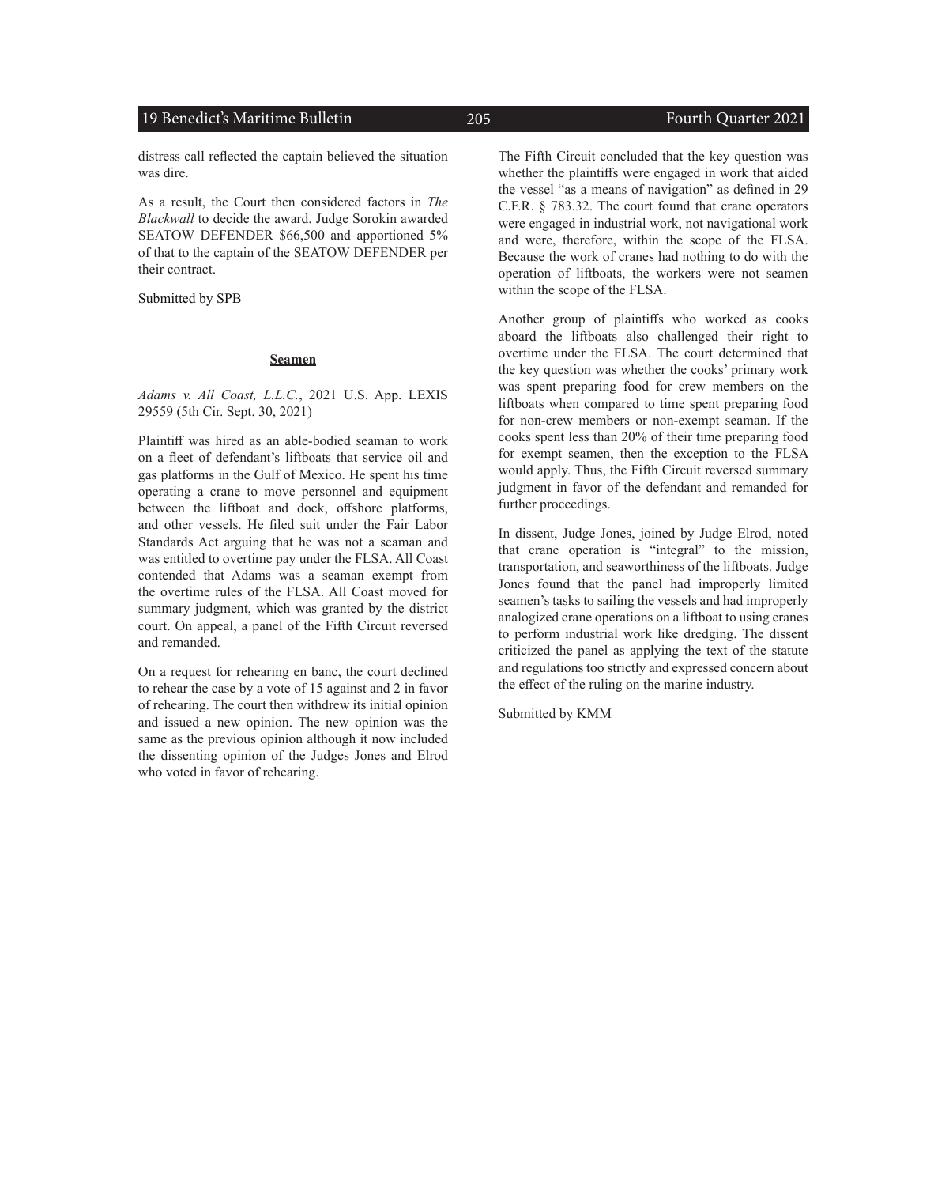distress call reflected the captain believed the situation was dire.

As a result, the Court then considered factors in *The Blackwall* to decide the award. Judge Sorokin awarded SEATOW DEFENDER $66,500 and apportioned 5% of that to the captain of the SEATOW DEFENDER per their contract.

Submitted by SPB

## **Seamen**

*Adams v. All Coast, L.L.C.*, 2021 U.S. App. LEXIS 29559 (5th Cir. Sept. 30, 2021)

Plaintiff was hired as an able-bodied seaman to work on a fleet of defendant's liftboats that service oil and gas platforms in the Gulf of Mexico. He spent his time operating a crane to move personnel and equipment between the liftboat and dock, offshore platforms, and other vessels. He filed suit under the Fair Labor Standards Act arguing that he was not a seaman and was entitled to overtime pay under the FLSA. All Coast contended that Adams was a seaman exempt from the overtime rules of the FLSA. All Coast moved for summary judgment, which was granted by the district court. On appeal, a panel of the Fifth Circuit reversed and remanded.

On a request for rehearing en banc, the court declined to rehear the case by a vote of 15 against and 2 in favor of rehearing. The court then withdrew its initial opinion and issued a new opinion. The new opinion was the same as the previous opinion although it now included the dissenting opinion of the Judges Jones and Elrod who voted in favor of rehearing.

The Fifth Circuit concluded that the key question was whether the plaintiffs were engaged in work that aided the vessel "as a means of navigation" as defined in 29 C.F.R. § 783.32. The court found that crane operators were engaged in industrial work, not navigational work and were, therefore, within the scope of the FLSA. Because the work of cranes had nothing to do with the operation of liftboats, the workers were not seamen within the scope of the FLSA.

Another group of plaintiffs who worked as cooks aboard the liftboats also challenged their right to overtime under the FLSA. The court determined that the key question was whether the cooks' primary work was spent preparing food for crew members on the liftboats when compared to time spent preparing food for non-crew members or non-exempt seaman. If the cooks spent less than 20% of their time preparing food for exempt seamen, then the exception to the FLSA would apply. Thus, the Fifth Circuit reversed summary judgment in favor of the defendant and remanded for further proceedings.

In dissent, Judge Jones, joined by Judge Elrod, noted that crane operation is "integral" to the mission, transportation, and seaworthiness of the liftboats. Judge Jones found that the panel had improperly limited seamen's tasks to sailing the vessels and had improperly analogized crane operations on a liftboat to using cranes to perform industrial work like dredging. The dissent criticized the panel as applying the text of the statute and regulations too strictly and expressed concern about the effect of the ruling on the marine industry.

Submitted by KMM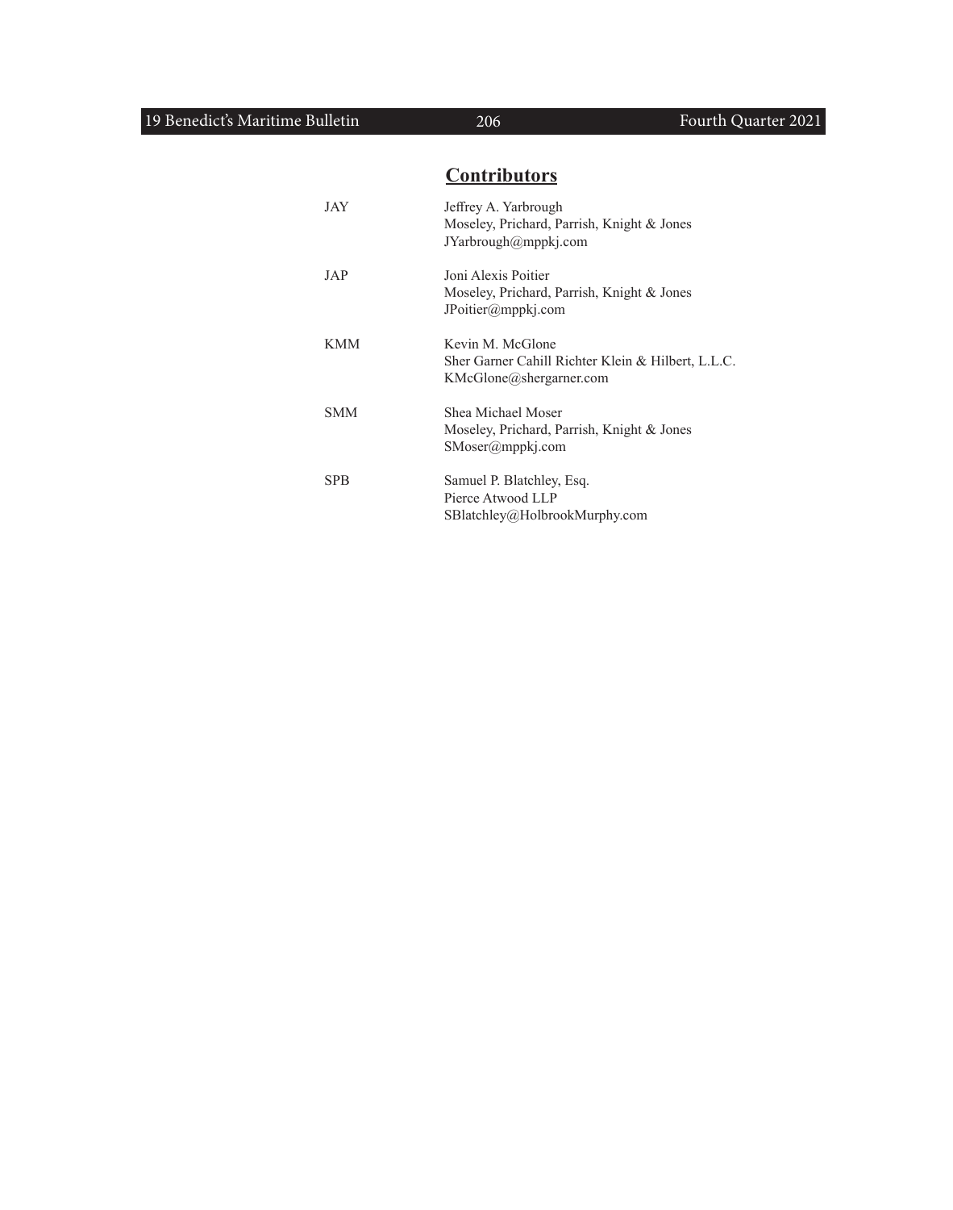## Contributors

| | |
|---|---|
| JAY | Jeffrey A. Yarbrough<br>Moseley, Prichard, Parrish, Knight & Jones<br>JYarbrough@mppkj.com |
| JAP | Joni Alexis Poitier<br>Moseley, Prichard, Parrish, Knight & Jones<br>JPoitier@mppkj.com |
| KMM | Kevin M. McGlone<br>Sher Garner Cahill Richter Klein & Hilbert, L.L.C.<br>KMcGlone@shergarner.com |
| SMM | Shea Michael Moser<br>Moseley, Prichard, Parrish, Knight & Jones<br>SMoser@mppkj.com |
| SPB | Samuel P. Blatchley, Esq.<br>Pierce Atwood LLP<br>SBlatchley@HolbrookMurphy.com |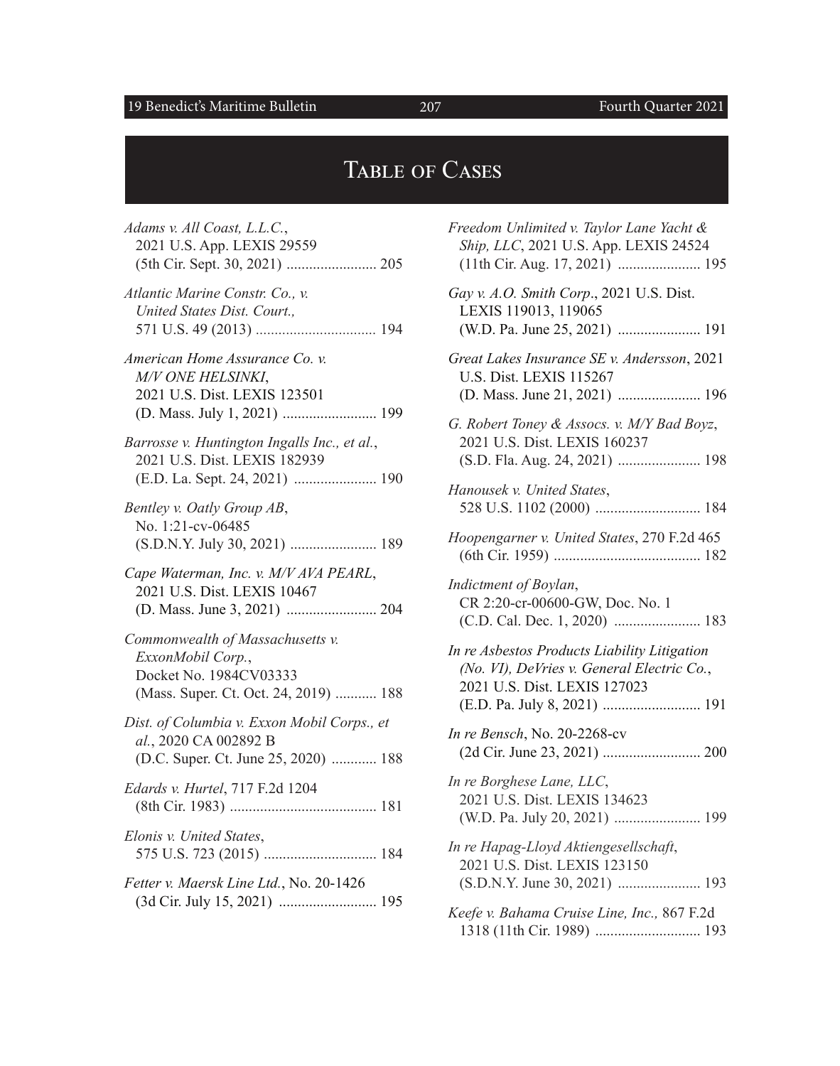# Table of Cases

*Adams v. All Coast, L.L.C.*, 2021 U.S. App. LEXIS 29559 (5th Cir. Sept. 30, 2021) ........................ 205

*Atlantic Marine Constr. Co., v. United States Dist. Court.*, 571 U.S. 49 (2013) ................................ 194

*American Home Assurance Co. v. M/V ONE HELSINKI*, 2021 U.S. Dist. LEXIS 123501 (D. Mass. July 1, 2021) ......................... 199

*Barrosse v. Huntington Ingalls Inc., et al.*, 2021 U.S. Dist. LEXIS 182939 (E.D. La. Sept. 24, 2021) ...................... 190

*Bentley v. Oatly Group AB*, No. 1:21-cv-06485 (S.D.N.Y. July 30, 2021) ....................... 189

*Cape Waterman, Inc. v. M/V AVA PEARL*, 2021 U.S. Dist. LEXIS 10467 (D. Mass. June 3, 2021) ........................ 204

*Commonwealth of Massachusetts v. ExxonMobil Corp.*, Docket No. 1984CV03333 (Mass. Super. Ct. Oct. 24, 2019) ........... 188

*Dist. of Columbia v. Exxon Mobil Corps., et al.*, 2020 CA 002892 B (D.C. Super. Ct. June 25, 2020) ............ 188

*Edards v. Hurtel*, 717 F.2d 1204 (8th Cir. 1983) ....................................... 181

*Elonis v. United States*, 575 U.S. 723 (2015) .............................. 184

*Fetter v. Maersk Line Ltd.*, No. 20-1426 (3d Cir. July 15, 2021) .......................... 195

*Freedom Unlimited v. Taylor Lane Yacht & Ship, LLC*, 2021 U.S. App. LEXIS 24524 (11th Cir. Aug. 17, 2021) ...................... 195

*Gay v. A.O. Smith Corp*., 2021 U.S. Dist. LEXIS 119013, 119065 (W.D. Pa. June 25, 2021) ...................... 191

*Great Lakes Insurance SE v. Andersson*, 2021 U.S. Dist. LEXIS 115267 (D. Mass. June 21, 2021) ...................... 196

*G. Robert Toney & Assocs. v. M/Y Bad Boyz*, 2021 U.S. Dist. LEXIS 160237 (S.D. Fla. Aug. 24, 2021) ...................... 198

*Hanousek v. United States*, 528 U.S. 1102 (2000) ............................ 184

*Hoopengarner v. United States*, 270 F.2d 465 (6th Cir. 1959) ....................................... 182

*Indictment of Boylan*, CR 2:20-cr-00600-GW, Doc. No. 1 (C.D. Cal. Dec. 1, 2020) ....................... 183

*In re Asbestos Products Liability Litigation (No. VI), DeVries v. General Electric Co.*, 2021 U.S. Dist. LEXIS 127023 (E.D. Pa. July 8, 2021) .......................... 191

*In re Bensch*, No. 20-2268-cv (2d Cir. June 23, 2021) .......................... 200

*In re Borghese Lane, LLC*, 2021 U.S. Dist. LEXIS 134623 (W.D. Pa. July 20, 2021) ....................... 199

*In re Hapag-Lloyd Aktiengesellschaft*, 2021 U.S. Dist. LEXIS 123150 (S.D.N.Y. June 30, 2021) ...................... 193

*Keefe v. Bahama Cruise Line, Inc.,* 867 F.2d 1318 (11th Cir. 1989) ............................ 193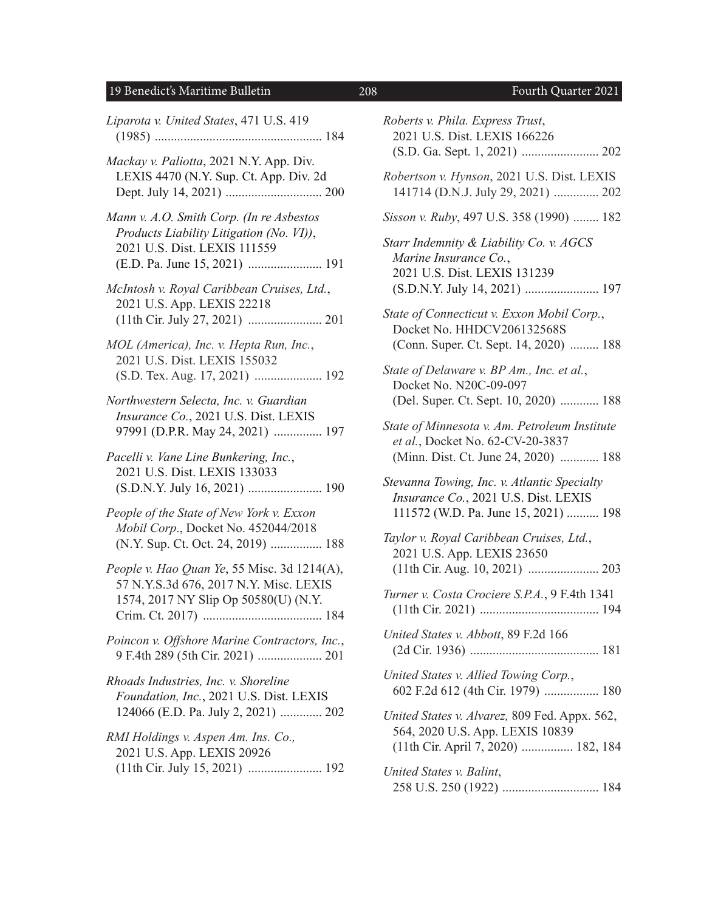*Liparota v. United States*, 471 U.S. 419 (1985) .................................................... 184

*Mackay v. Paliotta*, 2021 N.Y. App. Div. LEXIS 4470 (N.Y. Sup. Ct. App. Div. 2d Dept. July 14, 2021) .............................. 200

*Mann v. A.O. Smith Corp. (In re Asbestos Products Liability Litigation (No. VI))*, 2021 U.S. Dist. LEXIS 111559 (E.D. Pa. June 15, 2021) ....................... 191

*McIntosh v. Royal Caribbean Cruises, Ltd.*, 2021 U.S. App. LEXIS 22218 (11th Cir. July 27, 2021) ....................... 201

*MOL (America), Inc. v. Hepta Run, Inc.*, 2021 U.S. Dist. LEXIS 155032 (S.D. Tex. Aug. 17, 2021) ..................... 192

*Northwestern Selecta, Inc. v. Guardian Insurance Co.*, 2021 U.S. Dist. LEXIS 97991 (D.P.R. May 24, 2021) ............... 197

*Pacelli v. Vane Line Bunkering, Inc.*, 2021 U.S. Dist. LEXIS 133033 (S.D.N.Y. July 16, 2021) ....................... 190

*People of the State of New York v. Exxon Mobil Corp*., Docket No. 452044/2018 (N.Y. Sup. Ct. Oct. 24, 2019) ................ 188

*People v. Hao Quan Ye*, 55 Misc. 3d 1214(A), 57 N.Y.S.3d 676, 2017 N.Y. Misc. LEXIS 1574, 2017 NY Slip Op 50580(U) (N.Y. Crim. Ct. 2017) ..................................... 184

*Poincon v. Offshore Marine Contractors, Inc.*, 9 F.4th 289 (5th Cir. 2021) .................... 201

*Rhoads Industries, Inc. v. Shoreline Foundation, Inc.*, 2021 U.S. Dist. LEXIS 124066 (E.D. Pa. July 2, 2021) ............. 202

*RMI Holdings v. Aspen Am. Ins. Co.,* 2021 U.S. App. LEXIS 20926 (11th Cir. July 15, 2021) ....................... 192

*Roberts v. Phila. Express Trust*, 2021 U.S. Dist. LEXIS 166226 (S.D. Ga. Sept. 1, 2021) ........................ 202

*Robertson v. Hynson*, 2021 U.S. Dist. LEXIS 141714 (D.N.J. July 29, 2021) .............. 202

*Sisson v. Ruby*, 497 U.S. 358 (1990) ........ 182

*Starr Indemnity & Liability Co. v. AGCS Marine Insurance Co.*, 2021 U.S. Dist. LEXIS 131239 (S.D.N.Y. July 14, 2021) ....................... 197

*State of Connecticut v. Exxon Mobil Corp.*, Docket No. HHDCV206132568S (Conn. Super. Ct. Sept. 14, 2020) ......... 188

*State of Delaware v. BP Am., Inc. et al.*, Docket No. N20C-09-097 (Del. Super. Ct. Sept. 10, 2020) ............ 188

*State of Minnesota v. Am. Petroleum Institute et al.*, Docket No. 62-CV-20-3837 (Minn. Dist. Ct. June 24, 2020) ............ 188

*Stevanna Towing, Inc. v. Atlantic Specialty Insurance Co.*, 2021 U.S. Dist. LEXIS 111572 (W.D. Pa. June 15, 2021) .......... 198

*Taylor v. Royal Caribbean Cruises, Ltd.*, 2021 U.S. App. LEXIS 23650 (11th Cir. Aug. 10, 2021) ...................... 203

*Turner v. Costa Crociere S.P.A.*, 9 F.4th 1341 (11th Cir. 2021) ..................................... 194

*United States v. Abbott*, 89 F.2d 166 (2d Cir. 1936) ........................................ 181

*United States v. Allied Towing Corp.*, 602 F.2d 612 (4th Cir. 1979) ................. 180

*United States v. Alvarez,* 809 Fed. Appx. 562, 564, 2020 U.S. App. LEXIS 10839 (11th Cir. April 7, 2020) ................ 182, 184

*United States v. Balint*, 258 U.S. 250 (1922) .............................. 184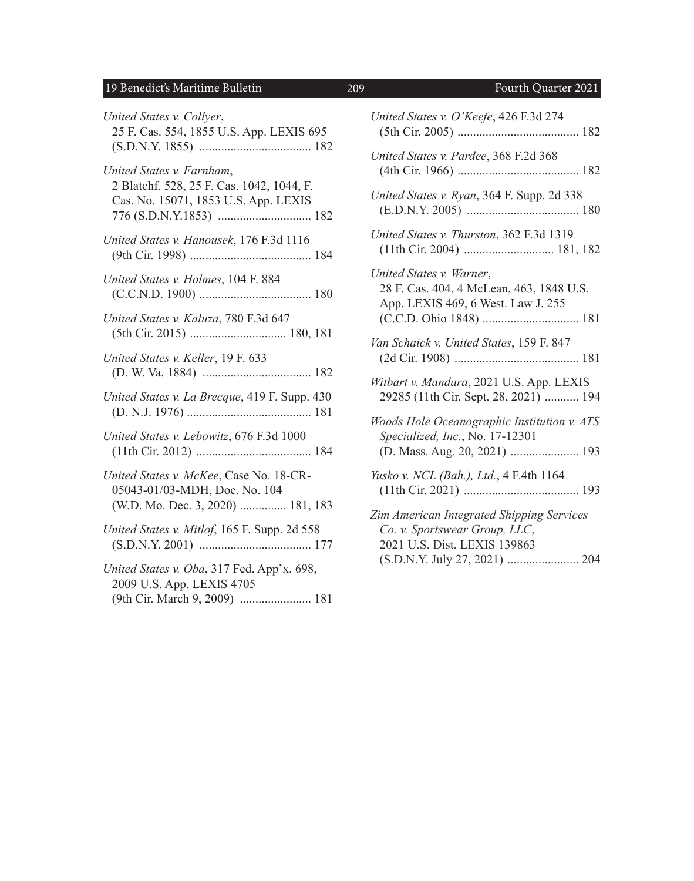*United States v. Collyer*, 25 F. Cas. 554, 1855 U.S. App. LEXIS 695 (S.D.N.Y. 1855) .................................... 182

*United States v. Farnham*, 2 Blatchf. 528, 25 F. Cas. 1042, 1044, F. Cas. No. 15071, 1853 U.S. App. LEXIS 776 (S.D.N.Y.1853) .............................. 182

*United States v. Hanousek*, 176 F.3d 1116 (9th Cir. 1998) ....................................... 184

*United States v. Holmes*, 104 F. 884 (C.C.N.D. 1900) .................................... 180

*United States v. Kaluza*, 780 F.3d 647 (5th Cir. 2015) ............................... 180, 181

*United States v. Keller*, 19 F. 633 (D. W. Va. 1884) ................................... 182

*United States v. La Brecque*, 419 F. Supp. 430 (D. N.J. 1976) ........................................ 181

*United States v. Lebowitz*, 676 F.3d 1000 (11th Cir. 2012) ..................................... 184

*United States v. McKee*, Case No. 18-CR-05043-01/03-MDH, Doc. No. 104 (W.D. Mo. Dec. 3, 2020) ............... 181, 183

*United States v. Mitlof*, 165 F. Supp. 2d 558 (S.D.N.Y. 2001) .................................... 177

*United States v. Oba*, 317 Fed. App'x. 698, 2009 U.S. App. LEXIS 4705 (9th Cir. March 9, 2009) ....................... 181

*United States v. O'Keefe*, 426 F.3d 274 (5th Cir. 2005) ....................................... 182

*United States v. Pardee*, 368 F.2d 368 (4th Cir. 1966) ....................................... 182

*United States v. Ryan*, 364 F. Supp. 2d 338 (E.D.N.Y. 2005) .................................... 180

*United States v. Thurston*, 362 F.3d 1319 (11th Cir. 2004) ............................. 181, 182

*United States v. Warner*, 28 F. Cas. 404, 4 McLean, 463, 1848 U.S. App. LEXIS 469, 6 West. Law J. 255 (C.C.D. Ohio 1848) ............................... 181

*Van Schaick v. United States*, 159 F. 847 (2d Cir. 1908) ........................................ 181

*Witbart v. Mandara*, 2021 U.S. App. LEXIS 29285 (11th Cir. Sept. 28, 2021) ........... 194

*Woods Hole Oceanographic Institution v. ATS Specialized, Inc.*, No. 17-12301 (D. Mass. Aug. 20, 2021) ...................... 193

*Yusko v. NCL (Bah.), Ltd.*, 4 F.4th 1164 (11th Cir. 2021) ..................................... 193

*Zim American Integrated Shipping Services Co. v. Sportswear Group, LLC*, 2021 U.S. Dist. LEXIS 139863 (S.D.N.Y. July 27, 2021) ....................... 204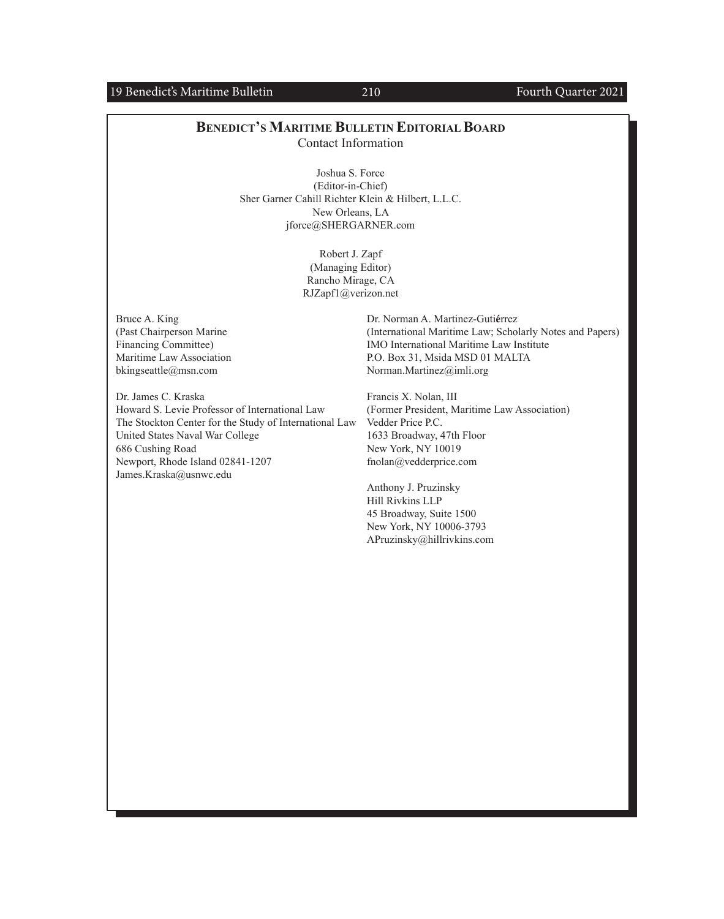## Benedict's Maritime Bulletin Editorial Board

Contact Information

Joshua S. Force
(Editor-in-Chief)
Sher Garner Cahill Richter Klein & Hilbert, L.L.C.
New Orleans, LA
jforce@SHERGARNER.com

Robert J. Zapf
(Managing Editor)
Rancho Mirage, CA
RJZapf1@verizon.net

Bruce A. King
(Past Chairperson Marine Financing Committee)
Maritime Law Association
bkingseattle@msn.com

Dr. James C. Kraska
Howard S. Levie Professor of International Law
The Stockton Center for the Study of International Law
United States Naval War College
686 Cushing Road
Newport, Rhode Island 02841-1207
James.Kraska@usnwc.edu

Dr. Norman A. Martinez-Gutiérrez
(International Maritime Law; Scholarly Notes and Papers)
IMO International Maritime Law Institute
P.O. Box 31, Msida MSD 01 MALTA
Norman.Martinez@imli.org

Francis X. Nolan, III
(Former President, Maritime Law Association)
Vedder Price P.C.
1633 Broadway, 47th Floor
New York, NY 10019
fnolan@vedderprice.com

Anthony J. Pruzinsky
Hill Rivkins LLP
45 Broadway, Suite 1500
New York, NY 10006-3793
APruzinsky@hillrivkins.com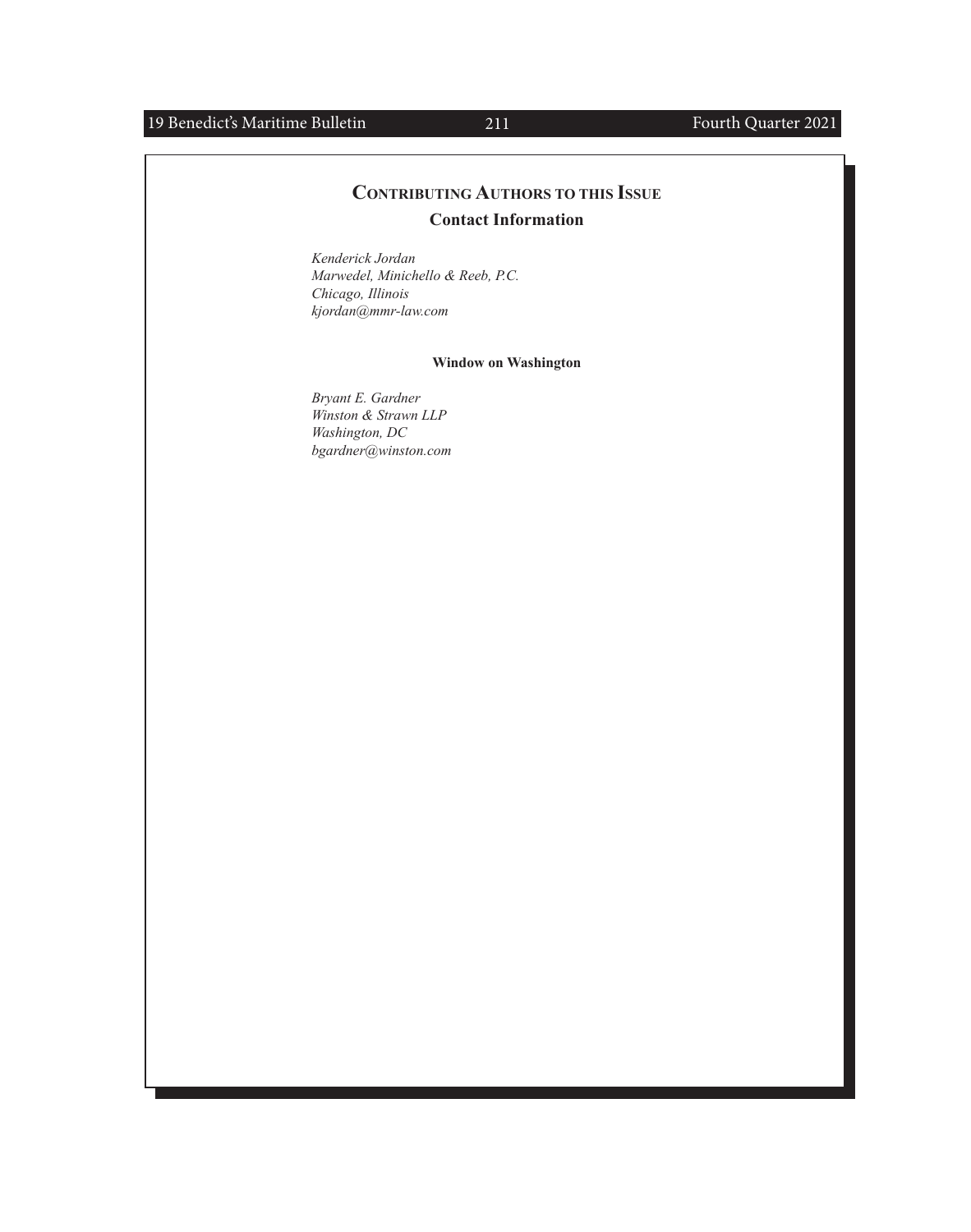## Contributing Authors to this Issue

### Contact Information

*Kenderick Jordan*
*Marwedel, Minichello & Reeb, P.C.*
*Chicago, Illinois*
*kjordan@mmr-law.com*

**Window on Washington**

*Bryant E. Gardner*
*Winston & Strawn LLP*
*Washington, DC*
*bgardner@winston.com*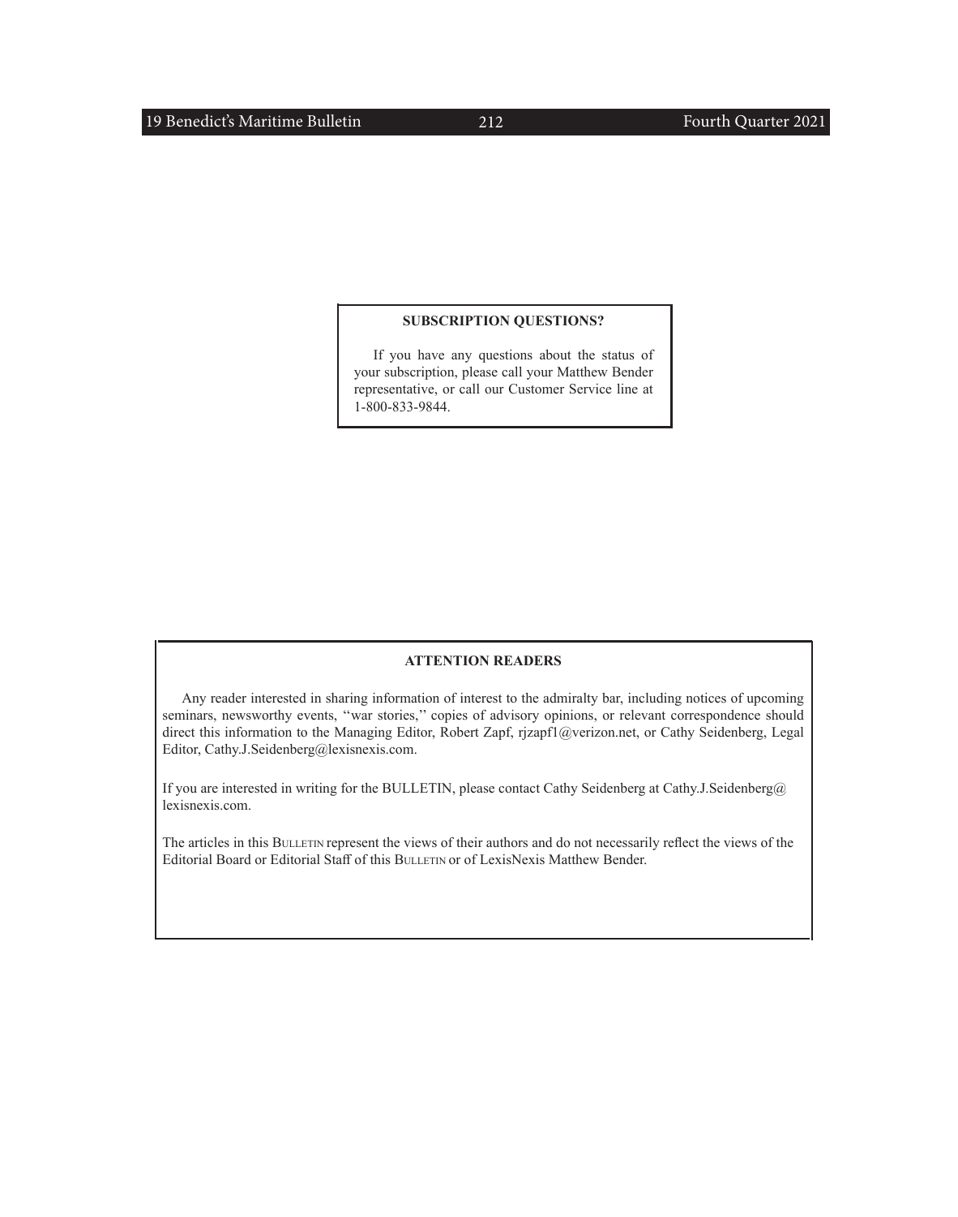**SUBSCRIPTION QUESTIONS?**

If you have any questions about the status of your subscription, please call your Matthew Bender representative, or call our Customer Service line at 1-800-833-9844.

**ATTENTION READERS**

Any reader interested in sharing information of interest to the admiralty bar, including notices of upcoming seminars, newsworthy events, ''war stories,'' copies of advisory opinions, or relevant correspondence should direct this information to the Managing Editor, Robert Zapf, rjzapf1@verizon.net, or Cathy Seidenberg, Legal Editor, Cathy.J.Seidenberg@lexisnexis.com.

If you are interested in writing for the BULLETIN, please contact Cathy Seidenberg at Cathy.J.Seidenberg@lexisnexis.com.

The articles in this BULLETIN represent the views of their authors and do not necessarily reflect the views of the Editorial Board or Editorial Staff of this BULLETIN or of LexisNexis Matthew Bender.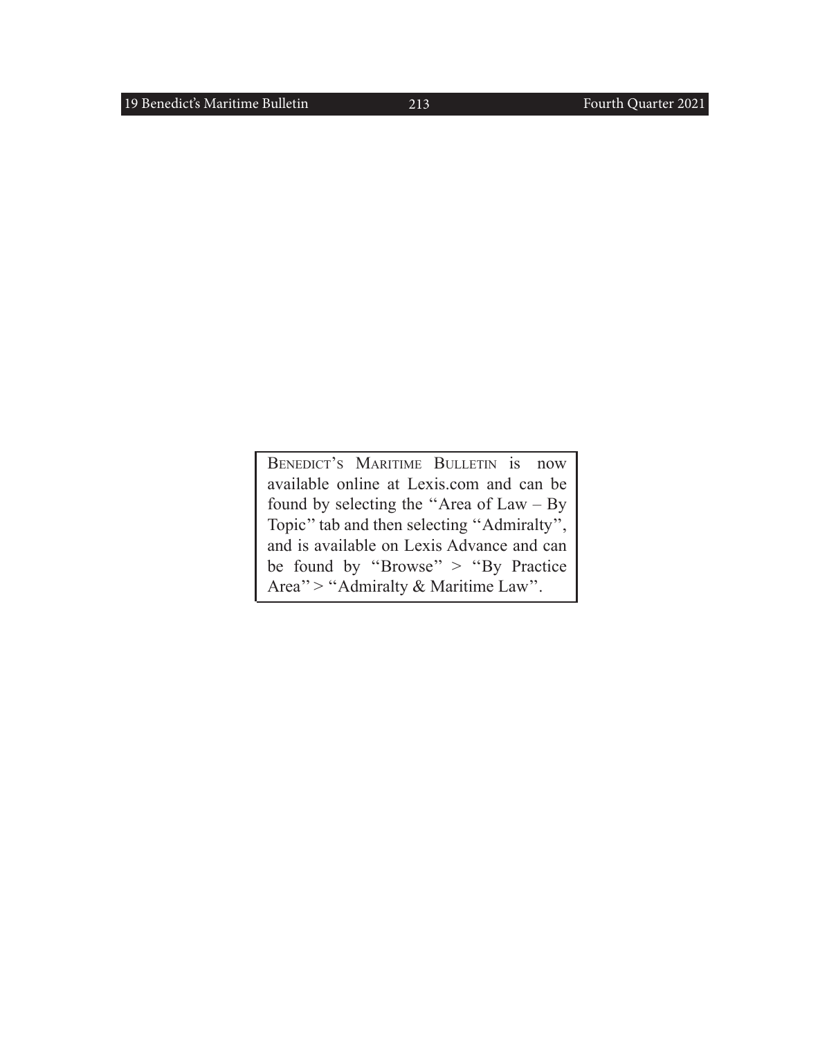BENEDICT'S MARITIME BULLETIN is now available online at Lexis.com and can be found by selecting the "Area of Law – By Topic" tab and then selecting "Admiralty", and is available on Lexis Advance and can be found by "Browse" > "By Practice Area" > "Admiralty & Maritime Law".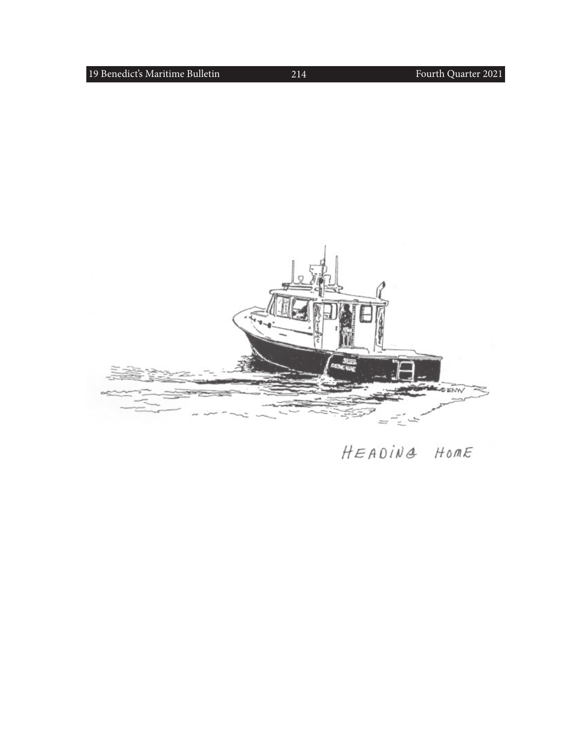HEADING HOME